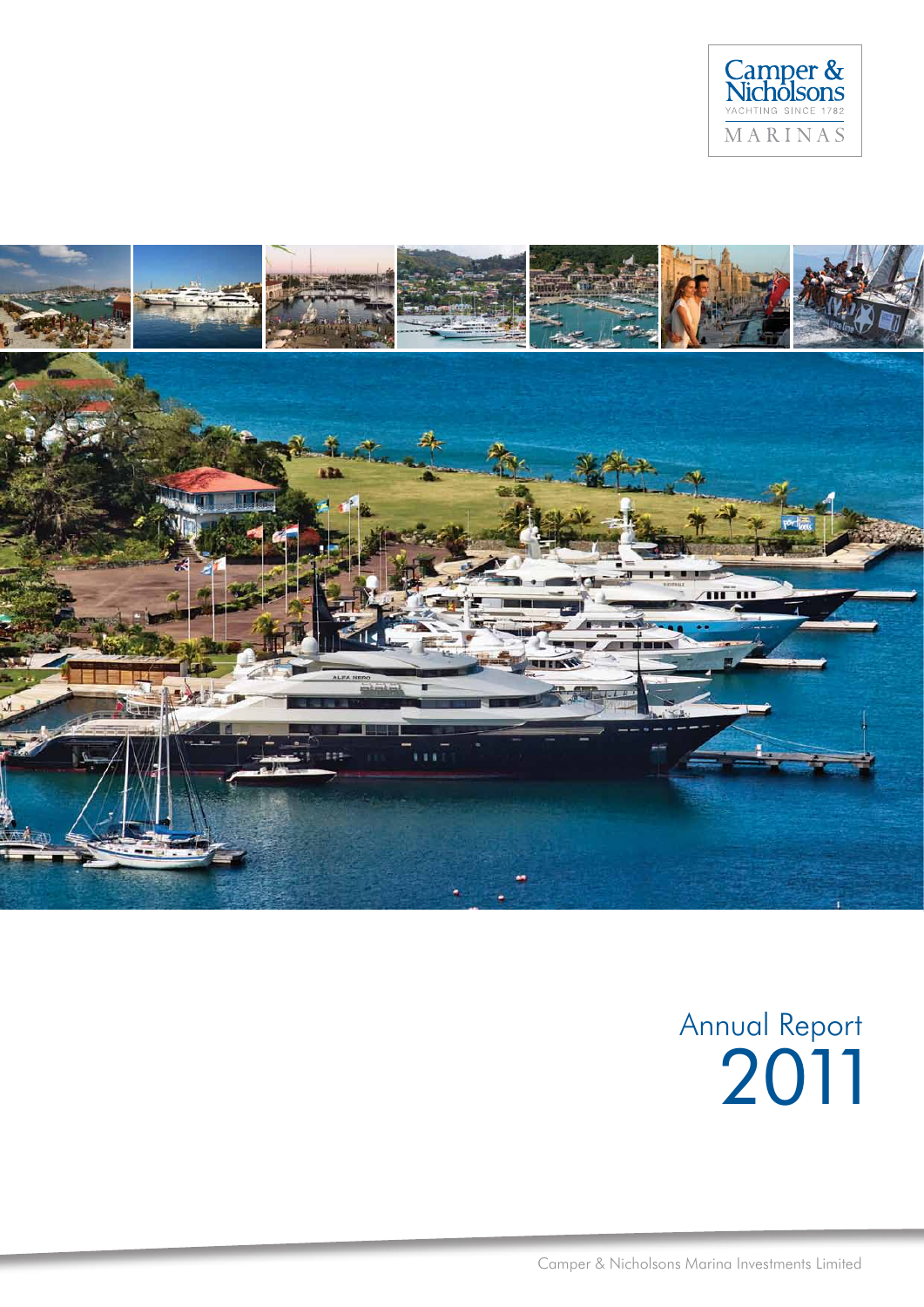Camper & Nicholsons
YACHTING SINCE 1782
MARINAS

# Annual Report 2011

Camper & Nicholsons Marina Investments Limited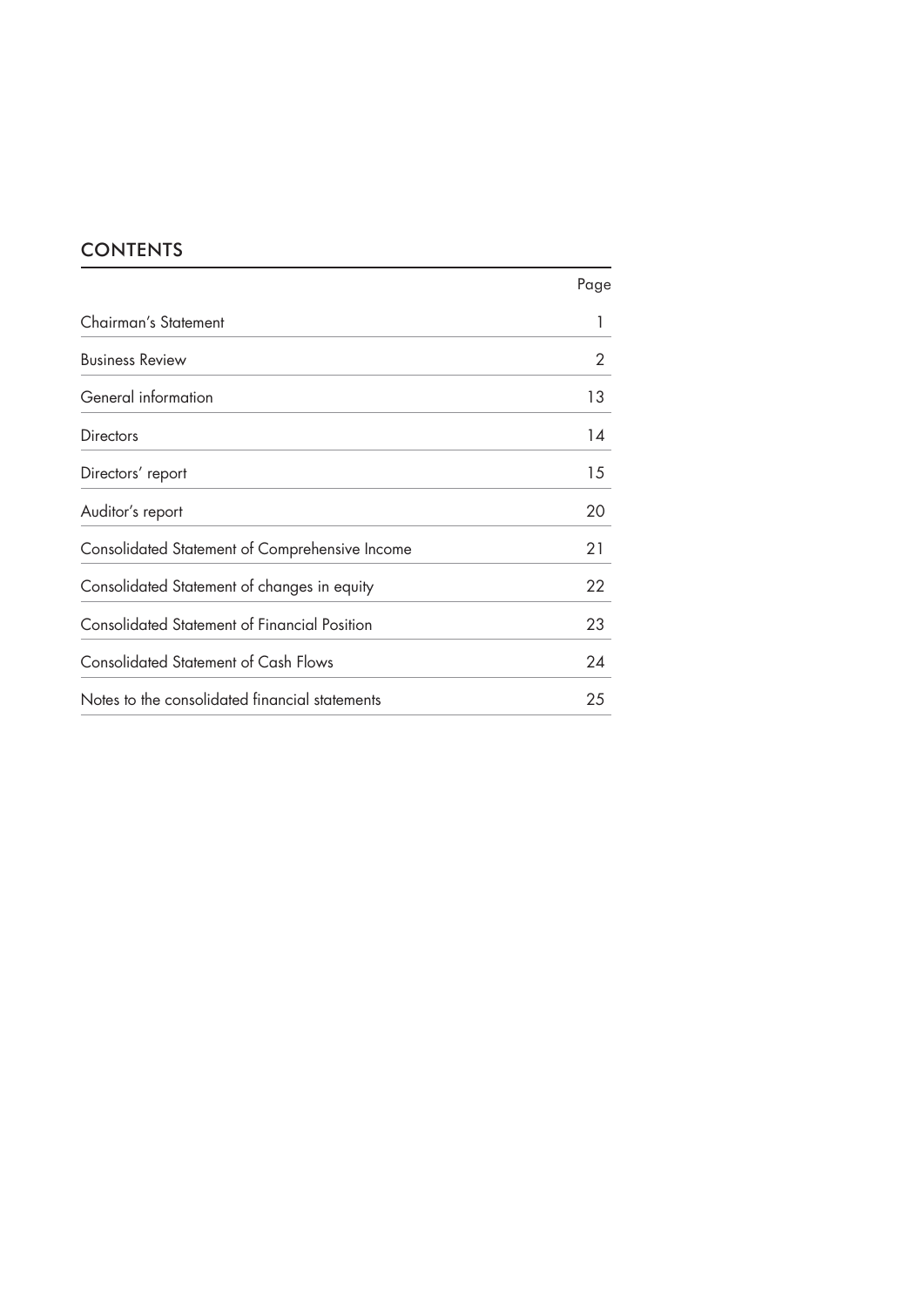## CONTENTS

| | Page |
|---|---|
| Chairman's Statement | 1 |
| Business Review | 2 |
| General information | 13 |
| Directors | 14 |
| Directors' report | 15 |
| Auditor's report | 20 |
| Consolidated Statement of Comprehensive Income | 21 |
| Consolidated Statement of changes in equity | 22 |
| Consolidated Statement of Financial Position | 23 |
| Consolidated Statement of Cash Flows | 24 |
| Notes to the consolidated financial statements | 25 |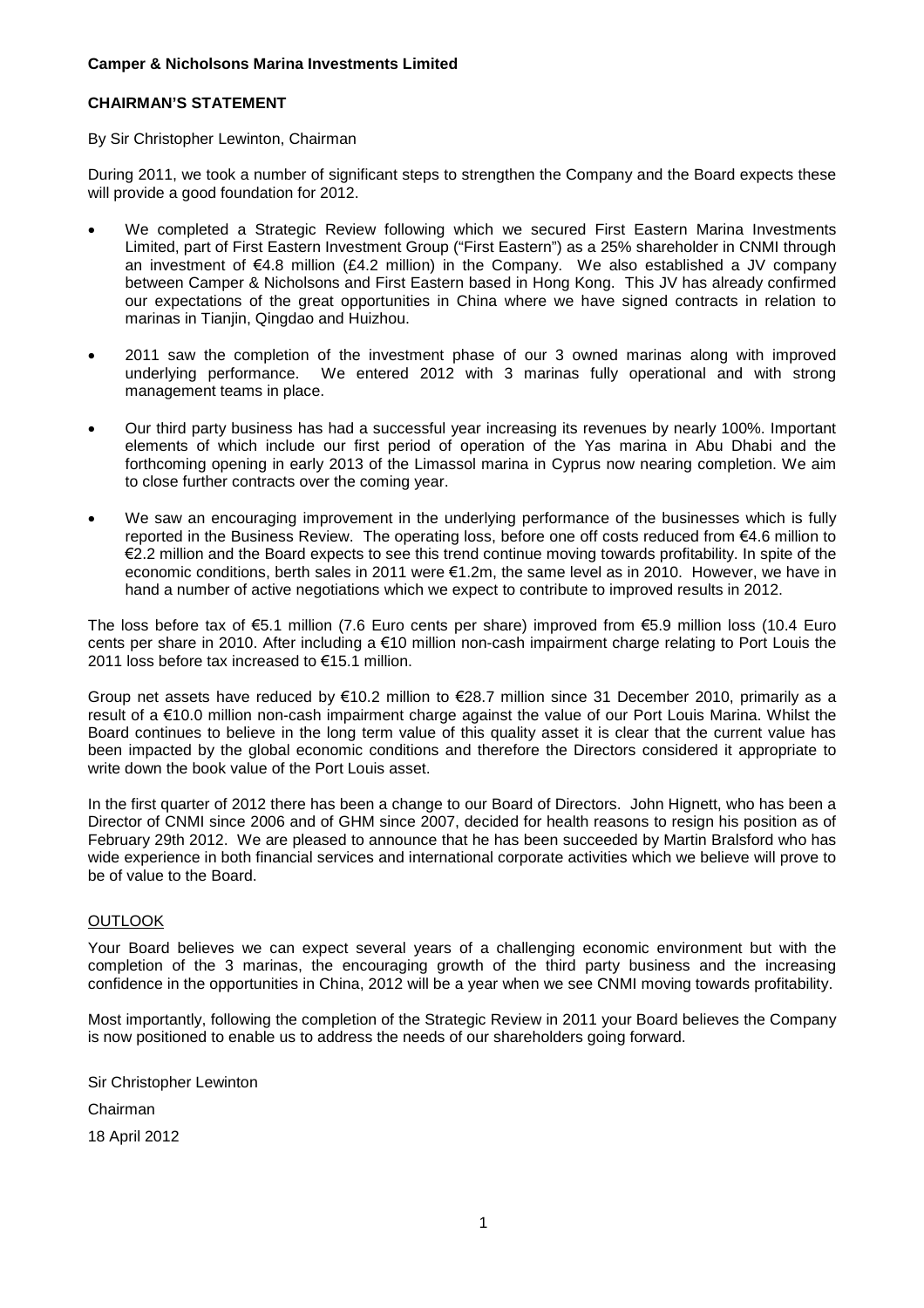**Camper & Nicholsons Marina Investments Limited**

## CHAIRMAN'S STATEMENT

By Sir Christopher Lewinton, Chairman

During 2011, we took a number of significant steps to strengthen the Company and the Board expects these will provide a good foundation for 2012.

- We completed a Strategic Review following which we secured First Eastern Marina Investments Limited, part of First Eastern Investment Group ("First Eastern") as a 25% shareholder in CNMI through an investment of €4.8 million (£4.2 million) in the Company. We also established a JV company between Camper & Nicholsons and First Eastern based in Hong Kong. This JV has already confirmed our expectations of the great opportunities in China where we have signed contracts in relation to marinas in Tianjin, Qingdao and Huizhou.
- 2011 saw the completion of the investment phase of our 3 owned marinas along with improved underlying performance. We entered 2012 with 3 marinas fully operational and with strong management teams in place.
- Our third party business has had a successful year increasing its revenues by nearly 100%. Important elements of which include our first period of operation of the Yas marina in Abu Dhabi and the forthcoming opening in early 2013 of the Limassol marina in Cyprus now nearing completion. We aim to close further contracts over the coming year.
- We saw an encouraging improvement in the underlying performance of the businesses which is fully reported in the Business Review. The operating loss, before one off costs reduced from €4.6 million to €2.2 million and the Board expects to see this trend continue moving towards profitability. In spite of the economic conditions, berth sales in 2011 were €1.2m, the same level as in 2010. However, we have in hand a number of active negotiations which we expect to contribute to improved results in 2012.

The loss before tax of €5.1 million (7.6 Euro cents per share) improved from €5.9 million loss (10.4 Euro cents per share in 2010. After including a €10 million non-cash impairment charge relating to Port Louis the 2011 loss before tax increased to €15.1 million.

Group net assets have reduced by €10.2 million to €28.7 million since 31 December 2010, primarily as a result of a €10.0 million non-cash impairment charge against the value of our Port Louis Marina. Whilst the Board continues to believe in the long term value of this quality asset it is clear that the current value has been impacted by the global economic conditions and therefore the Directors considered it appropriate to write down the book value of the Port Louis asset.

In the first quarter of 2012 there has been a change to our Board of Directors. John Hignett, who has been a Director of CNMI since 2006 and of GHM since 2007, decided for health reasons to resign his position as of February 29th 2012. We are pleased to announce that he has been succeeded by Martin Bralsford who has wide experience in both financial services and international corporate activities which we believe will prove to be of value to the Board.

### OUTLOOK

Your Board believes we can expect several years of a challenging economic environment but with the completion of the 3 marinas, the encouraging growth of the third party business and the increasing confidence in the opportunities in China, 2012 will be a year when we see CNMI moving towards profitability.

Most importantly, following the completion of the Strategic Review in 2011 your Board believes the Company is now positioned to enable us to address the needs of our shareholders going forward.

Sir Christopher Lewinton

Chairman

18 April 2012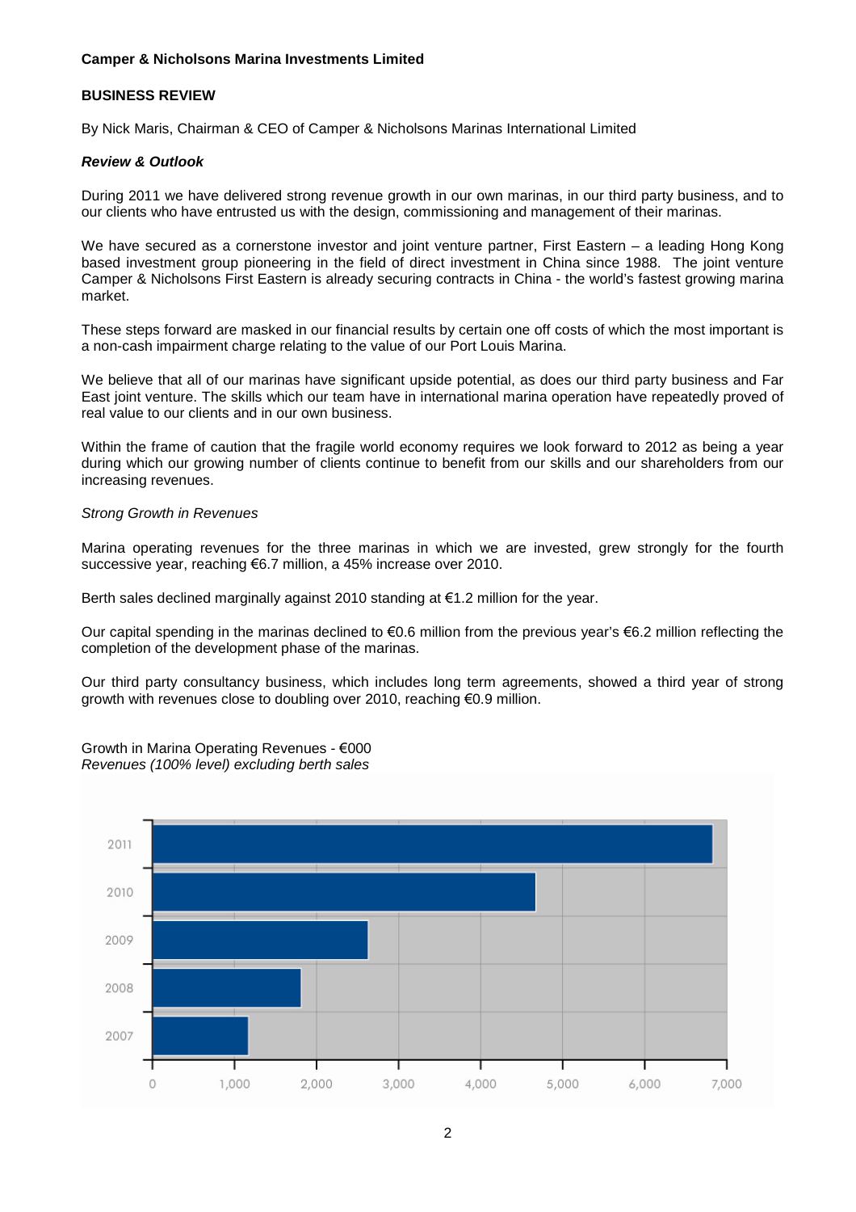**Camper & Nicholsons Marina Investments Limited**

## BUSINESS REVIEW

By Nick Maris, Chairman & CEO of Camper & Nicholsons Marinas International Limited

### *Review & Outlook*

During 2011 we have delivered strong revenue growth in our own marinas, in our third party business, and to our clients who have entrusted us with the design, commissioning and management of their marinas.

We have secured as a cornerstone investor and joint venture partner, First Eastern – a leading Hong Kong based investment group pioneering in the field of direct investment in China since 1988. The joint venture Camper & Nicholsons First Eastern is already securing contracts in China - the world's fastest growing marina market.

These steps forward are masked in our financial results by certain one off costs of which the most important is a non-cash impairment charge relating to the value of our Port Louis Marina.

We believe that all of our marinas have significant upside potential, as does our third party business and Far East joint venture. The skills which our team have in international marina operation have repeatedly proved of real value to our clients and in our own business.

Within the frame of caution that the fragile world economy requires we look forward to 2012 as being a year during which our growing number of clients continue to benefit from our skills and our shareholders from our increasing revenues.

*Strong Growth in Revenues*

Marina operating revenues for the three marinas in which we are invested, grew strongly for the fourth successive year, reaching €6.7 million, a 45% increase over 2010.

Berth sales declined marginally against 2010 standing at €1.2 million for the year.

Our capital spending in the marinas declined to €0.6 million from the previous year's €6.2 million reflecting the completion of the development phase of the marinas.

Our third party consultancy business, which includes long term agreements, showed a third year of strong growth with revenues close to doubling over 2010, reaching €0.9 million.

Growth in Marina Operating Revenues - €000
*Revenues (100% level) excluding berth sales*

| Year | €000 (approx.) |
|---|---|
| 2011 | ~6,800 |
| 2010 | ~4,650 |
| 2009 | ~2,650 |
| 2008 | ~1,800 |
| 2007 | ~1,200 |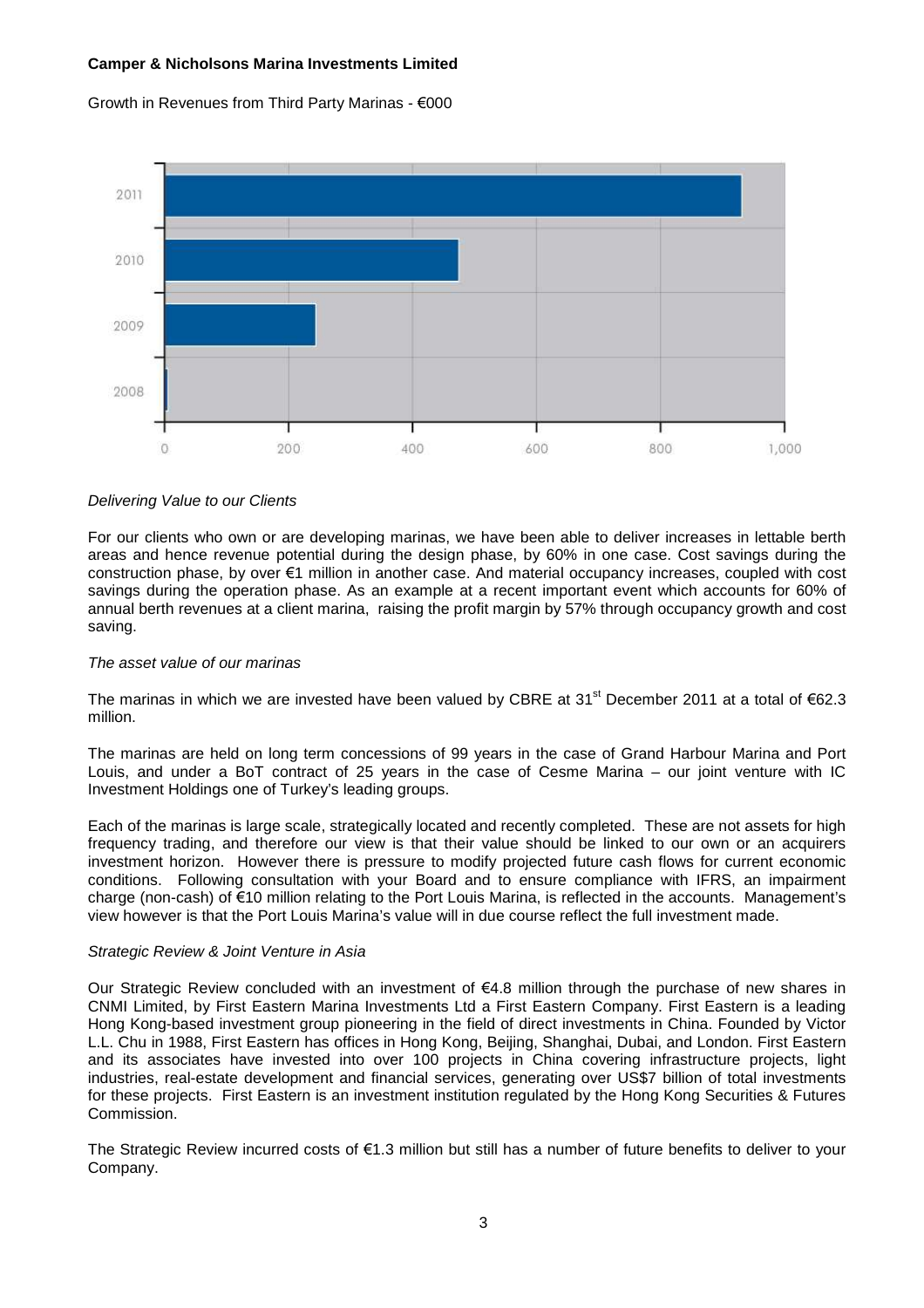**Camper & Nicholsons Marina Investments Limited**

Growth in Revenues from Third Party Marinas - €000

*Delivering Value to our Clients*

For our clients who own or are developing marinas, we have been able to deliver increases in lettable berth areas and hence revenue potential during the design phase, by 60% in one case. Cost savings during the construction phase, by over €1 million in another case. And material occupancy increases, coupled with cost savings during the operation phase. As an example at a recent important event which accounts for 60% of annual berth revenues at a client marina, raising the profit margin by 57% through occupancy growth and cost saving.

*The asset value of our marinas*

The marinas in which we are invested have been valued by CBRE at 31st December 2011 at a total of €62.3 million.

The marinas are held on long term concessions of 99 years in the case of Grand Harbour Marina and Port Louis, and under a BoT contract of 25 years in the case of Cesme Marina – our joint venture with IC Investment Holdings one of Turkey's leading groups.

Each of the marinas is large scale, strategically located and recently completed. These are not assets for high frequency trading, and therefore our view is that their value should be linked to our own or an acquirers investment horizon. However there is pressure to modify projected future cash flows for current economic conditions. Following consultation with your Board and to ensure compliance with IFRS, an impairment charge (non-cash) of €10 million relating to the Port Louis Marina, is reflected in the accounts. Management's view however is that the Port Louis Marina's value will in due course reflect the full investment made.

*Strategic Review & Joint Venture in Asia*

Our Strategic Review concluded with an investment of €4.8 million through the purchase of new shares in CNMI Limited, by First Eastern Marina Investments Ltd a First Eastern Company. First Eastern is a leading Hong Kong-based investment group pioneering in the field of direct investments in China. Founded by Victor L.L. Chu in 1988, First Eastern has offices in Hong Kong, Beijing, Shanghai, Dubai, and London. First Eastern and its associates have invested into over 100 projects in China covering infrastructure projects, light industries, real-estate development and financial services, generating over US$7 billion of total investments for these projects. First Eastern is an investment institution regulated by the Hong Kong Securities & Futures Commission.

The Strategic Review incurred costs of €1.3 million but still has a number of future benefits to deliver to your Company.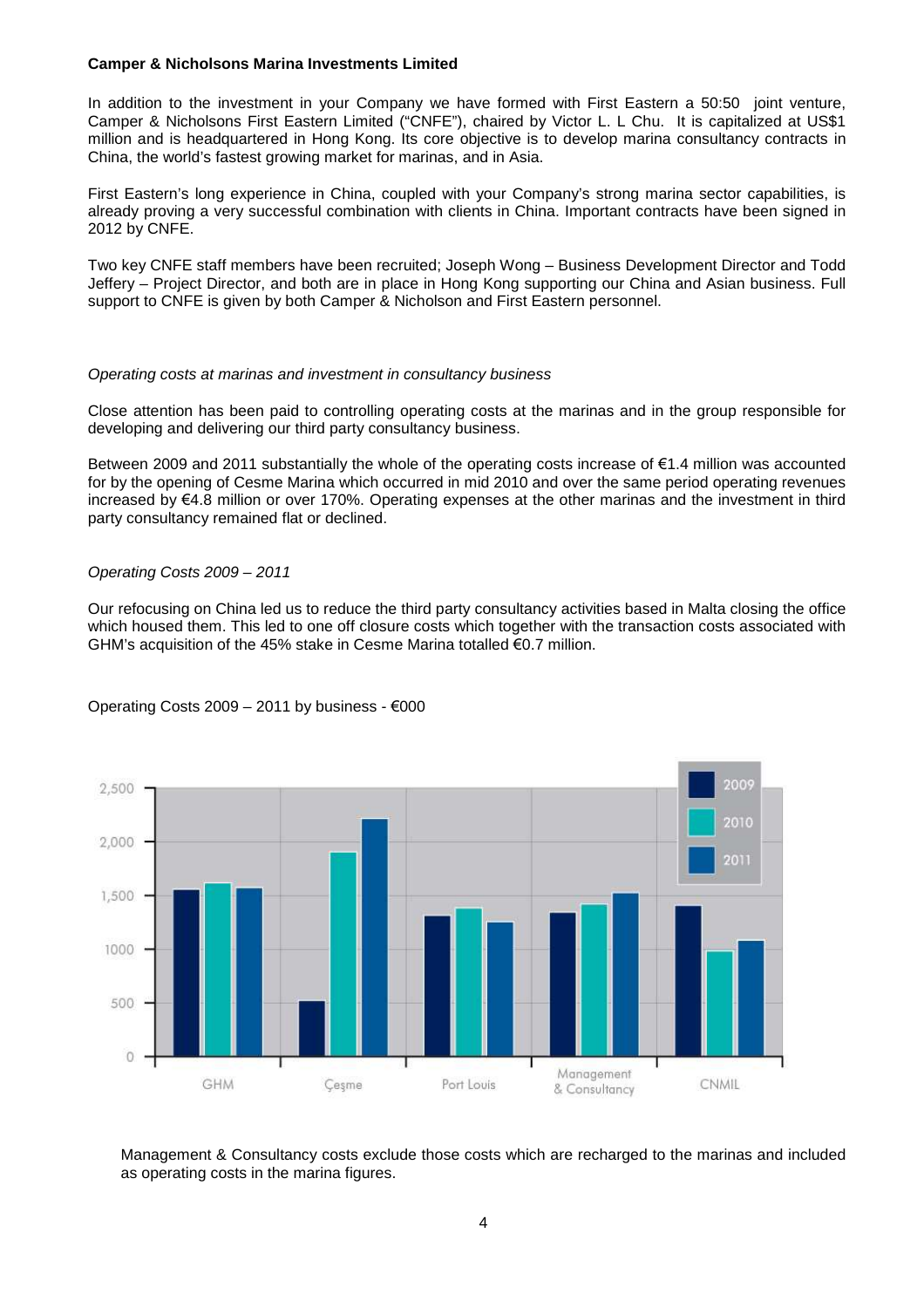**Camper & Nicholsons Marina Investments Limited**

In addition to the investment in your Company we have formed with First Eastern a 50:50 joint venture, Camper & Nicholsons First Eastern Limited ("CNFE"), chaired by Victor L. L Chu. It is capitalized at US$1 million and is headquartered in Hong Kong. Its core objective is to develop marina consultancy contracts in China, the world's fastest growing market for marinas, and in Asia.

First Eastern's long experience in China, coupled with your Company's strong marina sector capabilities, is already proving a very successful combination with clients in China. Important contracts have been signed in 2012 by CNFE.

Two key CNFE staff members have been recruited; Joseph Wong – Business Development Director and Todd Jeffery – Project Director, and both are in place in Hong Kong supporting our China and Asian business. Full support to CNFE is given by both Camper & Nicholson and First Eastern personnel.

*Operating costs at marinas and investment in consultancy business*

Close attention has been paid to controlling operating costs at the marinas and in the group responsible for developing and delivering our third party consultancy business.

Between 2009 and 2011 substantially the whole of the operating costs increase of €1.4 million was accounted for by the opening of Cesme Marina which occurred in mid 2010 and over the same period operating revenues increased by €4.8 million or over 170%. Operating expenses at the other marinas and the investment in third party consultancy remained flat or declined.

*Operating Costs 2009 – 2011*

Our refocusing on China led us to reduce the third party consultancy activities based in Malta closing the office which housed them. This led to one off closure costs which together with the transaction costs associated with GHM's acquisition of the 45% stake in Cesme Marina totalled €0.7 million.

Operating Costs 2009 – 2011 by business - €000

Management & Consultancy costs exclude those costs which are recharged to the marinas and included as operating costs in the marina figures.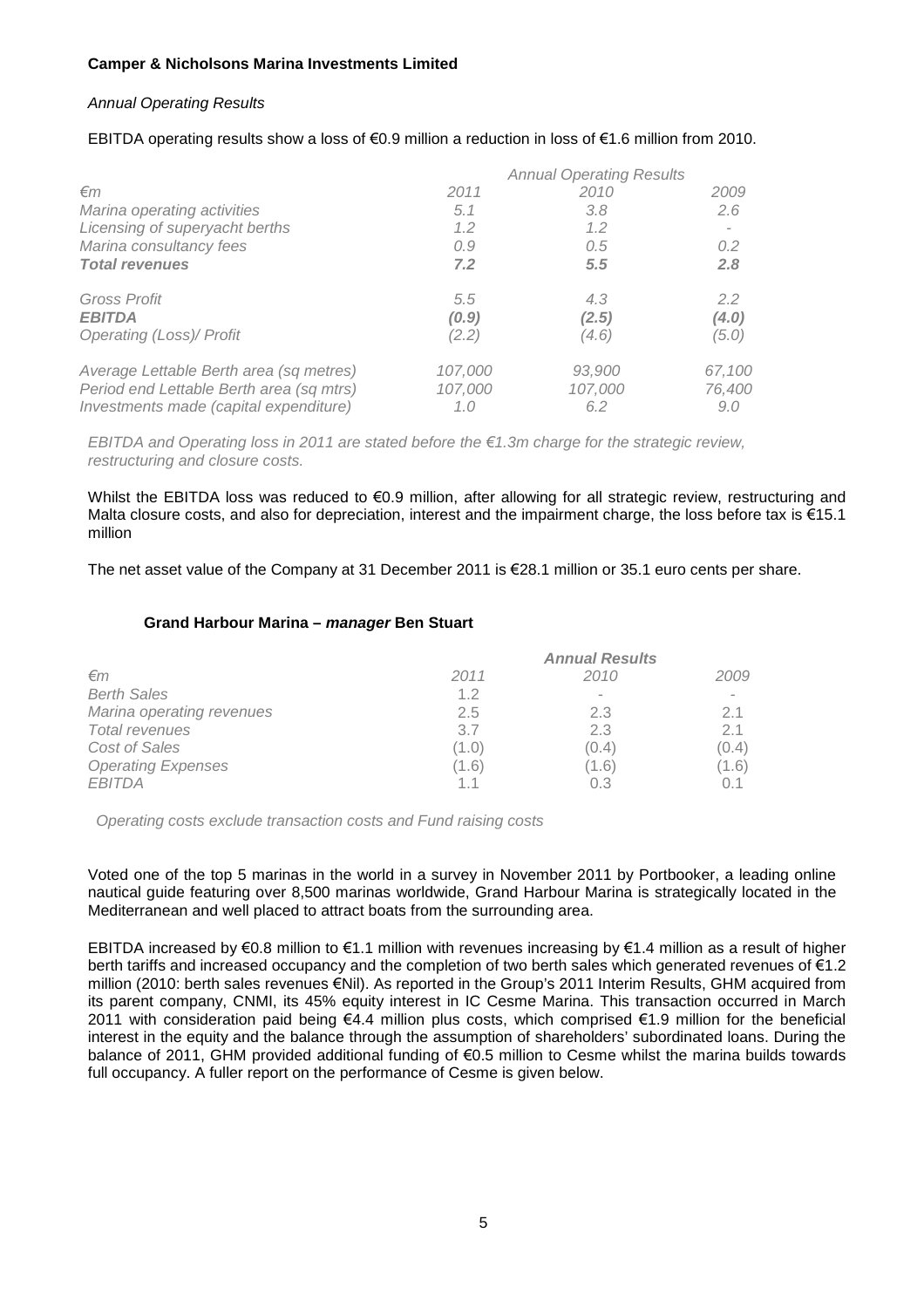**Camper & Nicholsons Marina Investments Limited**

*Annual Operating Results*

EBITDA operating results show a loss of €0.9 million a reduction in loss of €1.6 million from 2010.

| | *Annual Operating Results* | | |
|---|---|---|---|
| *€m* | *2011* | *2010* | *2009* |
| *Marina operating activities* | *5.1* | *3.8* | *2.6* |
| *Licensing of superyacht berths* | *1.2* | *1.2* | *-* |
| *Marina consultancy fees* | *0.9* | *0.5* | *0.2* |
| ***Total revenues*** | ***7.2*** | ***5.5*** | ***2.8*** |
| *Gross Profit* | *5.5* | *4.3* | *2.2* |
| ***EBITDA*** | ***(0.9)*** | ***(2.5)*** | ***(4.0)*** |
| *Operating (Loss)/ Profit* | *(2.2)* | *(4.6)* | *(5.0)* |
| *Average Lettable Berth area (sq metres)* | *107,000* | *93,900* | *67,100* |
| *Period end Lettable Berth area (sq mtrs)* | *107,000* | *107,000* | *76,400* |
| *Investments made (capital expenditure)* | *1.0* | *6.2* | *9.0* |

*EBITDA and Operating loss in 2011 are stated before the €1.3m charge for the strategic review, restructuring and closure costs.*

Whilst the EBITDA loss was reduced to €0.9 million, after allowing for all strategic review, restructuring and Malta closure costs, and also for depreciation, interest and the impairment charge, the loss before tax is €15.1 million

The net asset value of the Company at 31 December 2011 is €28.1 million or 35.1 euro cents per share.

### Grand Harbour Marina – *manager* Ben Stuart

| | *Annual Results* | | |
|---|---|---|---|
| *€m* | *2011* | *2010* | *2009* |
| *Berth Sales* | 1.2 | - | - |
| *Marina operating revenues* | 2.5 | 2.3 | 2.1 |
| *Total revenues* | 3.7 | 2.3 | 2.1 |
| *Cost of Sales* | (1.0) | (0.4) | (0.4) |
| *Operating Expenses* | (1.6) | (1.6) | (1.6) |
| *EBITDA* | 1.1 | 0.3 | 0.1 |

*Operating costs exclude transaction costs and Fund raising costs*

Voted one of the top 5 marinas in the world in a survey in November 2011 by Portbooker, a leading online nautical guide featuring over 8,500 marinas worldwide, Grand Harbour Marina is strategically located in the Mediterranean and well placed to attract boats from the surrounding area.

EBITDA increased by €0.8 million to €1.1 million with revenues increasing by €1.4 million as a result of higher berth tariffs and increased occupancy and the completion of two berth sales which generated revenues of €1.2 million (2010: berth sales revenues €Nil). As reported in the Group's 2011 Interim Results, GHM acquired from its parent company, CNMI, its 45% equity interest in IC Cesme Marina. This transaction occurred in March 2011 with consideration paid being €4.4 million plus costs, which comprised €1.9 million for the beneficial interest in the equity and the balance through the assumption of shareholders' subordinated loans. During the balance of 2011, GHM provided additional funding of €0.5 million to Cesme whilst the marina builds towards full occupancy. A fuller report on the performance of Cesme is given below.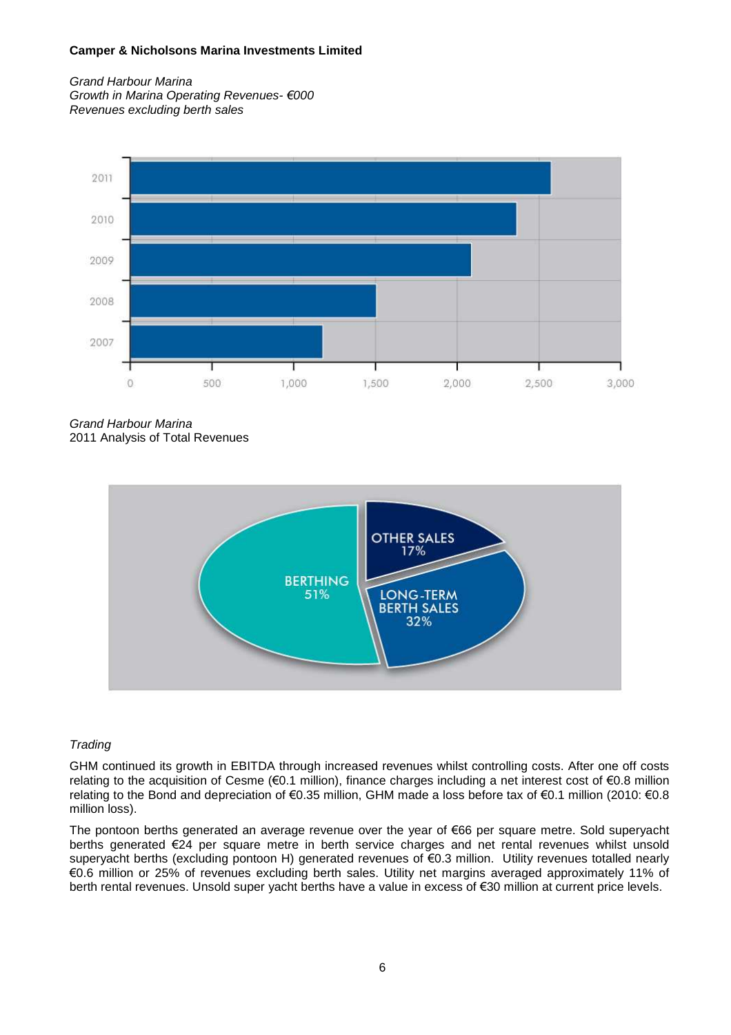*Grand Harbour Marina*
*Growth in Marina Operating Revenues- €000*
*Revenues excluding berth sales*

*Grand Harbour Marina*
2011 Analysis of Total Revenues

*Trading*

GHM continued its growth in EBITDA through increased revenues whilst controlling costs. After one off costs relating to the acquisition of Cesme (€0.1 million), finance charges including a net interest cost of €0.8 million relating to the Bond and depreciation of €0.35 million, GHM made a loss before tax of €0.1 million (2010: €0.8 million loss).

The pontoon berths generated an average revenue over the year of €66 per square metre. Sold superyacht berths generated €24 per square metre in berth service charges and net rental revenues whilst unsold superyacht berths (excluding pontoon H) generated revenues of €0.3 million. Utility revenues totalled nearly €0.6 million or 25% of revenues excluding berth sales. Utility net margins averaged approximately 11% of berth rental revenues. Unsold super yacht berths have a value in excess of €30 million at current price levels.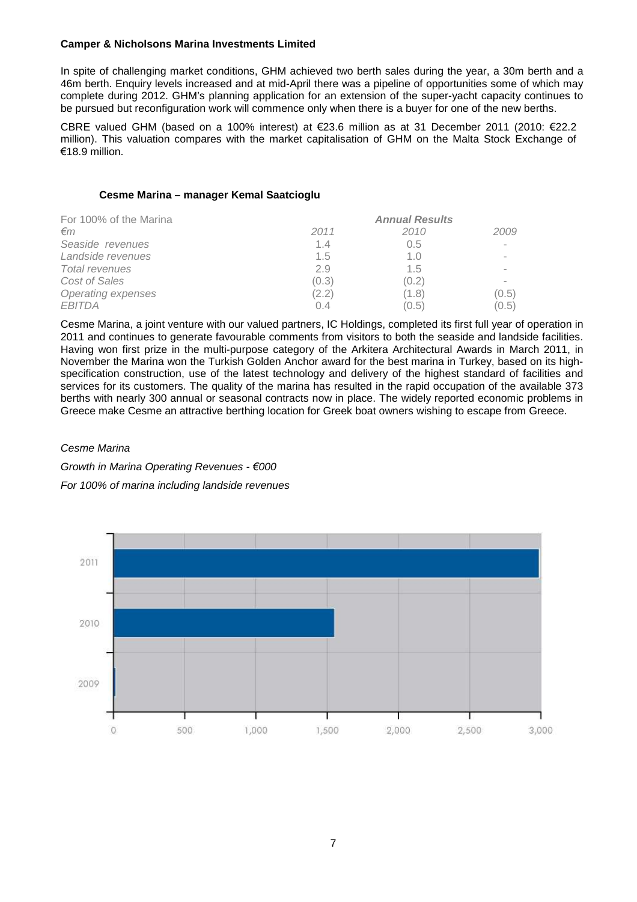**Camper & Nicholsons Marina Investments Limited**

In spite of challenging market conditions, GHM achieved two berth sales during the year, a 30m berth and a 46m berth. Enquiry levels increased and at mid-April there was a pipeline of opportunities some of which may complete during 2012. GHM's planning application for an extension of the super-yacht capacity continues to be pursued but reconfiguration work will commence only when there is a buyer for one of the new berths.

CBRE valued GHM (based on a 100% interest) at €23.6 million as at 31 December 2011 (2010: €22.2 million). This valuation compares with the market capitalisation of GHM on the Malta Stock Exchange of €18.9 million.

### Cesme Marina – manager Kemal Saatcioglu

| For 100% of the Marina | ***Annual Results*** | | |
|---|---|---|---|
| *€m* | *2011* | *2010* | *2009* |
| *Seaside revenues* | 1.4 | 0.5 | - |
| *Landside revenues* | 1.5 | 1.0 | - |
| *Total revenues* | 2.9 | 1.5 | - |
| *Cost of Sales* | (0.3) | (0.2) | - |
| *Operating expenses* | (2.2) | (1.8) | (0.5) |
| *EBITDA* | 0.4 | (0.5) | (0.5) |

Cesme Marina, a joint venture with our valued partners, IC Holdings, completed its first full year of operation in 2011 and continues to generate favourable comments from visitors to both the seaside and landside facilities. Having won first prize in the multi-purpose category of the Arkitera Architectural Awards in March 2011, in November the Marina won the Turkish Golden Anchor award for the best marina in Turkey, based on its high-specification construction, use of the latest technology and delivery of the highest standard of facilities and services for its customers. The quality of the marina has resulted in the rapid occupation of the available 373 berths with nearly 300 annual or seasonal contracts now in place. The widely reported economic problems in Greece make Cesme an attractive berthing location for Greek boat owners wishing to escape from Greece.

*Cesme Marina*

*Growth in Marina Operating Revenues - €000*

*For 100% of marina including landside revenues*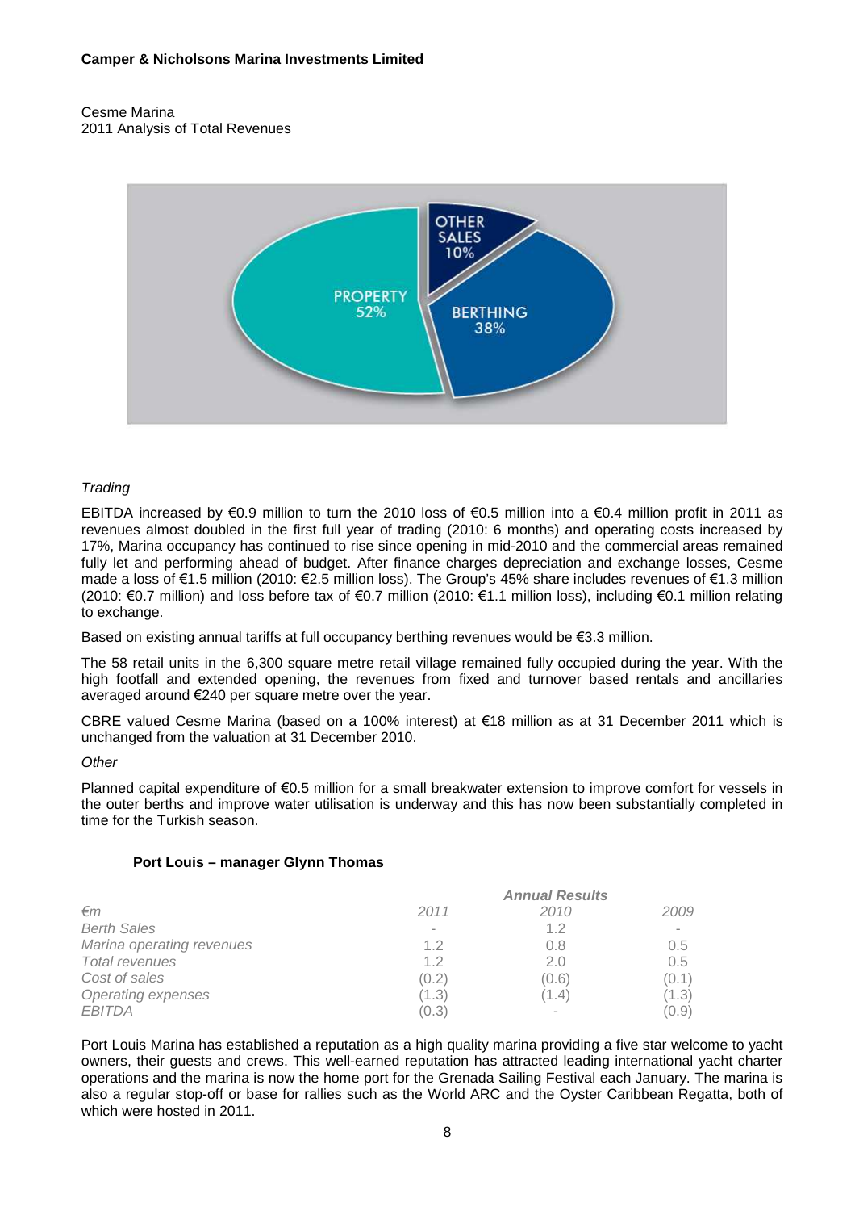Cesme Marina
2011 Analysis of Total Revenues

OTHER SALES 10%
PROPERTY 52%
BERTHING 38%

*Trading*

EBITDA increased by €0.9 million to turn the 2010 loss of €0.5 million into a €0.4 million profit in 2011 as revenues almost doubled in the first full year of trading (2010: 6 months) and operating costs increased by 17%, Marina occupancy has continued to rise since opening in mid-2010 and the commercial areas remained fully let and performing ahead of budget. After finance charges depreciation and exchange losses, Cesme made a loss of €1.5 million (2010: €2.5 million loss). The Group's 45% share includes revenues of €1.3 million (2010: €0.7 million) and loss before tax of €0.7 million (2010: €1.1 million loss), including €0.1 million relating to exchange.

Based on existing annual tariffs at full occupancy berthing revenues would be €3.3 million.

The 58 retail units in the 6,300 square metre retail village remained fully occupied during the year. With the high footfall and extended opening, the revenues from fixed and turnover based rentals and ancillaries averaged around €240 per square metre over the year.

CBRE valued Cesme Marina (based on a 100% interest) at €18 million as at 31 December 2011 which is unchanged from the valuation at 31 December 2010.

*Other*

Planned capital expenditure of €0.5 million for a small breakwater extension to improve comfort for vessels in the outer berths and improve water utilisation is underway and this has now been substantially completed in time for the Turkish season.

### Port Louis – manager Glynn Thomas

| | *Annual Results* | | |
|---|---|---|---|
| *€m* | *2011* | *2010* | *2009* |
| *Berth Sales* | - | 1.2 | - |
| *Marina operating revenues* | 1.2 | 0.8 | 0.5 |
| *Total revenues* | 1.2 | 2.0 | 0.5 |
| *Cost of sales* | (0.2) | (0.6) | (0.1) |
| *Operating expenses* | (1.3) | (1.4) | (1.3) |
| *EBITDA* | (0.3) | - | (0.9) |

Port Louis Marina has established a reputation as a high quality marina providing a five star welcome to yacht owners, their guests and crews. This well-earned reputation has attracted leading international yacht charter operations and the marina is now the home port for the Grenada Sailing Festival each January. The marina is also a regular stop-off or base for rallies such as the World ARC and the Oyster Caribbean Regatta, both of which were hosted in 2011.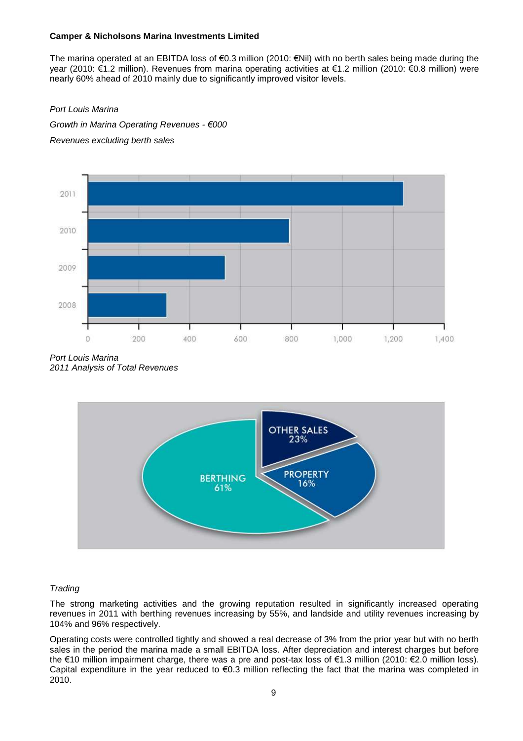**Camper & Nicholsons Marina Investments Limited**

The marina operated at an EBITDA loss of €0.3 million (2010: €Nil) with no berth sales being made during the year (2010: €1.2 million). Revenues from marina operating activities at €1.2 million (2010: €0.8 million) were nearly 60% ahead of 2010 mainly due to significantly improved visitor levels.

*Port Louis Marina*

*Growth in Marina Operating Revenues - €000*

*Revenues excluding berth sales*

*Port Louis Marina*
*2011 Analysis of Total Revenues*

*Trading*

The strong marketing activities and the growing reputation resulted in significantly increased operating revenues in 2011 with berthing revenues increasing by 55%, and landside and utility revenues increasing by 104% and 96% respectively.

Operating costs were controlled tightly and showed a real decrease of 3% from the prior year but with no berth sales in the period the marina made a small EBITDA loss. After depreciation and interest charges but before the €10 million impairment charge, there was a pre and post-tax loss of €1.3 million (2010: €2.0 million loss). Capital expenditure in the year reduced to €0.3 million reflecting the fact that the marina was completed in 2010.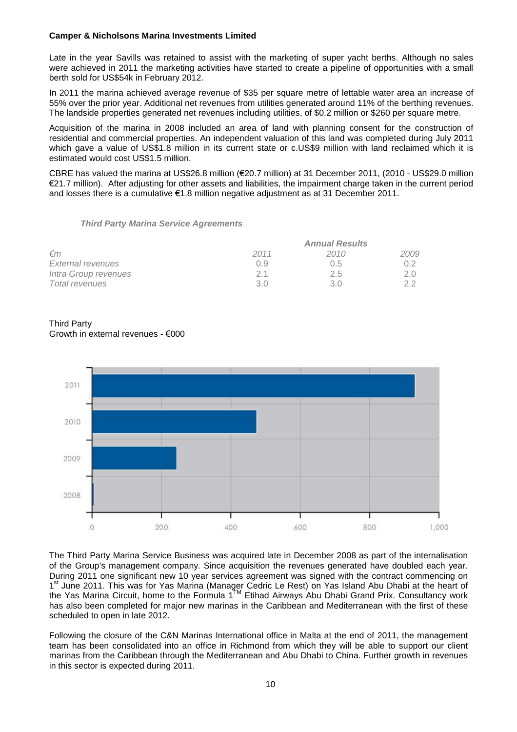**Camper & Nicholsons Marina Investments Limited**

Late in the year Savills was retained to assist with the marketing of super yacht berths. Although no sales were achieved in 2011 the marketing activities have started to create a pipeline of opportunities with a small berth sold for US$54k in February 2012.

In 2011 the marina achieved average revenue of $35 per square metre of lettable water area an increase of 55% over the prior year. Additional net revenues from utilities generated around 11% of the berthing revenues. The landside properties generated net revenues including utilities, of $0.2 million or $260 per square metre.

Acquisition of the marina in 2008 included an area of land with planning consent for the construction of residential and commercial properties. An independent valuation of this land was completed during July 2011 which gave a value of US$1.8 million in its current state or c.US$9 million with land reclaimed which it is estimated would cost US$1.5 million.

CBRE has valued the marina at US$26.8 million (€20.7 million) at 31 December 2011, (2010 - US$29.0 million €21.7 million). After adjusting for other assets and liabilities, the impairment charge taken in the current period and losses there is a cumulative €1.8 million negative adjustment as at 31 December 2011.

***Third Party Marina Service Agreements***

| *€m* | *Annual Results* | | |
|---|---|---|---|
| | *2011* | *2010* | *2009* |
| *External revenues* | 0.9 | 0.5 | 0.2 |
| *Intra Group revenues* | 2.1 | 2.5 | 2.0 |
| *Total revenues* | 3.0 | 3.0 | 2.2 |

Third Party
Growth in external revenues - €000

The Third Party Marina Service Business was acquired late in December 2008 as part of the internalisation of the Group's management company. Since acquisition the revenues generated have doubled each year. During 2011 one significant new 10 year services agreement was signed with the contract commencing on 1st June 2011. This was for Yas Marina (Manager Cedric Le Rest) on Yas Island Abu Dhabi at the heart of the Yas Marina Circuit, home to the Formula 1TM Etihad Airways Abu Dhabi Grand Prix. Consultancy work has also been completed for major new marinas in the Caribbean and Mediterranean with the first of these scheduled to open in late 2012.

Following the closure of the C&N Marinas International office in Malta at the end of 2011, the management team has been consolidated into an office in Richmond from which they will be able to support our client marinas from the Caribbean through the Mediterranean and Abu Dhabi to China. Further growth in revenues in this sector is expected during 2011.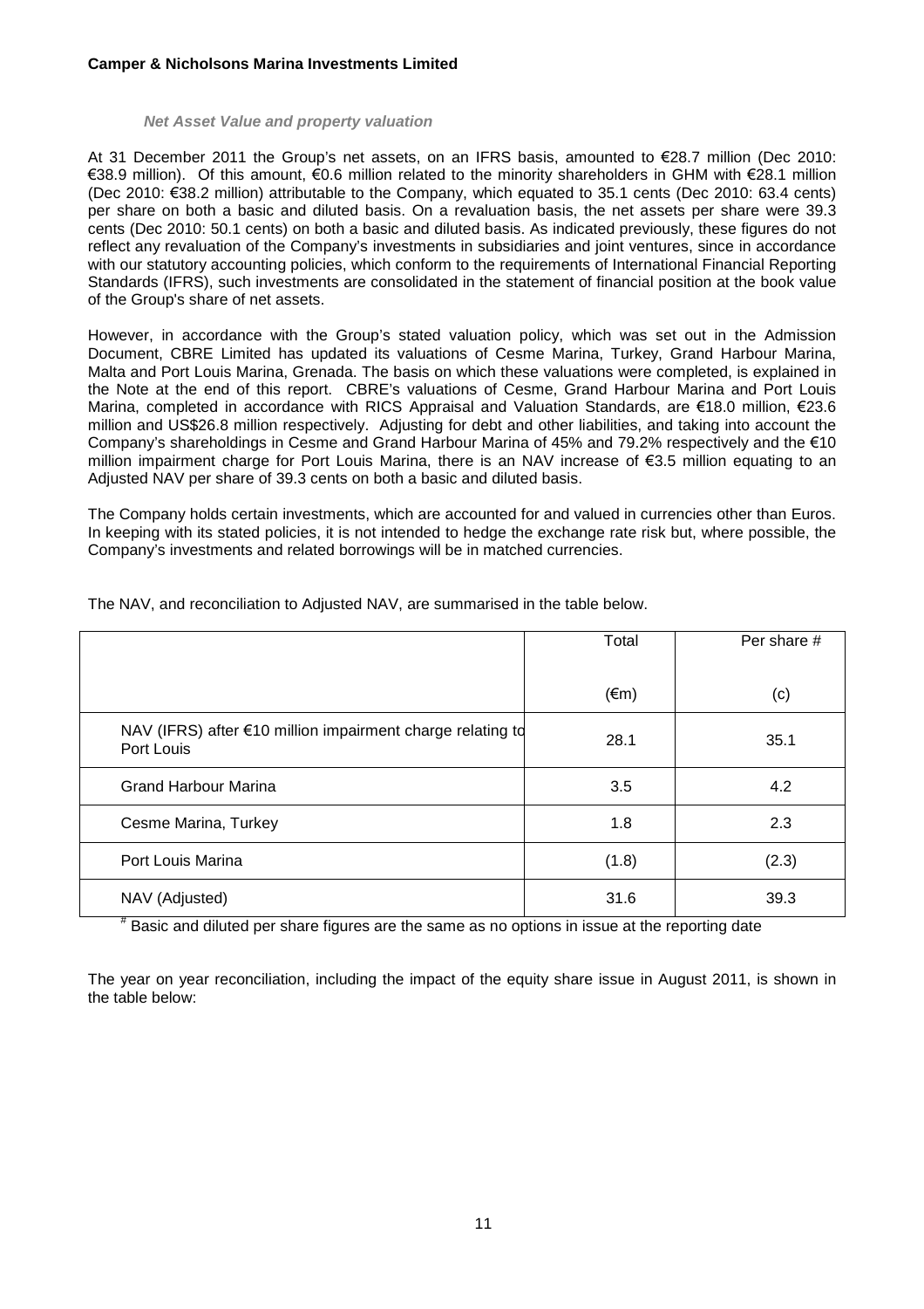### *Net Asset Value and property valuation*

At 31 December 2011 the Group's net assets, on an IFRS basis, amounted to €28.7 million (Dec 2010: €38.9 million). Of this amount, €0.6 million related to the minority shareholders in GHM with €28.1 million (Dec 2010: €38.2 million) attributable to the Company, which equated to 35.1 cents (Dec 2010: 63.4 cents) per share on both a basic and diluted basis. On a revaluation basis, the net assets per share were 39.3 cents (Dec 2010: 50.1 cents) on both a basic and diluted basis. As indicated previously, these figures do not reflect any revaluation of the Company's investments in subsidiaries and joint ventures, since in accordance with our statutory accounting policies, which conform to the requirements of International Financial Reporting Standards (IFRS), such investments are consolidated in the statement of financial position at the book value of the Group's share of net assets.

However, in accordance with the Group's stated valuation policy, which was set out in the Admission Document, CBRE Limited has updated its valuations of Cesme Marina, Turkey, Grand Harbour Marina, Malta and Port Louis Marina, Grenada. The basis on which these valuations were completed, is explained in the Note at the end of this report. CBRE's valuations of Cesme, Grand Harbour Marina and Port Louis Marina, completed in accordance with RICS Appraisal and Valuation Standards, are €18.0 million, €23.6 million and US$26.8 million respectively. Adjusting for debt and other liabilities, and taking into account the Company's shareholdings in Cesme and Grand Harbour Marina of 45% and 79.2% respectively and the €10 million impairment charge for Port Louis Marina, there is an NAV increase of €3.5 million equating to an Adjusted NAV per share of 39.3 cents on both a basic and diluted basis.

The Company holds certain investments, which are accounted for and valued in currencies other than Euros. In keeping with its stated policies, it is not intended to hedge the exchange rate risk but, where possible, the Company's investments and related borrowings will be in matched currencies.

The NAV, and reconciliation to Adjusted NAV, are summarised in the table below.

| | Total | Per share # |
|---|---|---|
| | (€m) | (c) |
| NAV (IFRS) after €10 million impairment charge relating to Port Louis | 28.1 | 35.1 |
| Grand Harbour Marina | 3.5 | 4.2 |
| Cesme Marina, Turkey | 1.8 | 2.3 |
| Port Louis Marina | (1.8) | (2.3) |
| NAV (Adjusted) | 31.6 | 39.3 |

# Basic and diluted per share figures are the same as no options in issue at the reporting date

The year on year reconciliation, including the impact of the equity share issue in August 2011, is shown in the table below: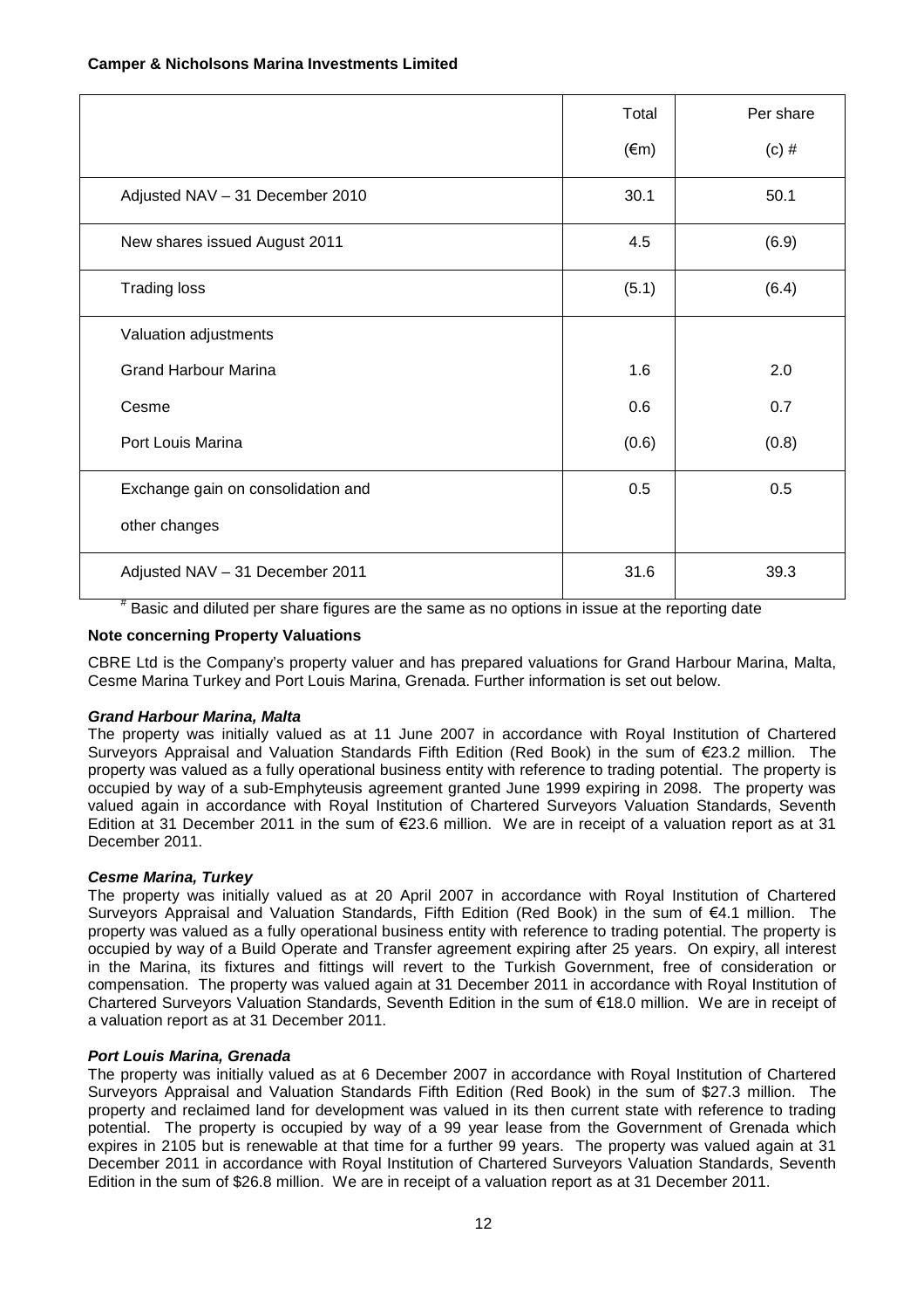**Camper & Nicholsons Marina Investments Limited**

| | Total (€m) | Per share (c) # |
|---|---|---|
| Adjusted NAV – 31 December 2010 | 30.1 | 50.1 |
| New shares issued August 2011 | 4.5 | (6.9) |
| Trading loss | (5.1) | (6.4) |
| Valuation adjustments | | |
| Grand Harbour Marina | 1.6 | 2.0 |
| Cesme | 0.6 | 0.7 |
| Port Louis Marina | (0.6) | (0.8) |
| Exchange gain on consolidation and other changes | 0.5 | 0.5 |
| Adjusted NAV – 31 December 2011 | 31.6 | 39.3 |

# Basic and diluted per share figures are the same as no options in issue at the reporting date

**Note concerning Property Valuations**

CBRE Ltd is the Company's property valuer and has prepared valuations for Grand Harbour Marina, Malta, Cesme Marina Turkey and Port Louis Marina, Grenada. Further information is set out below.

***Grand Harbour Marina, Malta***

The property was initially valued as at 11 June 2007 in accordance with Royal Institution of Chartered Surveyors Appraisal and Valuation Standards Fifth Edition (Red Book) in the sum of €23.2 million. The property was valued as a fully operational business entity with reference to trading potential. The property is occupied by way of a sub-Emphyteusis agreement granted June 1999 expiring in 2098. The property was valued again in accordance with Royal Institution of Chartered Surveyors Valuation Standards, Seventh Edition at 31 December 2011 in the sum of €23.6 million. We are in receipt of a valuation report as at 31 December 2011.

***Cesme Marina, Turkey***

The property was initially valued as at 20 April 2007 in accordance with Royal Institution of Chartered Surveyors Appraisal and Valuation Standards, Fifth Edition (Red Book) in the sum of €4.1 million. The property was valued as a fully operational business entity with reference to trading potential. The property is occupied by way of a Build Operate and Transfer agreement expiring after 25 years. On expiry, all interest in the Marina, its fixtures and fittings will revert to the Turkish Government, free of consideration or compensation. The property was valued again at 31 December 2011 in accordance with Royal Institution of Chartered Surveyors Valuation Standards, Seventh Edition in the sum of €18.0 million. We are in receipt of a valuation report as at 31 December 2011.

***Port Louis Marina, Grenada***

The property was initially valued as at 6 December 2007 in accordance with Royal Institution of Chartered Surveyors Appraisal and Valuation Standards Fifth Edition (Red Book) in the sum of $27.3 million. The property and reclaimed land for development was valued in its then current state with reference to trading potential. The property is occupied by way of a 99 year lease from the Government of Grenada which expires in 2105 but is renewable at that time for a further 99 years. The property was valued again at 31 December 2011 in accordance with Royal Institution of Chartered Surveyors Valuation Standards, Seventh Edition in the sum of $26.8 million. We are in receipt of a valuation report as at 31 December 2011.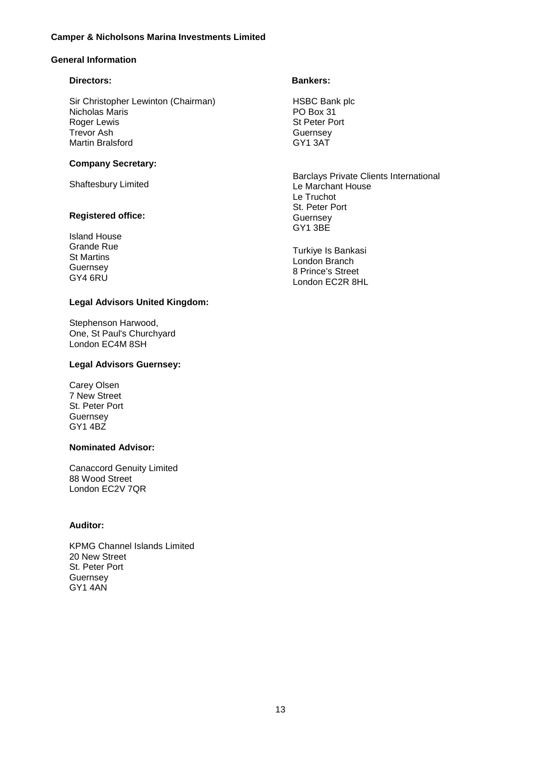**Camper & Nicholsons Marina Investments Limited**

## General Information

**Directors:**

Sir Christopher Lewinton (Chairman)
Nicholas Maris
Roger Lewis
Trevor Ash
Martin Bralsford

**Company Secretary:**

Shaftesbury Limited

**Registered office:**

Island House
Grande Rue
St Martins
Guernsey
GY4 6RU

**Legal Advisors United Kingdom:**

Stephenson Harwood,
One, St Paul's Churchyard
London EC4M 8SH

**Legal Advisors Guernsey:**

Carey Olsen
7 New Street
St. Peter Port
Guernsey
GY1 4BZ

**Nominated Advisor:**

Canaccord Genuity Limited
88 Wood Street
London EC2V 7QR

**Auditor:**

KPMG Channel Islands Limited
20 New Street
St. Peter Port
Guernsey
GY1 4AN

**Bankers:**

HSBC Bank plc
PO Box 31
St Peter Port
Guernsey
GY1 3AT

Barclays Private Clients International
Le Marchant House
Le Truchot
St. Peter Port
Guernsey
GY1 3BE

Turkiye Is Bankasi
London Branch
8 Prince's Street
London EC2R 8HL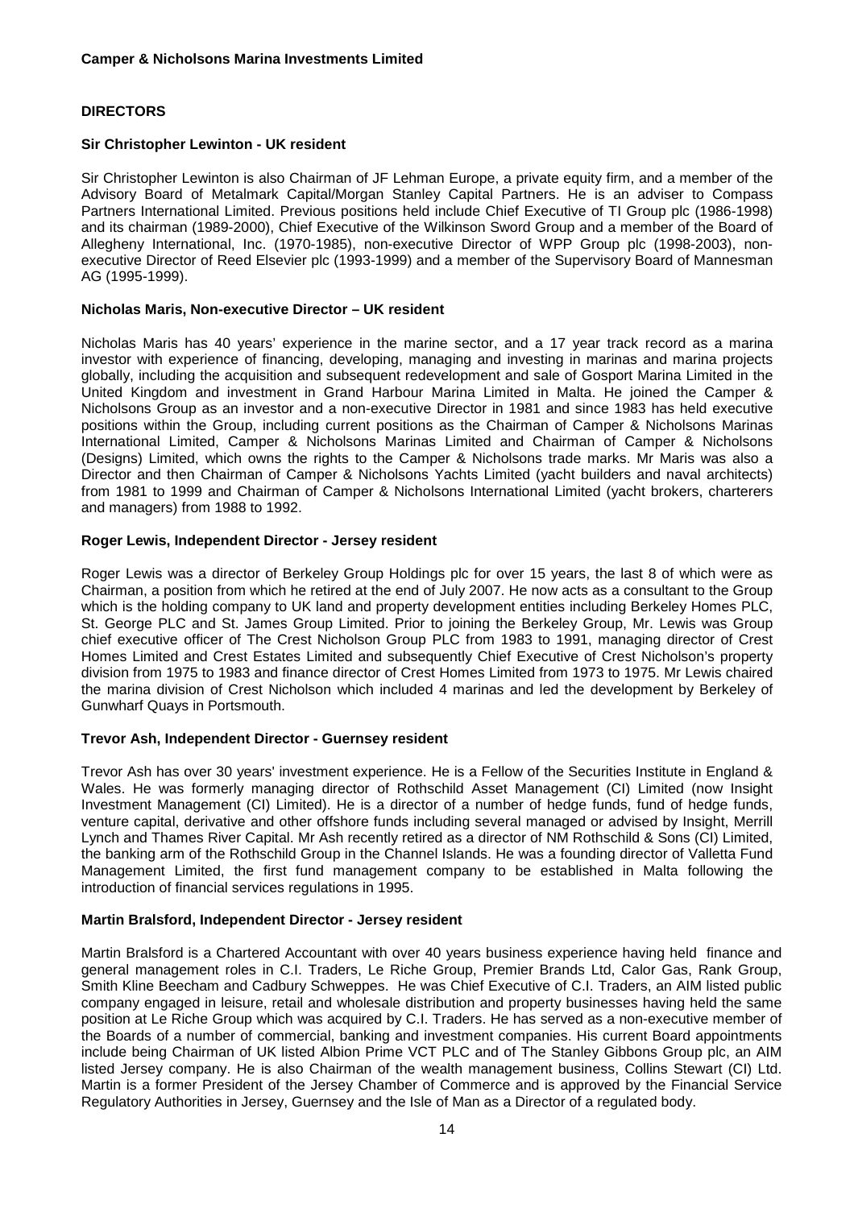## DIRECTORS

### Sir Christopher Lewinton - UK resident

Sir Christopher Lewinton is also Chairman of JF Lehman Europe, a private equity firm, and a member of the Advisory Board of Metalmark Capital/Morgan Stanley Capital Partners. He is an adviser to Compass Partners International Limited. Previous positions held include Chief Executive of TI Group plc (1986-1998) and its chairman (1989-2000), Chief Executive of the Wilkinson Sword Group and a member of the Board of Allegheny International, Inc. (1970-1985), non-executive Director of WPP Group plc (1998-2003), non-executive Director of Reed Elsevier plc (1993-1999) and a member of the Supervisory Board of Mannesman AG (1995-1999).

### Nicholas Maris, Non-executive Director – UK resident

Nicholas Maris has 40 years' experience in the marine sector, and a 17 year track record as a marina investor with experience of financing, developing, managing and investing in marinas and marina projects globally, including the acquisition and subsequent redevelopment and sale of Gosport Marina Limited in the United Kingdom and investment in Grand Harbour Marina Limited in Malta. He joined the Camper & Nicholsons Group as an investor and a non-executive Director in 1981 and since 1983 has held executive positions within the Group, including current positions as the Chairman of Camper & Nicholsons Marinas International Limited, Camper & Nicholsons Marinas Limited and Chairman of Camper & Nicholsons (Designs) Limited, which owns the rights to the Camper & Nicholsons trade marks. Mr Maris was also a Director and then Chairman of Camper & Nicholsons Yachts Limited (yacht builders and naval architects) from 1981 to 1999 and Chairman of Camper & Nicholsons International Limited (yacht brokers, charterers and managers) from 1988 to 1992.

### Roger Lewis, Independent Director - Jersey resident

Roger Lewis was a director of Berkeley Group Holdings plc for over 15 years, the last 8 of which were as Chairman, a position from which he retired at the end of July 2007. He now acts as a consultant to the Group which is the holding company to UK land and property development entities including Berkeley Homes PLC, St. George PLC and St. James Group Limited. Prior to joining the Berkeley Group, Mr. Lewis was Group chief executive officer of The Crest Nicholson Group PLC from 1983 to 1991, managing director of Crest Homes Limited and Crest Estates Limited and subsequently Chief Executive of Crest Nicholson's property division from 1975 to 1983 and finance director of Crest Homes Limited from 1973 to 1975. Mr Lewis chaired the marina division of Crest Nicholson which included 4 marinas and led the development by Berkeley of Gunwharf Quays in Portsmouth.

### Trevor Ash, Independent Director - Guernsey resident

Trevor Ash has over 30 years' investment experience. He is a Fellow of the Securities Institute in England & Wales. He was formerly managing director of Rothschild Asset Management (CI) Limited (now Insight Investment Management (CI) Limited). He is a director of a number of hedge funds, fund of hedge funds, venture capital, derivative and other offshore funds including several managed or advised by Insight, Merrill Lynch and Thames River Capital. Mr Ash recently retired as a director of NM Rothschild & Sons (CI) Limited, the banking arm of the Rothschild Group in the Channel Islands. He was a founding director of Valletta Fund Management Limited, the first fund management company to be established in Malta following the introduction of financial services regulations in 1995.

### Martin Bralsford, Independent Director - Jersey resident

Martin Bralsford is a Chartered Accountant with over 40 years business experience having held finance and general management roles in C.I. Traders, Le Riche Group, Premier Brands Ltd, Calor Gas, Rank Group, Smith Kline Beecham and Cadbury Schweppes. He was Chief Executive of C.I. Traders, an AIM listed public company engaged in leisure, retail and wholesale distribution and property businesses having held the same position at Le Riche Group which was acquired by C.I. Traders. He has served as a non-executive member of the Boards of a number of commercial, banking and investment companies. His current Board appointments include being Chairman of UK listed Albion Prime VCT PLC and of The Stanley Gibbons Group plc, an AIM listed Jersey company. He is also Chairman of the wealth management business, Collins Stewart (CI) Ltd. Martin is a former President of the Jersey Chamber of Commerce and is approved by the Financial Service Regulatory Authorities in Jersey, Guernsey and the Isle of Man as a Director of a regulated body.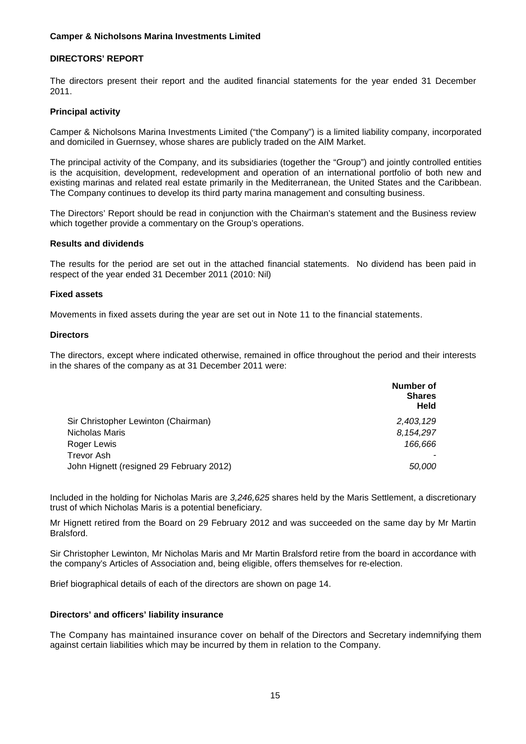**Camper & Nicholsons Marina Investments Limited**

## DIRECTORS' REPORT

The directors present their report and the audited financial statements for the year ended 31 December 2011.

### Principal activity

Camper & Nicholsons Marina Investments Limited ("the Company") is a limited liability company, incorporated and domiciled in Guernsey, whose shares are publicly traded on the AIM Market.

The principal activity of the Company, and its subsidiaries (together the "Group") and jointly controlled entities is the acquisition, development, redevelopment and operation of an international portfolio of both new and existing marinas and related real estate primarily in the Mediterranean, the United States and the Caribbean. The Company continues to develop its third party marina management and consulting business.

The Directors' Report should be read in conjunction with the Chairman's statement and the Business review which together provide a commentary on the Group's operations.

### Results and dividends

The results for the period are set out in the attached financial statements. No dividend has been paid in respect of the year ended 31 December 2011 (2010: Nil)

### Fixed assets

Movements in fixed assets during the year are set out in Note 11 to the financial statements.

### Directors

The directors, except where indicated otherwise, remained in office throughout the period and their interests in the shares of the company as at 31 December 2011 were:

| | Number of Shares Held |
|---|---|
| Sir Christopher Lewinton (Chairman) | *2,403,129* |
| Nicholas Maris | *8,154,297* |
| Roger Lewis | *166,666* |
| Trevor Ash | - |
| John Hignett (resigned 29 February 2012) | *50,000* |

Included in the holding for Nicholas Maris are *3,246,625* shares held by the Maris Settlement, a discretionary trust of which Nicholas Maris is a potential beneficiary.

Mr Hignett retired from the Board on 29 February 2012 and was succeeded on the same day by Mr Martin Bralsford.

Sir Christopher Lewinton, Mr Nicholas Maris and Mr Martin Bralsford retire from the board in accordance with the company's Articles of Association and, being eligible, offers themselves for re-election.

Brief biographical details of each of the directors are shown on page 14.

### Directors' and officers' liability insurance

The Company has maintained insurance cover on behalf of the Directors and Secretary indemnifying them against certain liabilities which may be incurred by them in relation to the Company.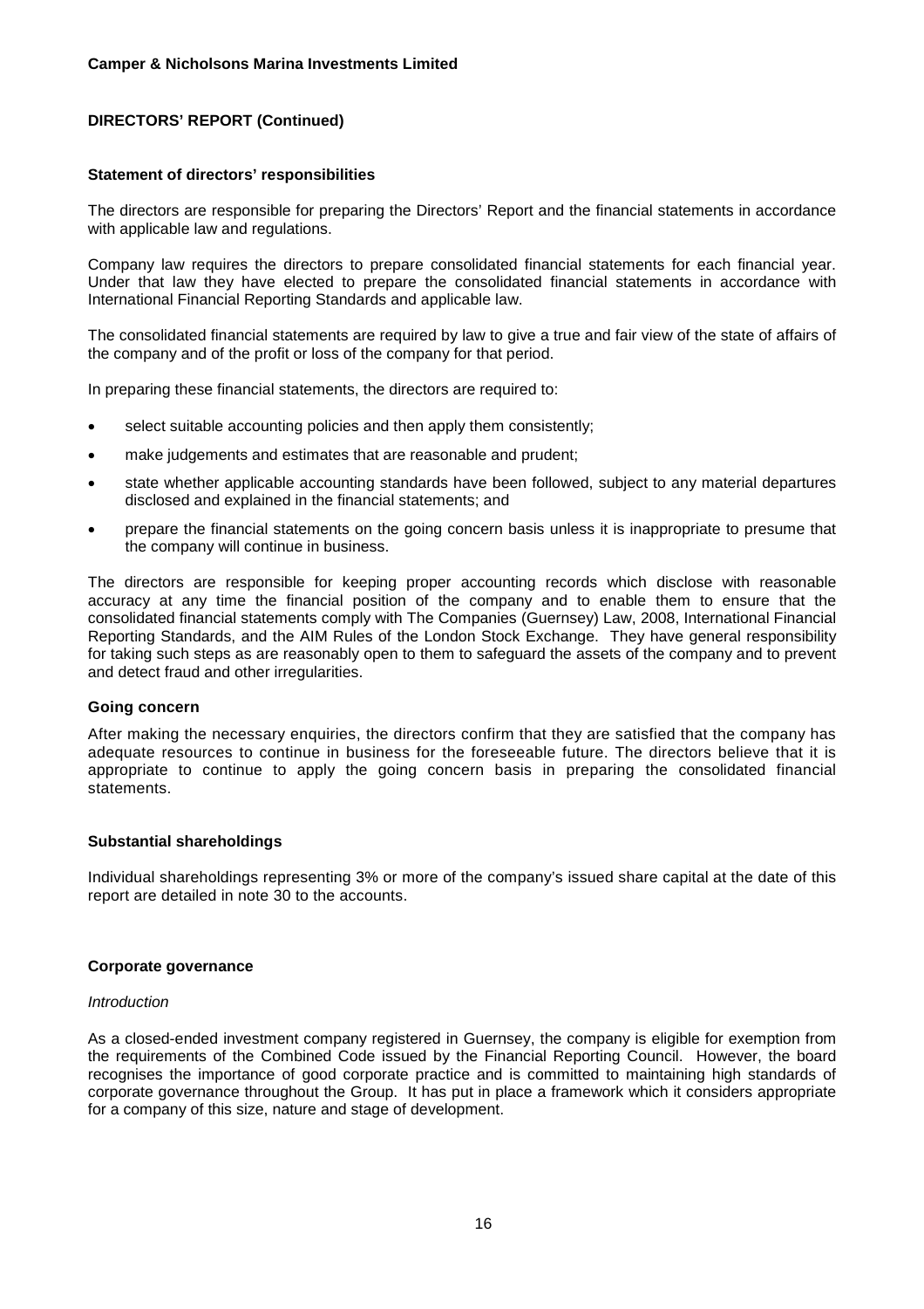**Camper & Nicholsons Marina Investments Limited**

**DIRECTORS' REPORT (Continued)**

**Statement of directors' responsibilities**

The directors are responsible for preparing the Directors' Report and the financial statements in accordance with applicable law and regulations.

Company law requires the directors to prepare consolidated financial statements for each financial year. Under that law they have elected to prepare the consolidated financial statements in accordance with International Financial Reporting Standards and applicable law.

The consolidated financial statements are required by law to give a true and fair view of the state of affairs of the company and of the profit or loss of the company for that period.

In preparing these financial statements, the directors are required to:

- select suitable accounting policies and then apply them consistently;
- make judgements and estimates that are reasonable and prudent;
- state whether applicable accounting standards have been followed, subject to any material departures disclosed and explained in the financial statements; and
- prepare the financial statements on the going concern basis unless it is inappropriate to presume that the company will continue in business.

The directors are responsible for keeping proper accounting records which disclose with reasonable accuracy at any time the financial position of the company and to enable them to ensure that the consolidated financial statements comply with The Companies (Guernsey) Law, 2008, International Financial Reporting Standards, and the AIM Rules of the London Stock Exchange. They have general responsibility for taking such steps as are reasonably open to them to safeguard the assets of the company and to prevent and detect fraud and other irregularities.

**Going concern**

After making the necessary enquiries, the directors confirm that they are satisfied that the company has adequate resources to continue in business for the foreseeable future. The directors believe that it is appropriate to continue to apply the going concern basis in preparing the consolidated financial statements.

**Substantial shareholdings**

Individual shareholdings representing 3% or more of the company's issued share capital at the date of this report are detailed in note 30 to the accounts.

**Corporate governance**

*Introduction*

As a closed-ended investment company registered in Guernsey, the company is eligible for exemption from the requirements of the Combined Code issued by the Financial Reporting Council. However, the board recognises the importance of good corporate practice and is committed to maintaining high standards of corporate governance throughout the Group. It has put in place a framework which it considers appropriate for a company of this size, nature and stage of development.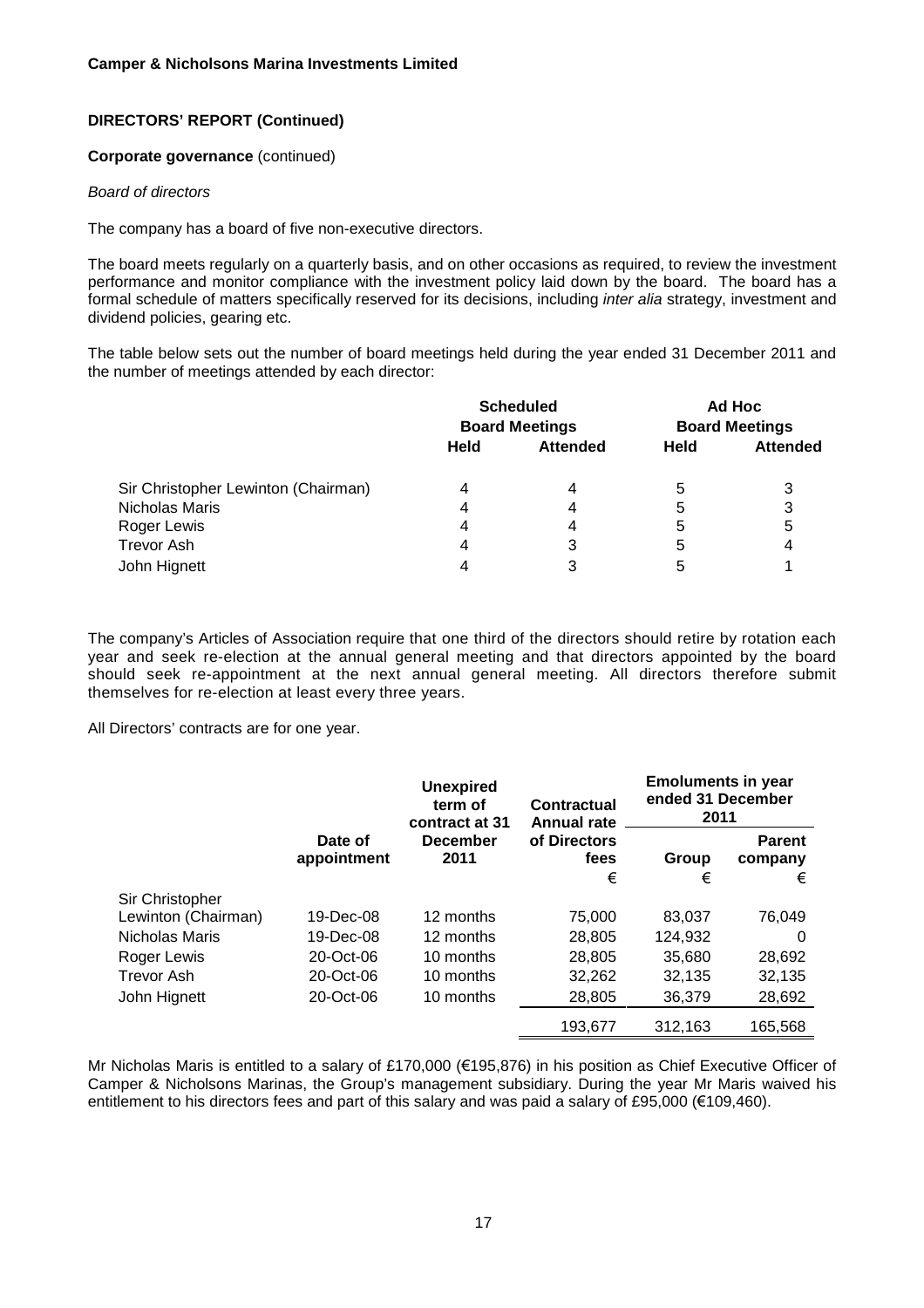**Camper & Nicholsons Marina Investments Limited**

**DIRECTORS' REPORT (Continued)**

**Corporate governance** (continued)

*Board of directors*

The company has a board of five non-executive directors.

The board meets regularly on a quarterly basis, and on other occasions as required, to review the investment performance and monitor compliance with the investment policy laid down by the board. The board has a formal schedule of matters specifically reserved for its decisions, including *inter alia* strategy, investment and dividend policies, gearing etc.

The table below sets out the number of board meetings held during the year ended 31 December 2011 and the number of meetings attended by each director:

| | Scheduled Board Meetings | | Ad Hoc Board Meetings | |
|---|---|---|---|---|
| | **Held** | **Attended** | **Held** | **Attended** |
| Sir Christopher Lewinton (Chairman) | 4 | 4 | 5 | 3 |
| Nicholas Maris | 4 | 4 | 5 | 3 |
| Roger Lewis | 4 | 4 | 5 | 5 |
| Trevor Ash | 4 | 3 | 5 | 4 |
| John Hignett | 4 | 3 | 5 | 1 |

The company's Articles of Association require that one third of the directors should retire by rotation each year and seek re-election at the annual general meeting and that directors appointed by the board should seek re-appointment at the next annual general meeting. All directors therefore submit themselves for re-election at least every three years.

All Directors' contracts are for one year.

| | Date of appointment | Unexpired term of contract at 31 December 2011 | Contractual Annual rate of Directors fees | Emoluments in year ended 31 December 2011 | |
|---|---|---|---|---|---|
| | | | | **Group** | **Parent company** |
| | | | € | € | € |
| Sir Christopher Lewinton (Chairman) | 19-Dec-08 | 12 months | 75,000 | 83,037 | 76,049 |
| Nicholas Maris | 19-Dec-08 | 12 months | 28,805 | 124,932 | 0 |
| Roger Lewis | 20-Oct-06 | 10 months | 28,805 | 35,680 | 28,692 |
| Trevor Ash | 20-Oct-06 | 10 months | 32,262 | 32,135 | 32,135 |
| John Hignett | 20-Oct-06 | 10 months | 28,805 | 36,379 | 28,692 |
| | | | 193,677 | 312,163 | 165,568 |

Mr Nicholas Maris is entitled to a salary of £170,000 (€195,876) in his position as Chief Executive Officer of Camper & Nicholsons Marinas, the Group's management subsidiary. During the year Mr Maris waived his entitlement to his directors fees and part of this salary and was paid a salary of £95,000 (€109,460).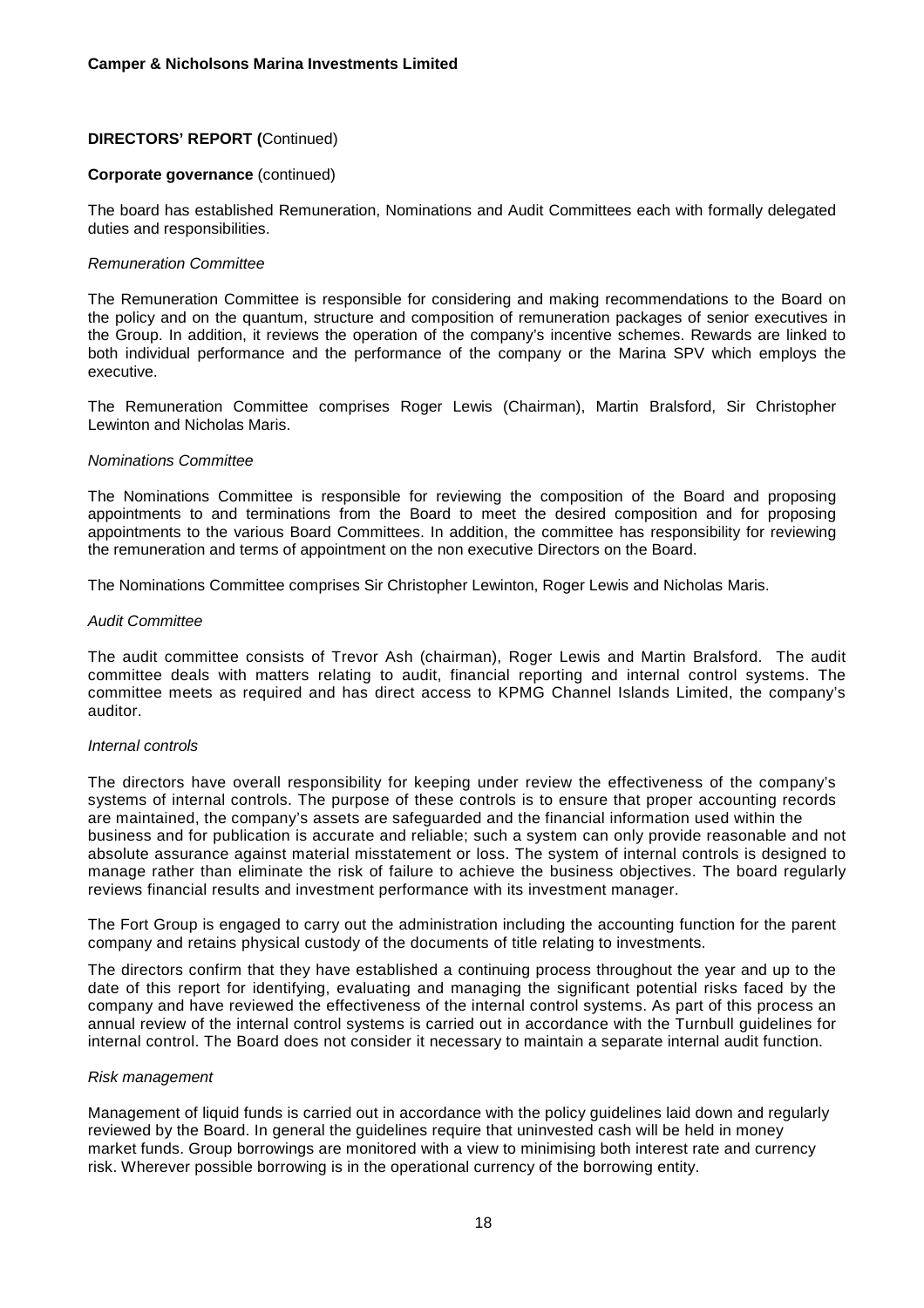**DIRECTORS' REPORT (**Continued)

**Corporate governance** (continued)

The board has established Remuneration, Nominations and Audit Committees each with formally delegated duties and responsibilities.

*Remuneration Committee*

The Remuneration Committee is responsible for considering and making recommendations to the Board on the policy and on the quantum, structure and composition of remuneration packages of senior executives in the Group. In addition, it reviews the operation of the company's incentive schemes. Rewards are linked to both individual performance and the performance of the company or the Marina SPV which employs the executive.

The Remuneration Committee comprises Roger Lewis (Chairman), Martin Bralsford, Sir Christopher Lewinton and Nicholas Maris.

*Nominations Committee*

The Nominations Committee is responsible for reviewing the composition of the Board and proposing appointments to and terminations from the Board to meet the desired composition and for proposing appointments to the various Board Committees. In addition, the committee has responsibility for reviewing the remuneration and terms of appointment on the non executive Directors on the Board.

The Nominations Committee comprises Sir Christopher Lewinton, Roger Lewis and Nicholas Maris.

*Audit Committee*

The audit committee consists of Trevor Ash (chairman), Roger Lewis and Martin Bralsford. The audit committee deals with matters relating to audit, financial reporting and internal control systems. The committee meets as required and has direct access to KPMG Channel Islands Limited, the company's auditor.

*Internal controls*

The directors have overall responsibility for keeping under review the effectiveness of the company's systems of internal controls. The purpose of these controls is to ensure that proper accounting records are maintained, the company's assets are safeguarded and the financial information used within the business and for publication is accurate and reliable; such a system can only provide reasonable and not absolute assurance against material misstatement or loss. The system of internal controls is designed to manage rather than eliminate the risk of failure to achieve the business objectives. The board regularly reviews financial results and investment performance with its investment manager.

The Fort Group is engaged to carry out the administration including the accounting function for the parent company and retains physical custody of the documents of title relating to investments.

The directors confirm that they have established a continuing process throughout the year and up to the date of this report for identifying, evaluating and managing the significant potential risks faced by the company and have reviewed the effectiveness of the internal control systems. As part of this process an annual review of the internal control systems is carried out in accordance with the Turnbull guidelines for internal control. The Board does not consider it necessary to maintain a separate internal audit function.

*Risk management*

Management of liquid funds is carried out in accordance with the policy guidelines laid down and regularly reviewed by the Board. In general the guidelines require that uninvested cash will be held in money market funds. Group borrowings are monitored with a view to minimising both interest rate and currency risk. Wherever possible borrowing is in the operational currency of the borrowing entity.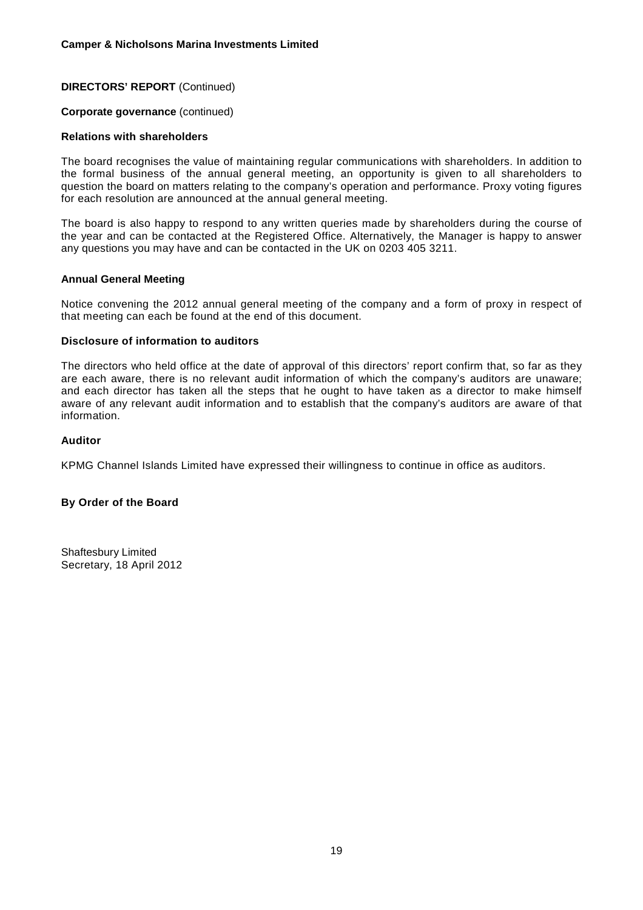**DIRECTORS' REPORT** (Continued)

**Corporate governance** (continued)

**Relations with shareholders**

The board recognises the value of maintaining regular communications with shareholders. In addition to the formal business of the annual general meeting, an opportunity is given to all shareholders to question the board on matters relating to the company's operation and performance. Proxy voting figures for each resolution are announced at the annual general meeting.

The board is also happy to respond to any written queries made by shareholders during the course of the year and can be contacted at the Registered Office. Alternatively, the Manager is happy to answer any questions you may have and can be contacted in the UK on 0203 405 3211.

**Annual General Meeting**

Notice convening the 2012 annual general meeting of the company and a form of proxy in respect of that meeting can each be found at the end of this document.

**Disclosure of information to auditors**

The directors who held office at the date of approval of this directors' report confirm that, so far as they are each aware, there is no relevant audit information of which the company's auditors are unaware; and each director has taken all the steps that he ought to have taken as a director to make himself aware of any relevant audit information and to establish that the company's auditors are aware of that information.

**Auditor**

KPMG Channel Islands Limited have expressed their willingness to continue in office as auditors.

**By Order of the Board**

Shaftesbury Limited
Secretary, 18 April 2012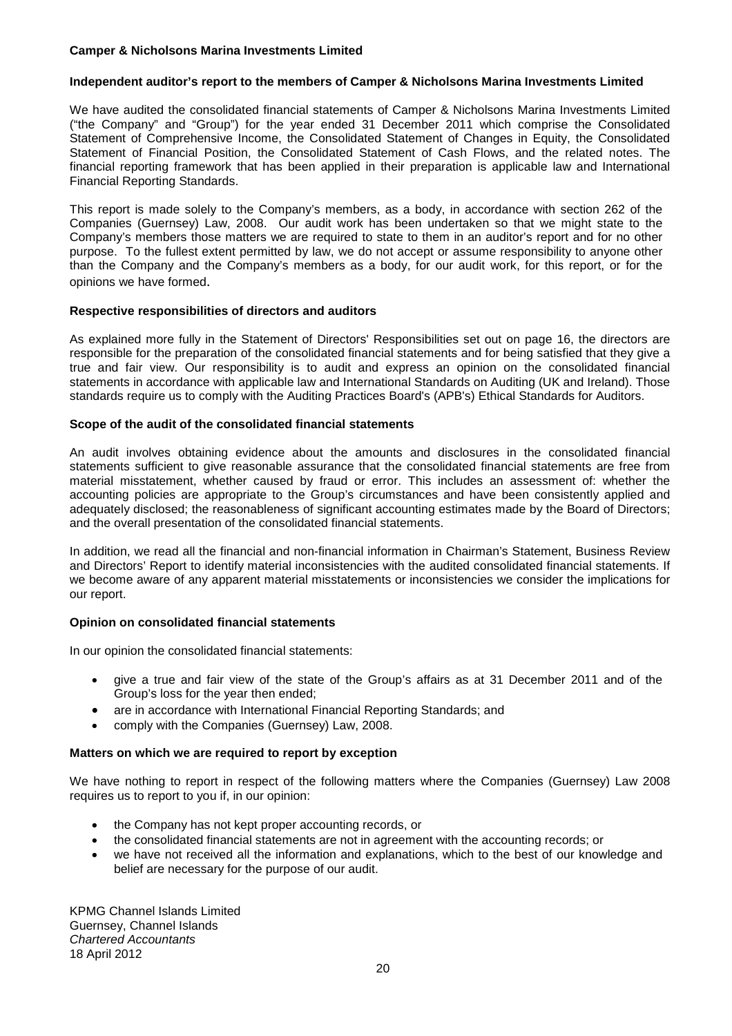**Camper & Nicholsons Marina Investments Limited**

## Independent auditor's report to the members of Camper & Nicholsons Marina Investments Limited

We have audited the consolidated financial statements of Camper & Nicholsons Marina Investments Limited ("the Company" and "Group") for the year ended 31 December 2011 which comprise the Consolidated Statement of Comprehensive Income, the Consolidated Statement of Changes in Equity, the Consolidated Statement of Financial Position, the Consolidated Statement of Cash Flows, and the related notes. The financial reporting framework that has been applied in their preparation is applicable law and International Financial Reporting Standards.

This report is made solely to the Company's members, as a body, in accordance with section 262 of the Companies (Guernsey) Law, 2008. Our audit work has been undertaken so that we might state to the Company's members those matters we are required to state to them in an auditor's report and for no other purpose. To the fullest extent permitted by law, we do not accept or assume responsibility to anyone other than the Company and the Company's members as a body, for our audit work, for this report, or for the opinions we have formed.

### Respective responsibilities of directors and auditors

As explained more fully in the Statement of Directors' Responsibilities set out on page 16, the directors are responsible for the preparation of the consolidated financial statements and for being satisfied that they give a true and fair view. Our responsibility is to audit and express an opinion on the consolidated financial statements in accordance with applicable law and International Standards on Auditing (UK and Ireland). Those standards require us to comply with the Auditing Practices Board's (APB's) Ethical Standards for Auditors.

### Scope of the audit of the consolidated financial statements

An audit involves obtaining evidence about the amounts and disclosures in the consolidated financial statements sufficient to give reasonable assurance that the consolidated financial statements are free from material misstatement, whether caused by fraud or error. This includes an assessment of: whether the accounting policies are appropriate to the Group's circumstances and have been consistently applied and adequately disclosed; the reasonableness of significant accounting estimates made by the Board of Directors; and the overall presentation of the consolidated financial statements.

In addition, we read all the financial and non-financial information in Chairman's Statement, Business Review and Directors' Report to identify material inconsistencies with the audited consolidated financial statements. If we become aware of any apparent material misstatements or inconsistencies we consider the implications for our report.

### Opinion on consolidated financial statements

In our opinion the consolidated financial statements:

- give a true and fair view of the state of the Group's affairs as at 31 December 2011 and of the Group's loss for the year then ended;
- are in accordance with International Financial Reporting Standards; and
- comply with the Companies (Guernsey) Law, 2008.

### Matters on which we are required to report by exception

We have nothing to report in respect of the following matters where the Companies (Guernsey) Law 2008 requires us to report to you if, in our opinion:

- the Company has not kept proper accounting records, or
- the consolidated financial statements are not in agreement with the accounting records; or
- we have not received all the information and explanations, which to the best of our knowledge and belief are necessary for the purpose of our audit.

KPMG Channel Islands Limited
Guernsey, Channel Islands
*Chartered Accountants*
18 April 2012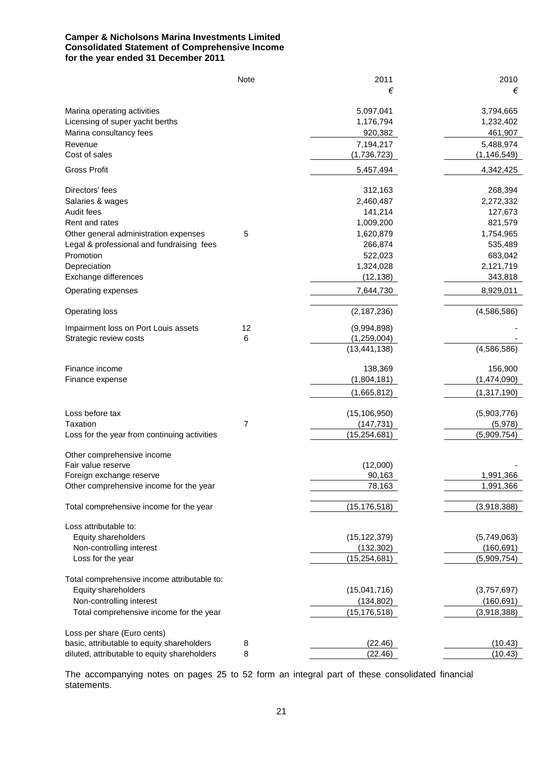**Camper & Nicholsons Marina Investments Limited**
**Consolidated Statement of Comprehensive Income**
**for the year ended 31 December 2011**

| | Note | 2011 | 2010 |
|---|---|---|---|
| | | € | € |
| Marina operating activities | | 5,097,041 | 3,794,665 |
| Licensing of super yacht berths | | 1,176,794 | 1,232,402 |
| Marina consultancy fees | | 920,382 | 461,907 |
| Revenue | | 7,194,217 | 5,488,974 |
| Cost of sales | | (1,736,723) | (1,146,549) |
| Gross Profit | | 5,457,494 | 4,342,425 |
| Directors' fees | | 312,163 | 268,394 |
| Salaries & wages | | 2,460,487 | 2,272,332 |
| Audit fees | | 141,214 | 127,673 |
| Rent and rates | | 1,009,200 | 821,579 |
| Other general administration expenses | 5 | 1,620,879 | 1,754,965 |
| Legal & professional and fundraising fees | | 266,874 | 535,489 |
| Promotion | | 522,023 | 683,042 |
| Depreciation | | 1,324,028 | 2,121,719 |
| Exchange differences | | (12,138) | 343,818 |
| Operating expenses | | 7,644,730 | 8,929,011 |
| Operating loss | | (2,187,236) | (4,586,586) |
| Impairment loss on Port Louis assets | 12 | (9,994,898) | - |
| Strategic review costs | 6 | (1,259,004) | - |
| | | (13,441,138) | (4,586,586) |
| Finance income | | 138,369 | 156,900 |
| Finance expense | | (1,804,181) | (1,474,090) |
| | | (1,665,812) | (1,317,190) |
| Loss before tax | | (15,106,950) | (5,903,776) |
| Taxation | 7 | (147,731) | (5,978) |
| Loss for the year from continuing activities | | (15,254,681) | (5,909,754) |
| Other comprehensive income | | | |
| Fair value reserve | | (12,000) | - |
| Foreign exchange reserve | | 90,163 | 1,991,366 |
| Other comprehensive income for the year | | 78,163 | 1,991,366 |
| Total comprehensive income for the year | | (15,176,518) | (3,918,388) |
| Loss attributable to: | | | |
| Equity shareholders | | (15,122,379) | (5,749,063) |
| Non-controlling interest | | (132,302) | (160,691) |
| Loss for the year | | (15,254,681) | (5,909,754) |
| Total comprehensive income attributable to: | | | |
| Equity shareholders | | (15,041,716) | (3,757,697) |
| Non-controlling interest | | (134,802) | (160,691) |
| Total comprehensive income for the year | | (15,176,518) | (3,918,388) |
| Loss per share (Euro cents) | | | |
| basic, attributable to equity shareholders | 8 | (22.46) | (10.43) |
| diluted, attributable to equity shareholders | 8 | (22.46) | (10.43) |

The accompanying notes on pages 25 to 52 form an integral part of these consolidated financial statements.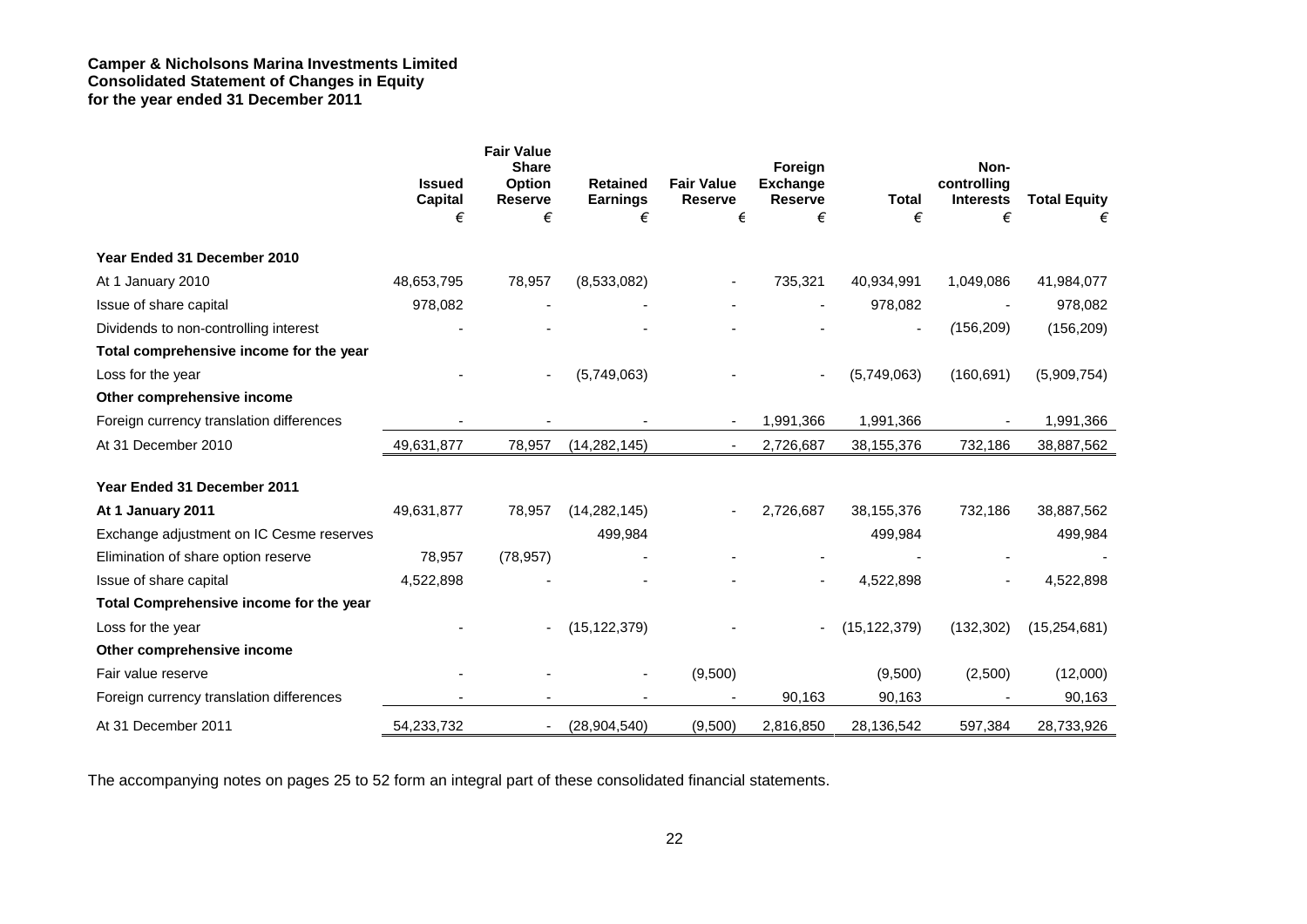**Camper & Nicholsons Marina Investments Limited**
**Consolidated Statement of Changes in Equity**
**for the year ended 31 December 2011**

| | Issued Capital | Fair Value Share Option Reserve | Retained Earnings | Fair Value Reserve | Foreign Exchange Reserve | Total | Non-controlling Interests | Total Equity |
|---|---|---|---|---|---|---|---|---|
| | € | € | € | € | € | € | € | € |
| **Year Ended 31 December 2010** | | | | | | | | |
| At 1 January 2010 | 48,653,795 | 78,957 | (8,533,082) | - | 735,321 | 40,934,991 | 1,049,086 | 41,984,077 |
| Issue of share capital | 978,082 | - | - | - | - | 978,082 | - | 978,082 |
| Dividends to non-controlling interest | - | - | - | - | - | - | (156,209) | (156,209) |
| **Total comprehensive income for the year** | | | | | | | | |
| Loss for the year | - | - | (5,749,063) | - | - | (5,749,063) | (160,691) | (5,909,754) |
| **Other comprehensive income** | | | | | | | | |
| Foreign currency translation differences | - | - | - | - | 1,991,366 | 1,991,366 | - | 1,991,366 |
| At 31 December 2010 | 49,631,877 | 78,957 | (14,282,145) | - | 2,726,687 | 38,155,376 | 732,186 | 38,887,562 |
| **Year Ended 31 December 2011** | | | | | | | | |
| **At 1 January 2011** | 49,631,877 | 78,957 | (14,282,145) | - | 2,726,687 | 38,155,376 | 732,186 | 38,887,562 |
| Exchange adjustment on IC Cesme reserves | | | 499,984 | | | 499,984 | | 499,984 |
| Elimination of share option reserve | 78,957 | (78,957) | - | - | - | - | - | - |
| Issue of share capital | 4,522,898 | - | - | - | - | 4,522,898 | - | 4,522,898 |
| **Total Comprehensive income for the year** | | | | | | | | |
| Loss for the year | - | - | (15,122,379) | - | - | (15,122,379) | (132,302) | (15,254,681) |
| **Other comprehensive income** | | | | | | | | |
| Fair value reserve | - | - | - | (9,500) | | (9,500) | (2,500) | (12,000) |
| Foreign currency translation differences | - | - | - | - | 90,163 | 90,163 | - | 90,163 |
| At 31 December 2011 | 54,233,732 | - | (28,904,540) | (9,500) | 2,816,850 | 28,136,542 | 597,384 | 28,733,926 |

The accompanying notes on pages 25 to 52 form an integral part of these consolidated financial statements.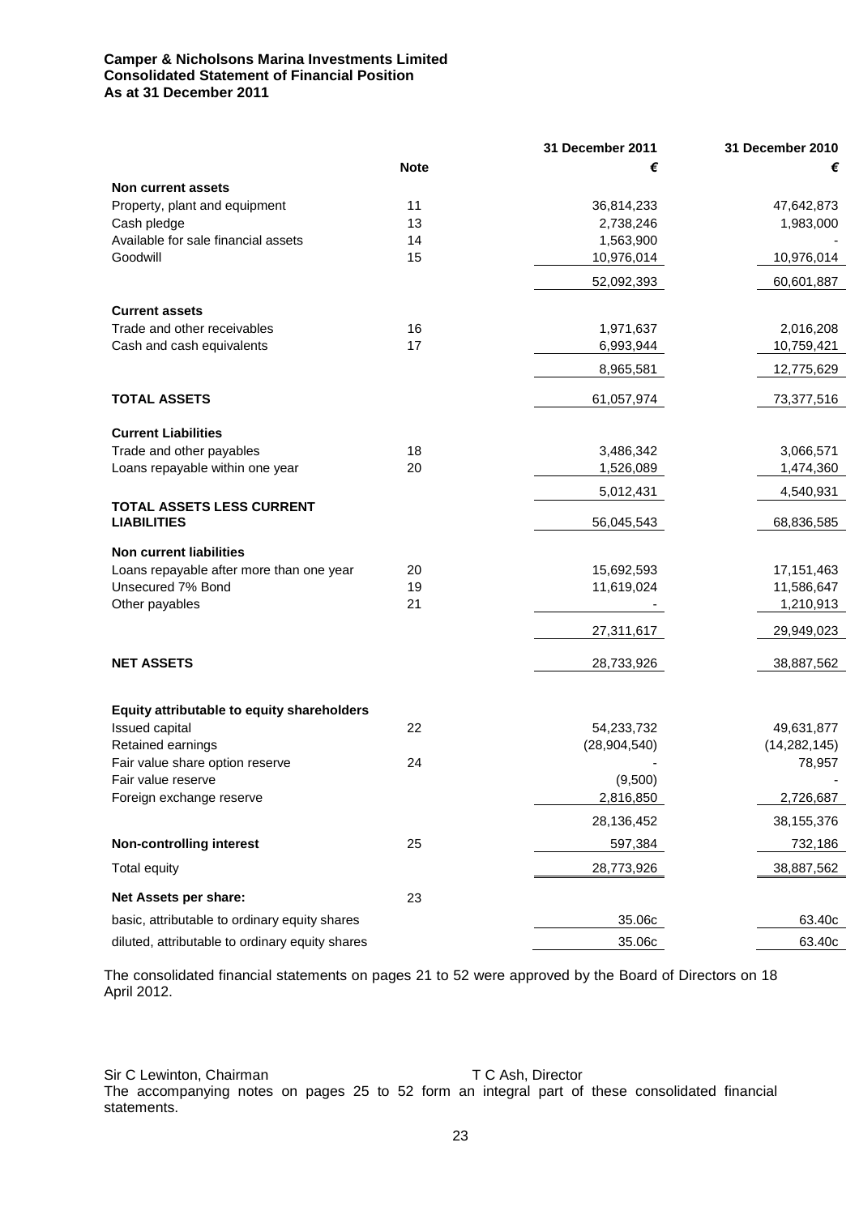**Camper & Nicholsons Marina Investments Limited**
**Consolidated Statement of Financial Position**
**As at 31 December 2011**

| | Note | 31 December 2011 € | 31 December 2010 € |
|---|---|---|---|
| **Non current assets** | | | |
| Property, plant and equipment | 11 | 36,814,233 | 47,642,873 |
| Cash pledge | 13 | 2,738,246 | 1,983,000 |
| Available for sale financial assets | 14 | 1,563,900 | - |
| Goodwill | 15 | 10,976,014 | 10,976,014 |
| | | 52,092,393 | 60,601,887 |
| **Current assets** | | | |
| Trade and other receivables | 16 | 1,971,637 | 2,016,208 |
| Cash and cash equivalents | 17 | 6,993,944 | 10,759,421 |
| | | 8,965,581 | 12,775,629 |
| **TOTAL ASSETS** | | 61,057,974 | 73,377,516 |
| **Current Liabilities** | | | |
| Trade and other payables | 18 | 3,486,342 | 3,066,571 |
| Loans repayable within one year | 20 | 1,526,089 | 1,474,360 |
| | | 5,012,431 | 4,540,931 |
| **TOTAL ASSETS LESS CURRENT LIABILITIES** | | 56,045,543 | 68,836,585 |
| **Non current liabilities** | | | |
| Loans repayable after more than one year | 20 | 15,692,593 | 17,151,463 |
| Unsecured 7% Bond | 19 | 11,619,024 | 11,586,647 |
| Other payables | 21 | - | 1,210,913 |
| | | 27,311,617 | 29,949,023 |
| **NET ASSETS** | | 28,733,926 | 38,887,562 |
| **Equity attributable to equity shareholders** | | | |
| Issued capital | 22 | 54,233,732 | 49,631,877 |
| Retained earnings | | (28,904,540) | (14,282,145) |
| Fair value share option reserve | 24 | - | 78,957 |
| Fair value reserve | | (9,500) | - |
| Foreign exchange reserve | | 2,816,850 | 2,726,687 |
| | | 28,136,452 | 38,155,376 |
| **Non-controlling interest** | 25 | 597,384 | 732,186 |
| Total equity | | 28,773,926 | 38,887,562 |
| **Net Assets per share:** | 23 | | |
| basic, attributable to ordinary equity shares | | 35.06c | 63.40c |
| diluted, attributable to ordinary equity shares | | 35.06c | 63.40c |

The consolidated financial statements on pages 21 to 52 were approved by the Board of Directors on 18 April 2012.

Sir C Lewinton, Chairman T C Ash, Director

The accompanying notes on pages 25 to 52 form an integral part of these consolidated financial statements.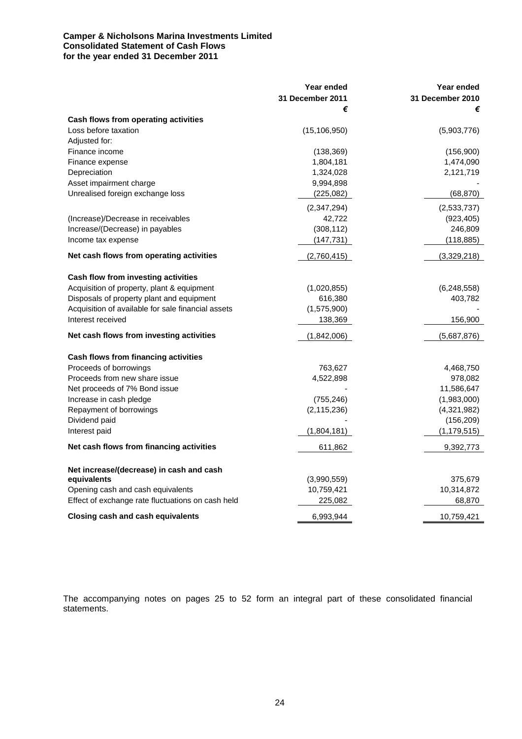**Camper & Nicholsons Marina Investments Limited**
**Consolidated Statement of Cash Flows**
**for the year ended 31 December 2011**

| | Year ended 31 December 2011 € | Year ended 31 December 2010 € |
|---|---|---|
| **Cash flows from operating activities** | | |
| Loss before taxation | (15,106,950) | (5,903,776) |
| Adjusted for: | | |
| Finance income | (138,369) | (156,900) |
| Finance expense | 1,804,181 | 1,474,090 |
| Depreciation | 1,324,028 | 2,121,719 |
| Asset impairment charge | 9,994,898 | - |
| Unrealised foreign exchange loss | (225,082) | (68,870) |
| | (2,347,294) | (2,533,737) |
| (Increase)/Decrease in receivables | 42,722 | (923,405) |
| Increase/(Decrease) in payables | (308,112) | 246,809 |
| Income tax expense | (147,731) | (118,885) |
| **Net cash flows from operating activities** | (2,760,415) | (3,329,218) |
| **Cash flow from investing activities** | | |
| Acquisition of property, plant & equipment | (1,020,855) | (6,248,558) |
| Disposals of property plant and equipment | 616,380 | 403,782 |
| Acquisition of available for sale financial assets | (1,575,900) | - |
| Interest received | 138,369 | 156,900 |
| **Net cash flows from investing activities** | (1,842,006) | (5,687,876) |
| **Cash flows from financing activities** | | |
| Proceeds of borrowings | 763,627 | 4,468,750 |
| Proceeds from new share issue | 4,522,898 | 978,082 |
| Net proceeds of 7% Bond issue | - | 11,586,647 |
| Increase in cash pledge | (755,246) | (1,983,000) |
| Repayment of borrowings | (2,115,236) | (4,321,982) |
| Dividend paid | - | (156,209) |
| Interest paid | (1,804,181) | (1,179,515) |
| **Net cash flows from financing activities** | 611,862 | 9,392,773 |
| **Net increase/(decrease) in cash and cash equivalents** | (3,990,559) | 375,679 |
| Opening cash and cash equivalents | 10,759,421 | 10,314,872 |
| Effect of exchange rate fluctuations on cash held | 225,082 | 68,870 |
| **Closing cash and cash equivalents** | 6,993,944 | 10,759,421 |

The accompanying notes on pages 25 to 52 form an integral part of these consolidated financial statements.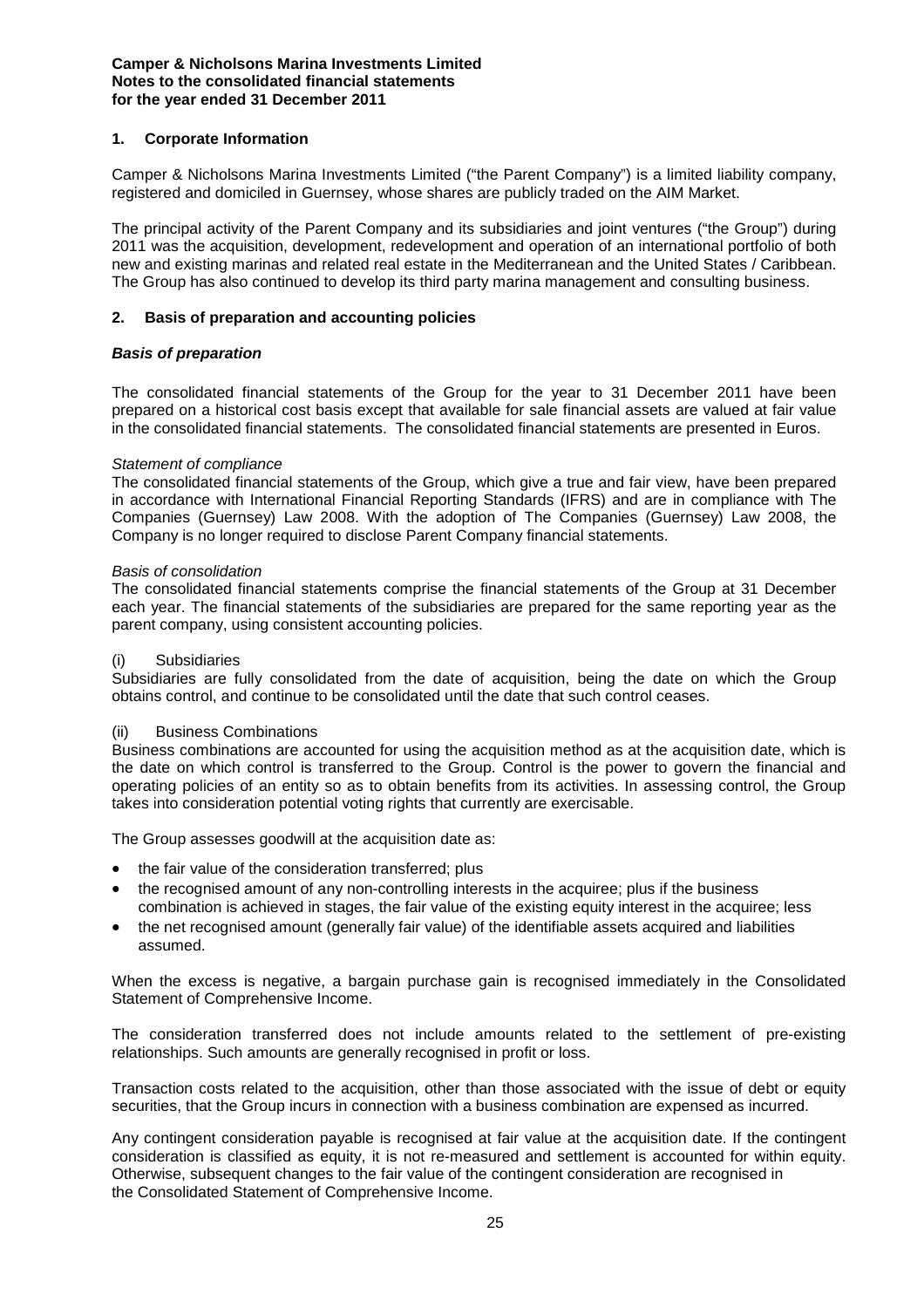## 1. Corporate Information

Camper & Nicholsons Marina Investments Limited ("the Parent Company") is a limited liability company, registered and domiciled in Guernsey, whose shares are publicly traded on the AIM Market.

The principal activity of the Parent Company and its subsidiaries and joint ventures ("the Group") during 2011 was the acquisition, development, redevelopment and operation of an international portfolio of both new and existing marinas and related real estate in the Mediterranean and the United States / Caribbean. The Group has also continued to develop its third party marina management and consulting business.

## 2. Basis of preparation and accounting policies

### *Basis of preparation*

The consolidated financial statements of the Group for the year to 31 December 2011 have been prepared on a historical cost basis except that available for sale financial assets are valued at fair value in the consolidated financial statements. The consolidated financial statements are presented in Euros.

*Statement of compliance*

The consolidated financial statements of the Group, which give a true and fair view, have been prepared in accordance with International Financial Reporting Standards (IFRS) and are in compliance with The Companies (Guernsey) Law 2008. With the adoption of The Companies (Guernsey) Law 2008, the Company is no longer required to disclose Parent Company financial statements.

*Basis of consolidation*

The consolidated financial statements comprise the financial statements of the Group at 31 December each year. The financial statements of the subsidiaries are prepared for the same reporting year as the parent company, using consistent accounting policies.

(i) Subsidiaries

Subsidiaries are fully consolidated from the date of acquisition, being the date on which the Group obtains control, and continue to be consolidated until the date that such control ceases.

(ii) Business Combinations

Business combinations are accounted for using the acquisition method as at the acquisition date, which is the date on which control is transferred to the Group. Control is the power to govern the financial and operating policies of an entity so as to obtain benefits from its activities. In assessing control, the Group takes into consideration potential voting rights that currently are exercisable.

The Group assesses goodwill at the acquisition date as:

- the fair value of the consideration transferred; plus
- the recognised amount of any non-controlling interests in the acquiree; plus if the business combination is achieved in stages, the fair value of the existing equity interest in the acquiree; less
- the net recognised amount (generally fair value) of the identifiable assets acquired and liabilities assumed.

When the excess is negative, a bargain purchase gain is recognised immediately in the Consolidated Statement of Comprehensive Income.

The consideration transferred does not include amounts related to the settlement of pre-existing relationships. Such amounts are generally recognised in profit or loss.

Transaction costs related to the acquisition, other than those associated with the issue of debt or equity securities, that the Group incurs in connection with a business combination are expensed as incurred.

Any contingent consideration payable is recognised at fair value at the acquisition date. If the contingent consideration is classified as equity, it is not re-measured and settlement is accounted for within equity. Otherwise, subsequent changes to the fair value of the contingent consideration are recognised in the Consolidated Statement of Comprehensive Income.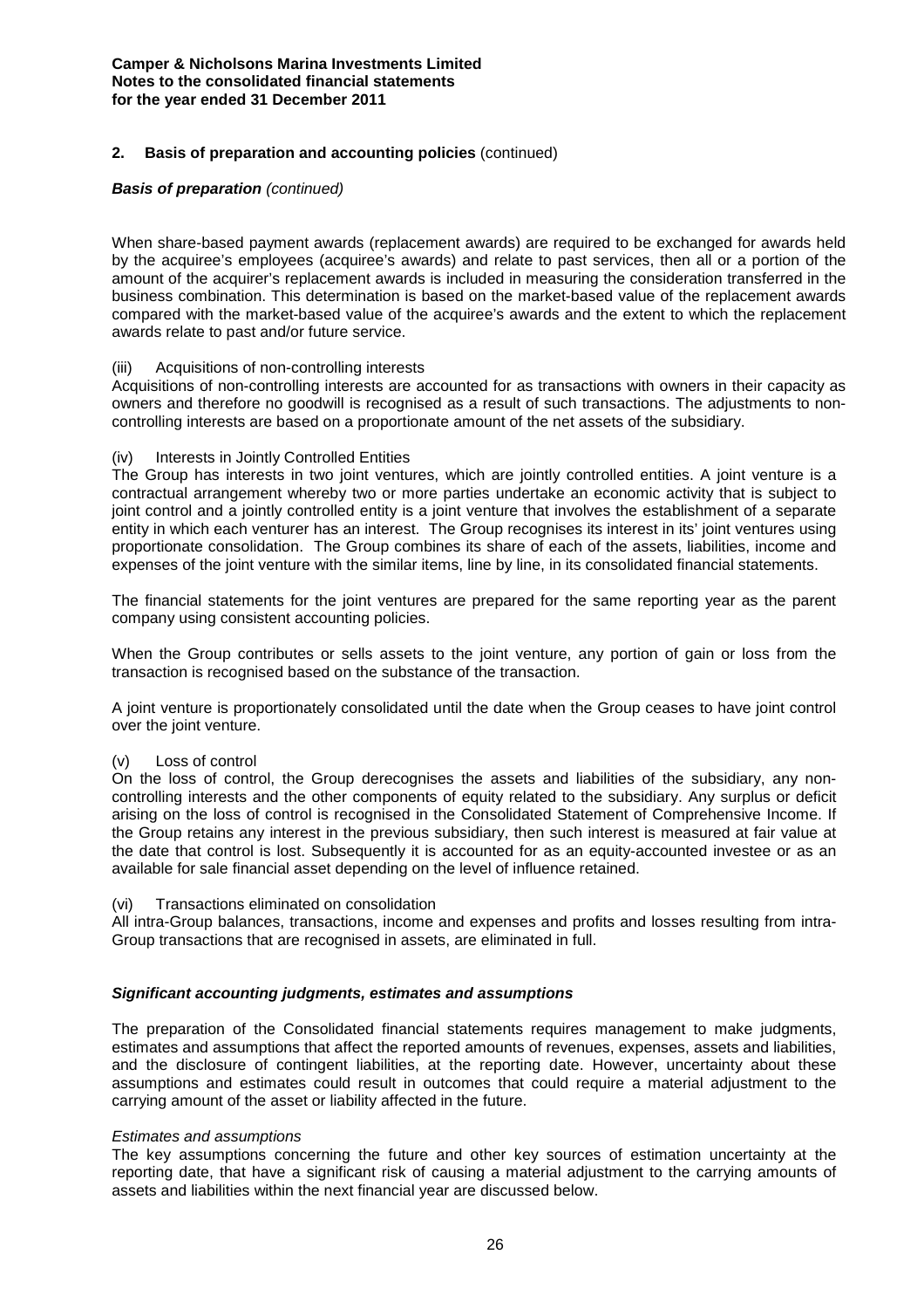## 2. Basis of preparation and accounting policies (continued)

***Basis of preparation** (continued)*

When share-based payment awards (replacement awards) are required to be exchanged for awards held by the acquiree's employees (acquiree's awards) and relate to past services, then all or a portion of the amount of the acquirer's replacement awards is included in measuring the consideration transferred in the business combination. This determination is based on the market-based value of the replacement awards compared with the market-based value of the acquiree's awards and the extent to which the replacement awards relate to past and/or future service.

(iii) Acquisitions of non-controlling interests

Acquisitions of non-controlling interests are accounted for as transactions with owners in their capacity as owners and therefore no goodwill is recognised as a result of such transactions. The adjustments to non-controlling interests are based on a proportionate amount of the net assets of the subsidiary.

(iv) Interests in Jointly Controlled Entities

The Group has interests in two joint ventures, which are jointly controlled entities. A joint venture is a contractual arrangement whereby two or more parties undertake an economic activity that is subject to joint control and a jointly controlled entity is a joint venture that involves the establishment of a separate entity in which each venturer has an interest. The Group recognises its interest in its' joint ventures using proportionate consolidation. The Group combines its share of each of the assets, liabilities, income and expenses of the joint venture with the similar items, line by line, in its consolidated financial statements.

The financial statements for the joint ventures are prepared for the same reporting year as the parent company using consistent accounting policies.

When the Group contributes or sells assets to the joint venture, any portion of gain or loss from the transaction is recognised based on the substance of the transaction.

A joint venture is proportionately consolidated until the date when the Group ceases to have joint control over the joint venture.

(v) Loss of control

On the loss of control, the Group derecognises the assets and liabilities of the subsidiary, any non-controlling interests and the other components of equity related to the subsidiary. Any surplus or deficit arising on the loss of control is recognised in the Consolidated Statement of Comprehensive Income. If the Group retains any interest in the previous subsidiary, then such interest is measured at fair value at the date that control is lost. Subsequently it is accounted for as an equity-accounted investee or as an available for sale financial asset depending on the level of influence retained.

(vi) Transactions eliminated on consolidation

All intra-Group balances, transactions, income and expenses and profits and losses resulting from intra-Group transactions that are recognised in assets, are eliminated in full.

***Significant accounting judgments, estimates and assumptions***

The preparation of the Consolidated financial statements requires management to make judgments, estimates and assumptions that affect the reported amounts of revenues, expenses, assets and liabilities, and the disclosure of contingent liabilities, at the reporting date. However, uncertainty about these assumptions and estimates could result in outcomes that could require a material adjustment to the carrying amount of the asset or liability affected in the future.

*Estimates and assumptions*

The key assumptions concerning the future and other key sources of estimation uncertainty at the reporting date, that have a significant risk of causing a material adjustment to the carrying amounts of assets and liabilities within the next financial year are discussed below.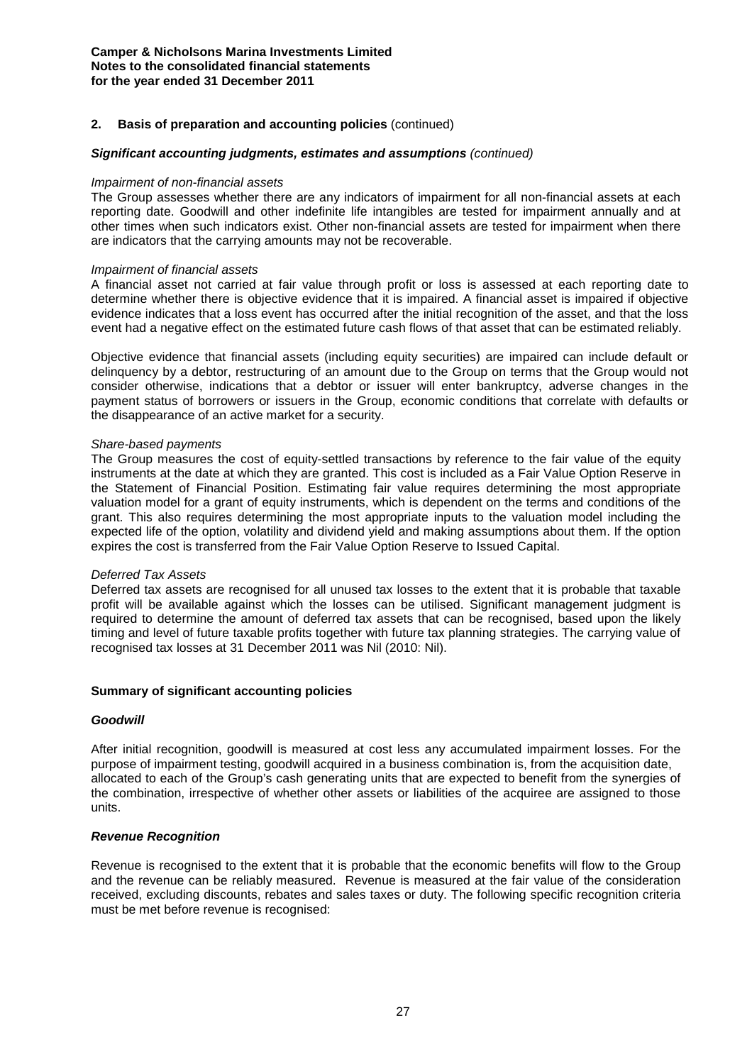## 2. Basis of preparation and accounting policies (continued)

### *Significant accounting judgments, estimates and assumptions (continued)*

*Impairment of non-financial assets*

The Group assesses whether there are any indicators of impairment for all non-financial assets at each reporting date. Goodwill and other indefinite life intangibles are tested for impairment annually and at other times when such indicators exist. Other non-financial assets are tested for impairment when there are indicators that the carrying amounts may not be recoverable.

*Impairment of financial assets*

A financial asset not carried at fair value through profit or loss is assessed at each reporting date to determine whether there is objective evidence that it is impaired. A financial asset is impaired if objective evidence indicates that a loss event has occurred after the initial recognition of the asset, and that the loss event had a negative effect on the estimated future cash flows of that asset that can be estimated reliably.

Objective evidence that financial assets (including equity securities) are impaired can include default or delinquency by a debtor, restructuring of an amount due to the Group on terms that the Group would not consider otherwise, indications that a debtor or issuer will enter bankruptcy, adverse changes in the payment status of borrowers or issuers in the Group, economic conditions that correlate with defaults or the disappearance of an active market for a security.

*Share-based payments*

The Group measures the cost of equity-settled transactions by reference to the fair value of the equity instruments at the date at which they are granted. This cost is included as a Fair Value Option Reserve in the Statement of Financial Position. Estimating fair value requires determining the most appropriate valuation model for a grant of equity instruments, which is dependent on the terms and conditions of the grant. This also requires determining the most appropriate inputs to the valuation model including the expected life of the option, volatility and dividend yield and making assumptions about them. If the option expires the cost is transferred from the Fair Value Option Reserve to Issued Capital.

*Deferred Tax Assets*

Deferred tax assets are recognised for all unused tax losses to the extent that it is probable that taxable profit will be available against which the losses can be utilised. Significant management judgment is required to determine the amount of deferred tax assets that can be recognised, based upon the likely timing and level of future taxable profits together with future tax planning strategies. The carrying value of recognised tax losses at 31 December 2011 was Nil (2010: Nil).

### Summary of significant accounting policies

#### *Goodwill*

After initial recognition, goodwill is measured at cost less any accumulated impairment losses. For the purpose of impairment testing, goodwill acquired in a business combination is, from the acquisition date, allocated to each of the Group's cash generating units that are expected to benefit from the synergies of the combination, irrespective of whether other assets or liabilities of the acquiree are assigned to those units.

#### *Revenue Recognition*

Revenue is recognised to the extent that it is probable that the economic benefits will flow to the Group and the revenue can be reliably measured. Revenue is measured at the fair value of the consideration received, excluding discounts, rebates and sales taxes or duty. The following specific recognition criteria must be met before revenue is recognised: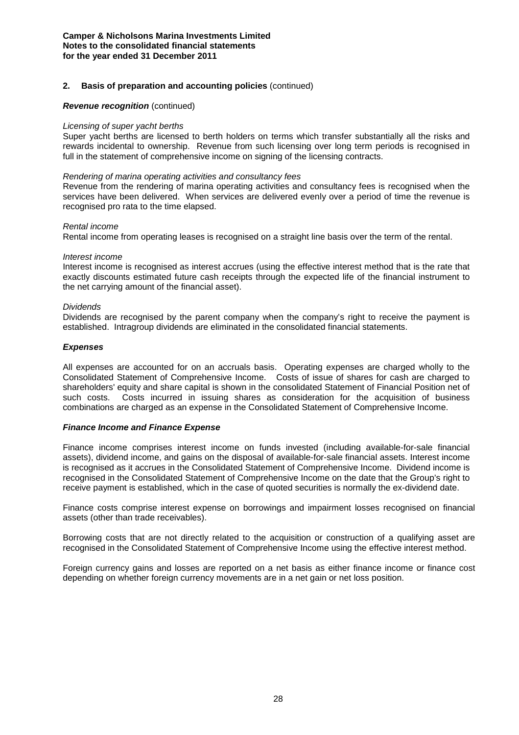**Camper & Nicholsons Marina Investments Limited**
**Notes to the consolidated financial statements**
**for the year ended 31 December 2011**

## 2. Basis of preparation and accounting policies (continued)

***Revenue recognition*** (continued)

*Licensing of super yacht berths*
Super yacht berths are licensed to berth holders on terms which transfer substantially all the risks and rewards incidental to ownership. Revenue from such licensing over long term periods is recognised in full in the statement of comprehensive income on signing of the licensing contracts.

*Rendering of marina operating activities and consultancy fees*
Revenue from the rendering of marina operating activities and consultancy fees is recognised when the services have been delivered. When services are delivered evenly over a period of time the revenue is recognised pro rata to the time elapsed.

*Rental income*
Rental income from operating leases is recognised on a straight line basis over the term of the rental.

*Interest income*
Interest income is recognised as interest accrues (using the effective interest method that is the rate that exactly discounts estimated future cash receipts through the expected life of the financial instrument to the net carrying amount of the financial asset).

*Dividends*
Dividends are recognised by the parent company when the company's right to receive the payment is established. Intragroup dividends are eliminated in the consolidated financial statements.

***Expenses***

All expenses are accounted for on an accruals basis. Operating expenses are charged wholly to the Consolidated Statement of Comprehensive Income. Costs of issue of shares for cash are charged to shareholders' equity and share capital is shown in the consolidated Statement of Financial Position net of such costs. Costs incurred in issuing shares as consideration for the acquisition of business combinations are charged as an expense in the Consolidated Statement of Comprehensive Income.

***Finance Income and Finance Expense***

Finance income comprises interest income on funds invested (including available-for-sale financial assets), dividend income, and gains on the disposal of available-for-sale financial assets. Interest income is recognised as it accrues in the Consolidated Statement of Comprehensive Income. Dividend income is recognised in the Consolidated Statement of Comprehensive Income on the date that the Group's right to receive payment is established, which in the case of quoted securities is normally the ex-dividend date.

Finance costs comprise interest expense on borrowings and impairment losses recognised on financial assets (other than trade receivables).

Borrowing costs that are not directly related to the acquisition or construction of a qualifying asset are recognised in the Consolidated Statement of Comprehensive Income using the effective interest method.

Foreign currency gains and losses are reported on a net basis as either finance income or finance cost depending on whether foreign currency movements are in a net gain or net loss position.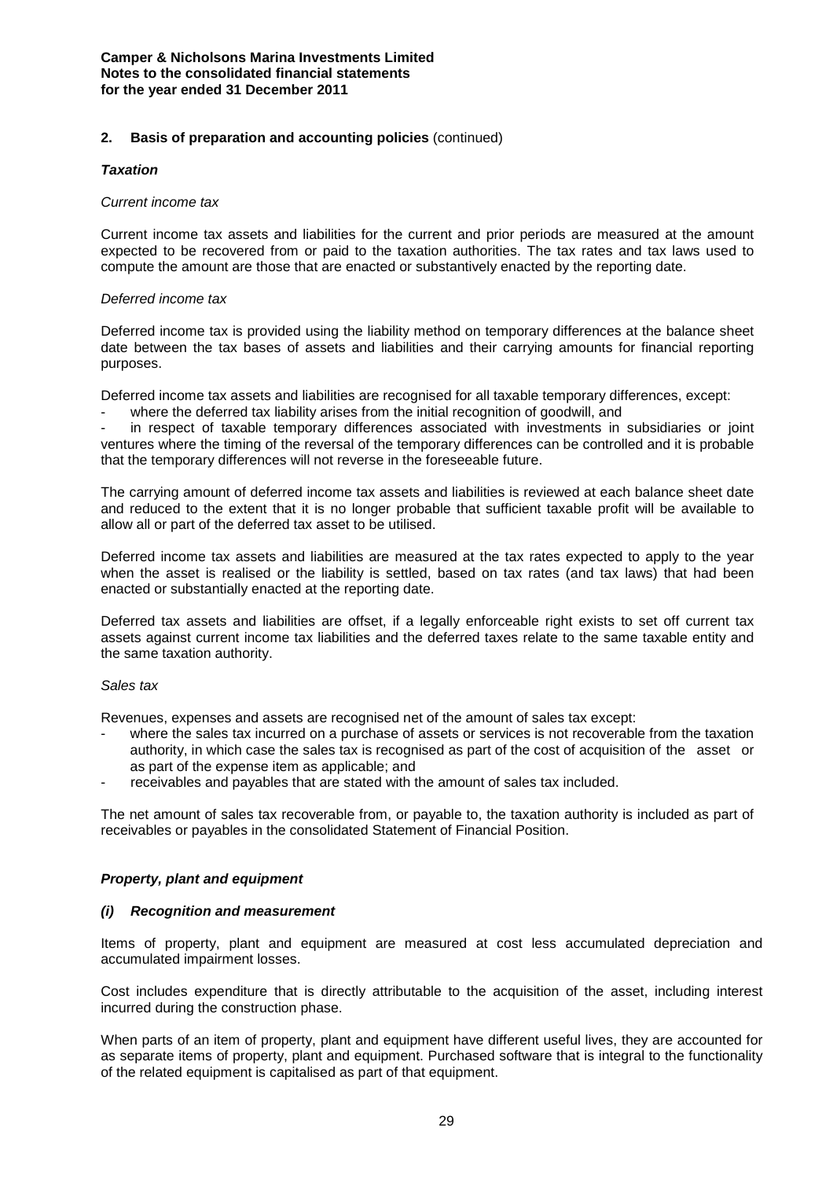## 2. Basis of preparation and accounting policies (continued)

### *Taxation*

*Current income tax*

Current income tax assets and liabilities for the current and prior periods are measured at the amount expected to be recovered from or paid to the taxation authorities. The tax rates and tax laws used to compute the amount are those that are enacted or substantively enacted by the reporting date.

*Deferred income tax*

Deferred income tax is provided using the liability method on temporary differences at the balance sheet date between the tax bases of assets and liabilities and their carrying amounts for financial reporting purposes.

Deferred income tax assets and liabilities are recognised for all taxable temporary differences, except:

- where the deferred tax liability arises from the initial recognition of goodwill, and
- in respect of taxable temporary differences associated with investments in subsidiaries or joint ventures where the timing of the reversal of the temporary differences can be controlled and it is probable that the temporary differences will not reverse in the foreseeable future.

The carrying amount of deferred income tax assets and liabilities is reviewed at each balance sheet date and reduced to the extent that it is no longer probable that sufficient taxable profit will be available to allow all or part of the deferred tax asset to be utilised.

Deferred income tax assets and liabilities are measured at the tax rates expected to apply to the year when the asset is realised or the liability is settled, based on tax rates (and tax laws) that had been enacted or substantially enacted at the reporting date.

Deferred tax assets and liabilities are offset, if a legally enforceable right exists to set off current tax assets against current income tax liabilities and the deferred taxes relate to the same taxable entity and the same taxation authority.

*Sales tax*

Revenues, expenses and assets are recognised net of the amount of sales tax except:

- where the sales tax incurred on a purchase of assets or services is not recoverable from the taxation authority, in which case the sales tax is recognised as part of the cost of acquisition of the asset or as part of the expense item as applicable; and
- receivables and payables that are stated with the amount of sales tax included.

The net amount of sales tax recoverable from, or payable to, the taxation authority is included as part of receivables or payables in the consolidated Statement of Financial Position.

### *Property, plant and equipment*

#### *(i) Recognition and measurement*

Items of property, plant and equipment are measured at cost less accumulated depreciation and accumulated impairment losses.

Cost includes expenditure that is directly attributable to the acquisition of the asset, including interest incurred during the construction phase.

When parts of an item of property, plant and equipment have different useful lives, they are accounted for as separate items of property, plant and equipment. Purchased software that is integral to the functionality of the related equipment is capitalised as part of that equipment.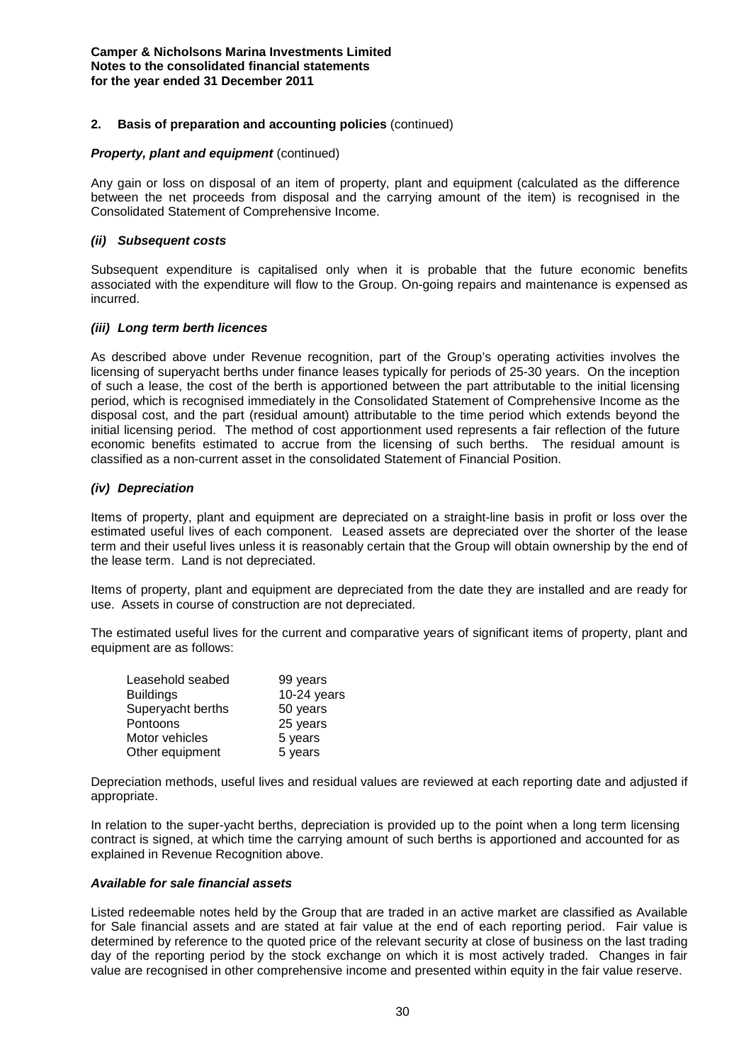## 2. Basis of preparation and accounting policies (continued)

***Property, plant and equipment*** (continued)

Any gain or loss on disposal of an item of property, plant and equipment (calculated as the difference between the net proceeds from disposal and the carrying amount of the item) is recognised in the Consolidated Statement of Comprehensive Income.

***(ii) Subsequent costs***

Subsequent expenditure is capitalised only when it is probable that the future economic benefits associated with the expenditure will flow to the Group. On-going repairs and maintenance is expensed as incurred.

***(iii) Long term berth licences***

As described above under Revenue recognition, part of the Group's operating activities involves the licensing of superyacht berths under finance leases typically for periods of 25-30 years. On the inception of such a lease, the cost of the berth is apportioned between the part attributable to the initial licensing period, which is recognised immediately in the Consolidated Statement of Comprehensive Income as the disposal cost, and the part (residual amount) attributable to the time period which extends beyond the initial licensing period. The method of cost apportionment used represents a fair reflection of the future economic benefits estimated to accrue from the licensing of such berths. The residual amount is classified as a non-current asset in the consolidated Statement of Financial Position.

***(iv) Depreciation***

Items of property, plant and equipment are depreciated on a straight-line basis in profit or loss over the estimated useful lives of each component. Leased assets are depreciated over the shorter of the lease term and their useful lives unless it is reasonably certain that the Group will obtain ownership by the end of the lease term. Land is not depreciated.

Items of property, plant and equipment are depreciated from the date they are installed and are ready for use. Assets in course of construction are not depreciated.

The estimated useful lives for the current and comparative years of significant items of property, plant and equipment are as follows:

| | |
|---|---|
| Leasehold seabed | 99 years |
| Buildings | 10-24 years |
| Superyacht berths | 50 years |
| Pontoons | 25 years |
| Motor vehicles | 5 years |
| Other equipment | 5 years |

Depreciation methods, useful lives and residual values are reviewed at each reporting date and adjusted if appropriate.

In relation to the super-yacht berths, depreciation is provided up to the point when a long term licensing contract is signed, at which time the carrying amount of such berths is apportioned and accounted for as explained in Revenue Recognition above.

***Available for sale financial assets***

Listed redeemable notes held by the Group that are traded in an active market are classified as Available for Sale financial assets and are stated at fair value at the end of each reporting period. Fair value is determined by reference to the quoted price of the relevant security at close of business on the last trading day of the reporting period by the stock exchange on which it is most actively traded. Changes in fair value are recognised in other comprehensive income and presented within equity in the fair value reserve.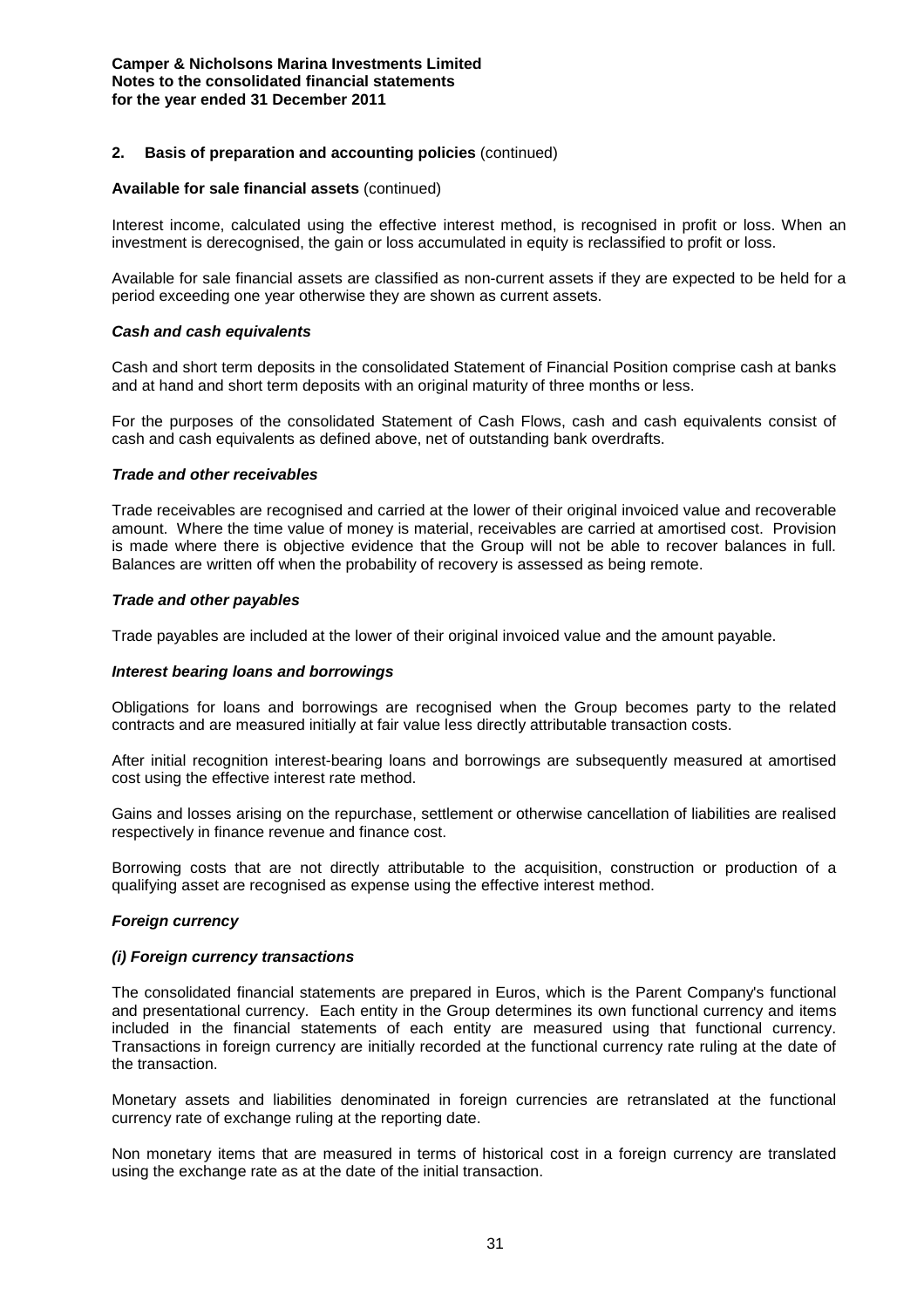## 2. Basis of preparation and accounting policies (continued)

**Available for sale financial assets** (continued)

Interest income, calculated using the effective interest method, is recognised in profit or loss. When an investment is derecognised, the gain or loss accumulated in equity is reclassified to profit or loss.

Available for sale financial assets are classified as non-current assets if they are expected to be held for a period exceeding one year otherwise they are shown as current assets.

***Cash and cash equivalents***

Cash and short term deposits in the consolidated Statement of Financial Position comprise cash at banks and at hand and short term deposits with an original maturity of three months or less.

For the purposes of the consolidated Statement of Cash Flows, cash and cash equivalents consist of cash and cash equivalents as defined above, net of outstanding bank overdrafts.

***Trade and other receivables***

Trade receivables are recognised and carried at the lower of their original invoiced value and recoverable amount. Where the time value of money is material, receivables are carried at amortised cost. Provision is made where there is objective evidence that the Group will not be able to recover balances in full. Balances are written off when the probability of recovery is assessed as being remote.

***Trade and other payables***

Trade payables are included at the lower of their original invoiced value and the amount payable.

***Interest bearing loans and borrowings***

Obligations for loans and borrowings are recognised when the Group becomes party to the related contracts and are measured initially at fair value less directly attributable transaction costs.

After initial recognition interest-bearing loans and borrowings are subsequently measured at amortised cost using the effective interest rate method.

Gains and losses arising on the repurchase, settlement or otherwise cancellation of liabilities are realised respectively in finance revenue and finance cost.

Borrowing costs that are not directly attributable to the acquisition, construction or production of a qualifying asset are recognised as expense using the effective interest method.

***Foreign currency***

***(i) Foreign currency transactions***

The consolidated financial statements are prepared in Euros, which is the Parent Company's functional and presentational currency. Each entity in the Group determines its own functional currency and items included in the financial statements of each entity are measured using that functional currency. Transactions in foreign currency are initially recorded at the functional currency rate ruling at the date of the transaction.

Monetary assets and liabilities denominated in foreign currencies are retranslated at the functional currency rate of exchange ruling at the reporting date.

Non monetary items that are measured in terms of historical cost in a foreign currency are translated using the exchange rate as at the date of the initial transaction.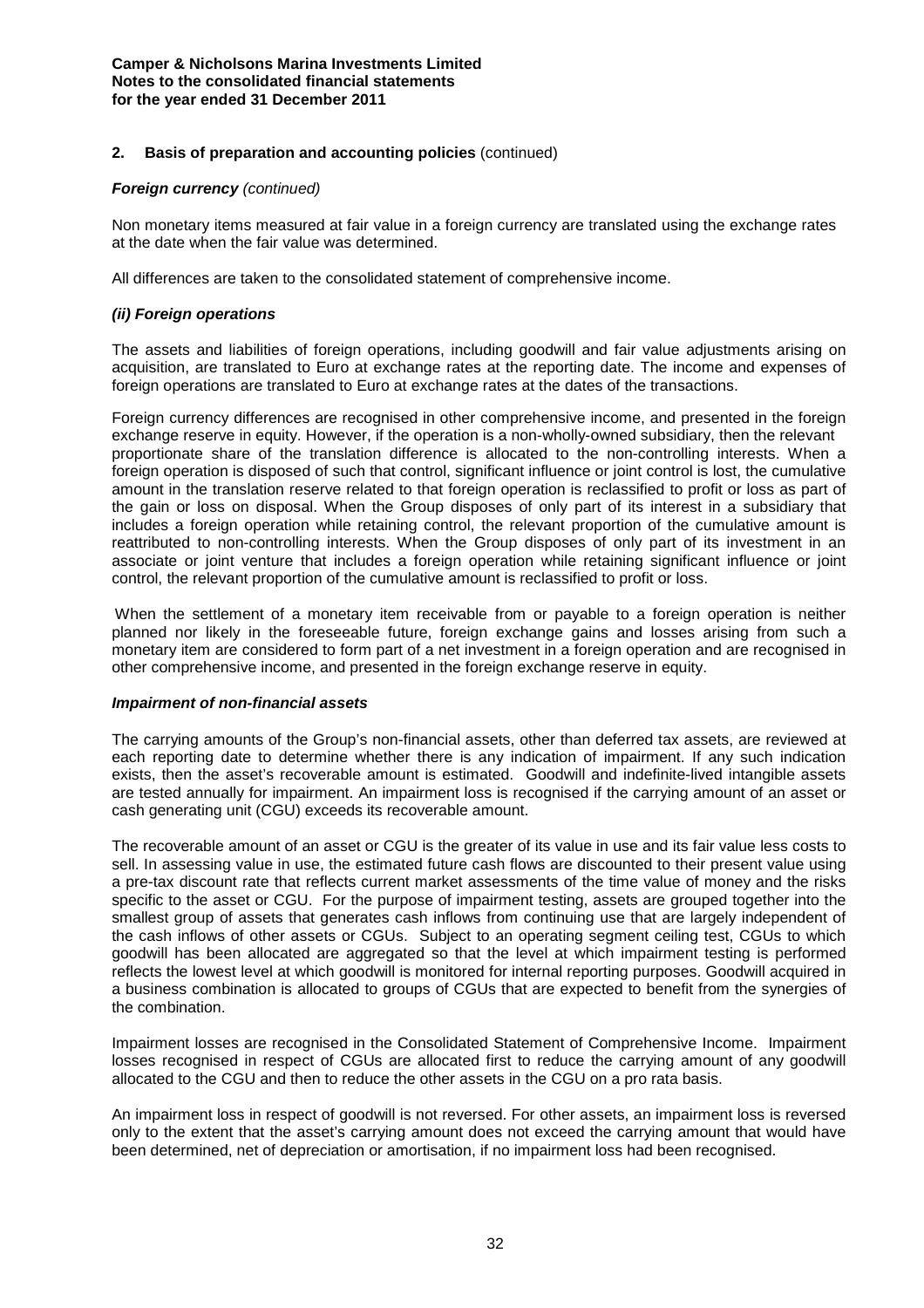## 2. Basis of preparation and accounting policies (continued)

***Foreign currency** (continued)*

Non monetary items measured at fair value in a foreign currency are translated using the exchange rates at the date when the fair value was determined.

All differences are taken to the consolidated statement of comprehensive income.

***(ii) Foreign operations***

The assets and liabilities of foreign operations, including goodwill and fair value adjustments arising on acquisition, are translated to Euro at exchange rates at the reporting date. The income and expenses of foreign operations are translated to Euro at exchange rates at the dates of the transactions.

Foreign currency differences are recognised in other comprehensive income, and presented in the foreign exchange reserve in equity. However, if the operation is a non-wholly-owned subsidiary, then the relevant proportionate share of the translation difference is allocated to the non-controlling interests. When a foreign operation is disposed of such that control, significant influence or joint control is lost, the cumulative amount in the translation reserve related to that foreign operation is reclassified to profit or loss as part of the gain or loss on disposal. When the Group disposes of only part of its interest in a subsidiary that includes a foreign operation while retaining control, the relevant proportion of the cumulative amount is reattributed to non-controlling interests. When the Group disposes of only part of its investment in an associate or joint venture that includes a foreign operation while retaining significant influence or joint control, the relevant proportion of the cumulative amount is reclassified to profit or loss.

When the settlement of a monetary item receivable from or payable to a foreign operation is neither planned nor likely in the foreseeable future, foreign exchange gains and losses arising from such a monetary item are considered to form part of a net investment in a foreign operation and are recognised in other comprehensive income, and presented in the foreign exchange reserve in equity.

***Impairment of non-financial assets***

The carrying amounts of the Group's non-financial assets, other than deferred tax assets, are reviewed at each reporting date to determine whether there is any indication of impairment. If any such indication exists, then the asset's recoverable amount is estimated. Goodwill and indefinite-lived intangible assets are tested annually for impairment. An impairment loss is recognised if the carrying amount of an asset or cash generating unit (CGU) exceeds its recoverable amount.

The recoverable amount of an asset or CGU is the greater of its value in use and its fair value less costs to sell. In assessing value in use, the estimated future cash flows are discounted to their present value using a pre-tax discount rate that reflects current market assessments of the time value of money and the risks specific to the asset or CGU. For the purpose of impairment testing, assets are grouped together into the smallest group of assets that generates cash inflows from continuing use that are largely independent of the cash inflows of other assets or CGUs. Subject to an operating segment ceiling test, CGUs to which goodwill has been allocated are aggregated so that the level at which impairment testing is performed reflects the lowest level at which goodwill is monitored for internal reporting purposes. Goodwill acquired in a business combination is allocated to groups of CGUs that are expected to benefit from the synergies of the combination.

Impairment losses are recognised in the Consolidated Statement of Comprehensive Income. Impairment losses recognised in respect of CGUs are allocated first to reduce the carrying amount of any goodwill allocated to the CGU and then to reduce the other assets in the CGU on a pro rata basis.

An impairment loss in respect of goodwill is not reversed. For other assets, an impairment loss is reversed only to the extent that the asset's carrying amount does not exceed the carrying amount that would have been determined, net of depreciation or amortisation, if no impairment loss had been recognised.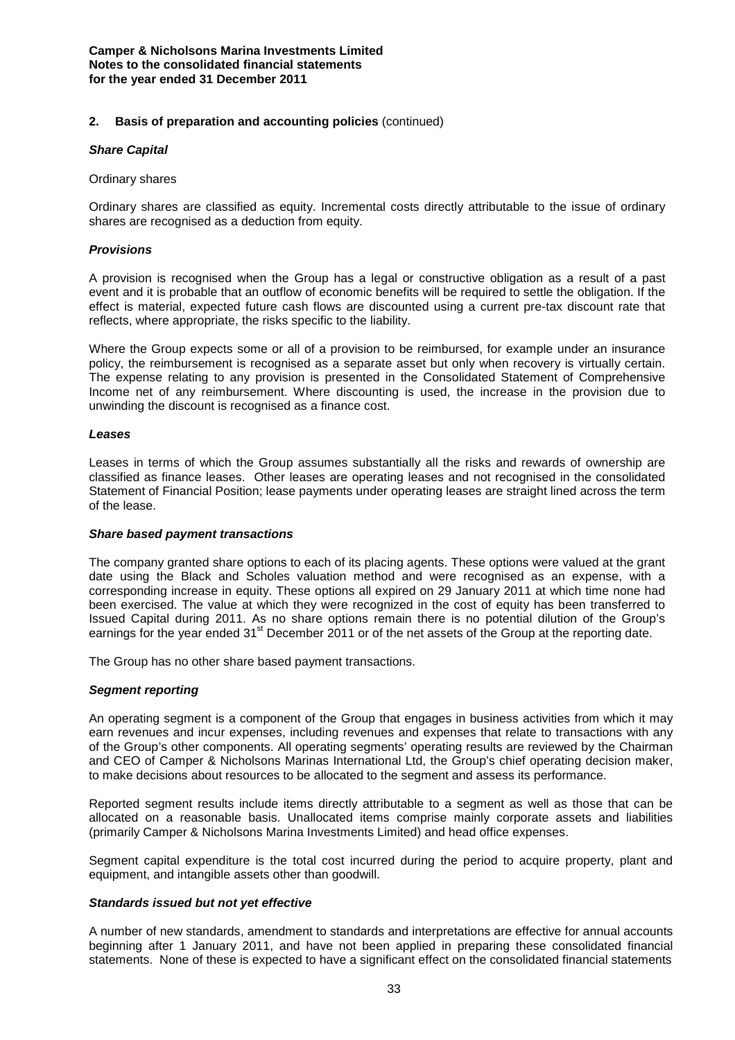## 2. Basis of preparation and accounting policies (continued)

***Share Capital***

Ordinary shares

Ordinary shares are classified as equity. Incremental costs directly attributable to the issue of ordinary shares are recognised as a deduction from equity.

***Provisions***

A provision is recognised when the Group has a legal or constructive obligation as a result of a past event and it is probable that an outflow of economic benefits will be required to settle the obligation. If the effect is material, expected future cash flows are discounted using a current pre-tax discount rate that reflects, where appropriate, the risks specific to the liability.

Where the Group expects some or all of a provision to be reimbursed, for example under an insurance policy, the reimbursement is recognised as a separate asset but only when recovery is virtually certain. The expense relating to any provision is presented in the Consolidated Statement of Comprehensive Income net of any reimbursement. Where discounting is used, the increase in the provision due to unwinding the discount is recognised as a finance cost.

***Leases***

Leases in terms of which the Group assumes substantially all the risks and rewards of ownership are classified as finance leases. Other leases are operating leases and not recognised in the consolidated Statement of Financial Position; lease payments under operating leases are straight lined across the term of the lease.

***Share based payment transactions***

The company granted share options to each of its placing agents. These options were valued at the grant date using the Black and Scholes valuation method and were recognised as an expense, with a corresponding increase in equity. These options all expired on 29 January 2011 at which time none had been exercised. The value at which they were recognized in the cost of equity has been transferred to Issued Capital during 2011. As no share options remain there is no potential dilution of the Group's earnings for the year ended 31st December 2011 or of the net assets of the Group at the reporting date.

The Group has no other share based payment transactions.

***Segment reporting***

An operating segment is a component of the Group that engages in business activities from which it may earn revenues and incur expenses, including revenues and expenses that relate to transactions with any of the Group's other components. All operating segments' operating results are reviewed by the Chairman and CEO of Camper & Nicholsons Marinas International Ltd, the Group's chief operating decision maker, to make decisions about resources to be allocated to the segment and assess its performance.

Reported segment results include items directly attributable to a segment as well as those that can be allocated on a reasonable basis. Unallocated items comprise mainly corporate assets and liabilities (primarily Camper & Nicholsons Marina Investments Limited) and head office expenses.

Segment capital expenditure is the total cost incurred during the period to acquire property, plant and equipment, and intangible assets other than goodwill.

***Standards issued but not yet effective***

A number of new standards, amendment to standards and interpretations are effective for annual accounts beginning after 1 January 2011, and have not been applied in preparing these consolidated financial statements. None of these is expected to have a significant effect on the consolidated financial statements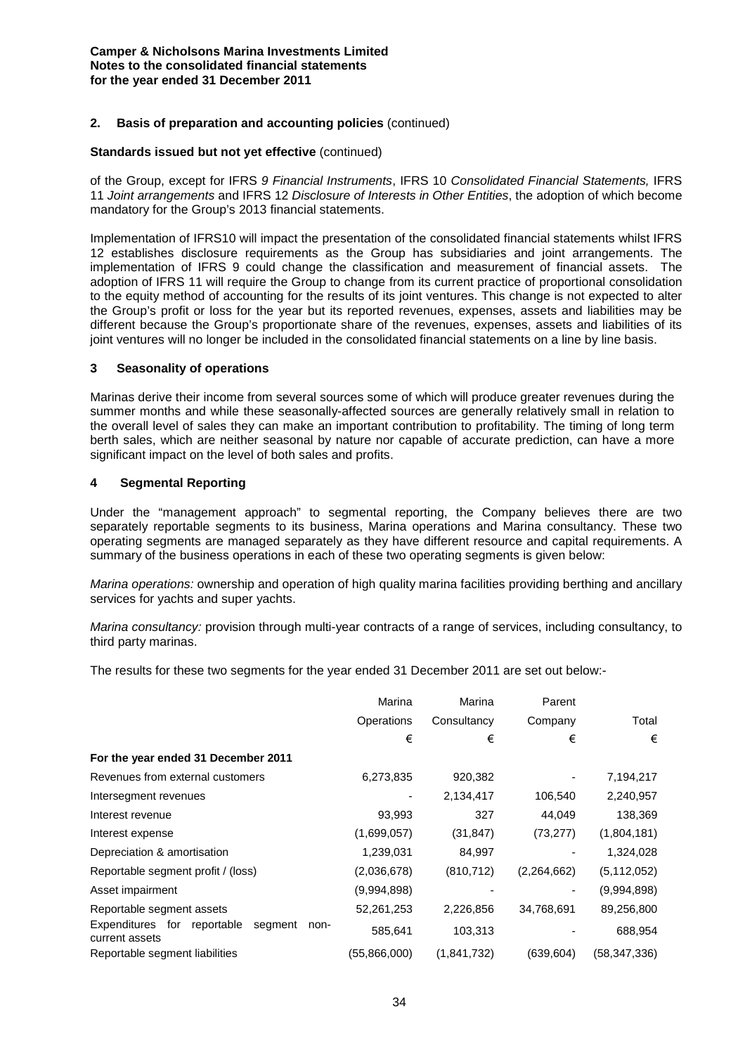## 2. Basis of preparation and accounting policies (continued)

### Standards issued but not yet effective (continued)

of the Group, except for IFRS *9 Financial Instruments*, IFRS 10 *Consolidated Financial Statements,* IFRS 11 *Joint arrangements* and IFRS 12 *Disclosure of Interests in Other Entities*, the adoption of which become mandatory for the Group's 2013 financial statements.

Implementation of IFRS10 will impact the presentation of the consolidated financial statements whilst IFRS 12 establishes disclosure requirements as the Group has subsidiaries and joint arrangements. The implementation of IFRS 9 could change the classification and measurement of financial assets. The adoption of IFRS 11 will require the Group to change from its current practice of proportional consolidation to the equity method of accounting for the results of its joint ventures. This change is not expected to alter the Group's profit or loss for the year but its reported revenues, expenses, assets and liabilities may be different because the Group's proportionate share of the revenues, expenses, assets and liabilities of its joint ventures will no longer be included in the consolidated financial statements on a line by line basis.

## 3 Seasonality of operations

Marinas derive their income from several sources some of which will produce greater revenues during the summer months and while these seasonally-affected sources are generally relatively small in relation to the overall level of sales they can make an important contribution to profitability. The timing of long term berth sales, which are neither seasonal by nature nor capable of accurate prediction, can have a more significant impact on the level of both sales and profits.

## 4 Segmental Reporting

Under the "management approach" to segmental reporting, the Company believes there are two separately reportable segments to its business, Marina operations and Marina consultancy. These two operating segments are managed separately as they have different resource and capital requirements. A summary of the business operations in each of these two operating segments is given below:

*Marina operations:* ownership and operation of high quality marina facilities providing berthing and ancillary services for yachts and super yachts.

*Marina consultancy:* provision through multi-year contracts of a range of services, including consultancy, to third party marinas.

The results for these two segments for the year ended 31 December 2011 are set out below:-

| | Marina Operations | Marina Consultancy | Parent Company | Total |
|---|---|---|---|---|
| | € | € | € | € |
| **For the year ended 31 December 2011** | | | | |
| Revenues from external customers | 6,273,835 | 920,382 | - | 7,194,217 |
| Intersegment revenues | - | 2,134,417 | 106,540 | 2,240,957 |
| Interest revenue | 93,993 | 327 | 44,049 | 138,369 |
| Interest expense | (1,699,057) | (31,847) | (73,277) | (1,804,181) |
| Depreciation & amortisation | 1,239,031 | 84,997 | - | 1,324,028 |
| Reportable segment profit / (loss) | (2,036,678) | (810,712) | (2,264,662) | (5,112,052) |
| Asset impairment | (9,994,898) | - | - | (9,994,898) |
| Reportable segment assets | 52,261,253 | 2,226,856 | 34,768,691 | 89,256,800 |
| Expenditures for reportable segment non-current assets | 585,641 | 103,313 | - | 688,954 |
| Reportable segment liabilities | (55,866,000) | (1,841,732) | (639,604) | (58,347,336) |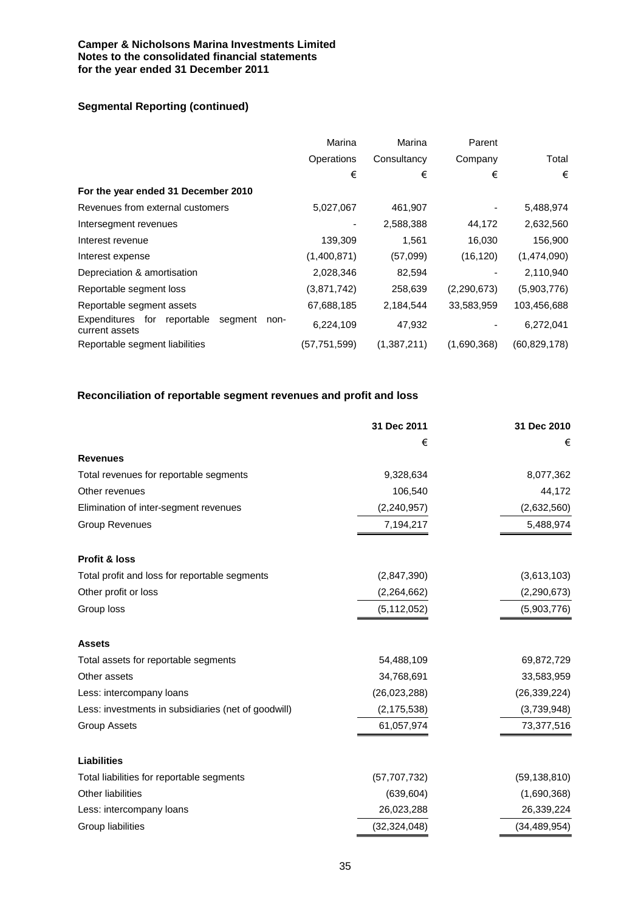**Camper & Nicholsons Marina Investments Limited**
**Notes to the consolidated financial statements**
**for the year ended 31 December 2011**

### Segmental Reporting (continued)

| | Marina Operations | Marina Consultancy | Parent Company | Total |
|---|---|---|---|---|
| | € | € | € | € |
| **For the year ended 31 December 2010** | | | | |
| Revenues from external customers | 5,027,067 | 461,907 | - | 5,488,974 |
| Intersegment revenues | - | 2,588,388 | 44,172 | 2,632,560 |
| Interest revenue | 139,309 | 1,561 | 16,030 | 156,900 |
| Interest expense | (1,400,871) | (57,099) | (16,120) | (1,474,090) |
| Depreciation & amortisation | 2,028,346 | 82,594 | - | 2,110,940 |
| Reportable segment loss | (3,871,742) | 258,639 | (2,290,673) | (5,903,776) |
| Reportable segment assets | 67,688,185 | 2,184,544 | 33,583,959 | 103,456,688 |
| Expenditures for reportable segment non-current assets | 6,224,109 | 47,932 | - | 6,272,041 |
| Reportable segment liabilities | (57,751,599) | (1,387,211) | (1,690,368) | (60,829,178) |

### Reconciliation of reportable segment revenues and profit and loss

| | 31 Dec 2011 | 31 Dec 2010 |
|---|---|---|
| | € | € |
| **Revenues** | | |
| Total revenues for reportable segments | 9,328,634 | 8,077,362 |
| Other revenues | 106,540 | 44,172 |
| Elimination of inter-segment revenues | (2,240,957) | (2,632,560) |
| Group Revenues | 7,194,217 | 5,488,974 |
| **Profit & loss** | | |
| Total profit and loss for reportable segments | (2,847,390) | (3,613,103) |
| Other profit or loss | (2,264,662) | (2,290,673) |
| Group loss | (5,112,052) | (5,903,776) |
| **Assets** | | |
| Total assets for reportable segments | 54,488,109 | 69,872,729 |
| Other assets | 34,768,691 | 33,583,959 |
| Less: intercompany loans | (26,023,288) | (26,339,224) |
| Less: investments in subsidiaries (net of goodwill) | (2,175,538) | (3,739,948) |
| Group Assets | 61,057,974 | 73,377,516 |
| **Liabilities** | | |
| Total liabilities for reportable segments | (57,707,732) | (59,138,810) |
| Other liabilities | (639,604) | (1,690,368) |
| Less: intercompany loans | 26,023,288 | 26,339,224 |
| Group liabilities | (32,324,048) | (34,489,954) |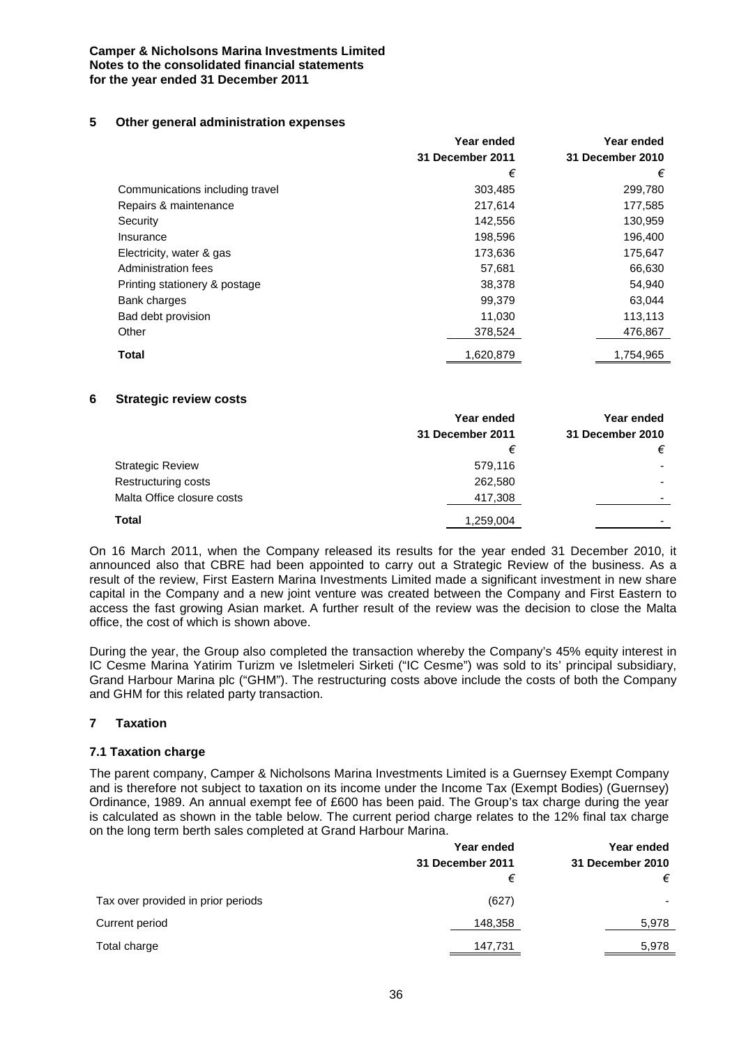## 5 Other general administration expenses

| | Year ended 31 December 2011 | Year ended 31 December 2010 |
|---|---|---|
| | € | € |
| Communications including travel | 303,485 | 299,780 |
| Repairs & maintenance | 217,614 | 177,585 |
| Security | 142,556 | 130,959 |
| Insurance | 198,596 | 196,400 |
| Electricity, water & gas | 173,636 | 175,647 |
| Administration fees | 57,681 | 66,630 |
| Printing stationery & postage | 38,378 | 54,940 |
| Bank charges | 99,379 | 63,044 |
| Bad debt provision | 11,030 | 113,113 |
| Other | 378,524 | 476,867 |
| **Total** | 1,620,879 | 1,754,965 |

## 6 Strategic review costs

| | Year ended 31 December 2011 | Year ended 31 December 2010 |
|---|---|---|
| | € | € |
| Strategic Review | 579,116 | - |
| Restructuring costs | 262,580 | - |
| Malta Office closure costs | 417,308 | - |
| **Total** | 1,259,004 | - |

On 16 March 2011, when the Company released its results for the year ended 31 December 2010, it announced also that CBRE had been appointed to carry out a Strategic Review of the business. As a result of the review, First Eastern Marina Investments Limited made a significant investment in new share capital in the Company and a new joint venture was created between the Company and First Eastern to access the fast growing Asian market. A further result of the review was the decision to close the Malta office, the cost of which is shown above.

During the year, the Group also completed the transaction whereby the Company's 45% equity interest in IC Cesme Marina Yatirim Turizm ve Isletmeleri Sirketi ("IC Cesme") was sold to its' principal subsidiary, Grand Harbour Marina plc ("GHM"). The restructuring costs above include the costs of both the Company and GHM for this related party transaction.

## 7 Taxation

### 7.1 Taxation charge

The parent company, Camper & Nicholsons Marina Investments Limited is a Guernsey Exempt Company and is therefore not subject to taxation on its income under the Income Tax (Exempt Bodies) (Guernsey) Ordinance, 1989. An annual exempt fee of £600 has been paid. The Group's tax charge during the year is calculated as shown in the table below. The current period charge relates to the 12% final tax charge on the long term berth sales completed at Grand Harbour Marina.

| | Year ended 31 December 2011 | Year ended 31 December 2010 |
|---|---|---|
| | € | € |
| Tax over provided in prior periods | (627) | - |
| Current period | 148,358 | 5,978 |
| Total charge | 147,731 | 5,978 |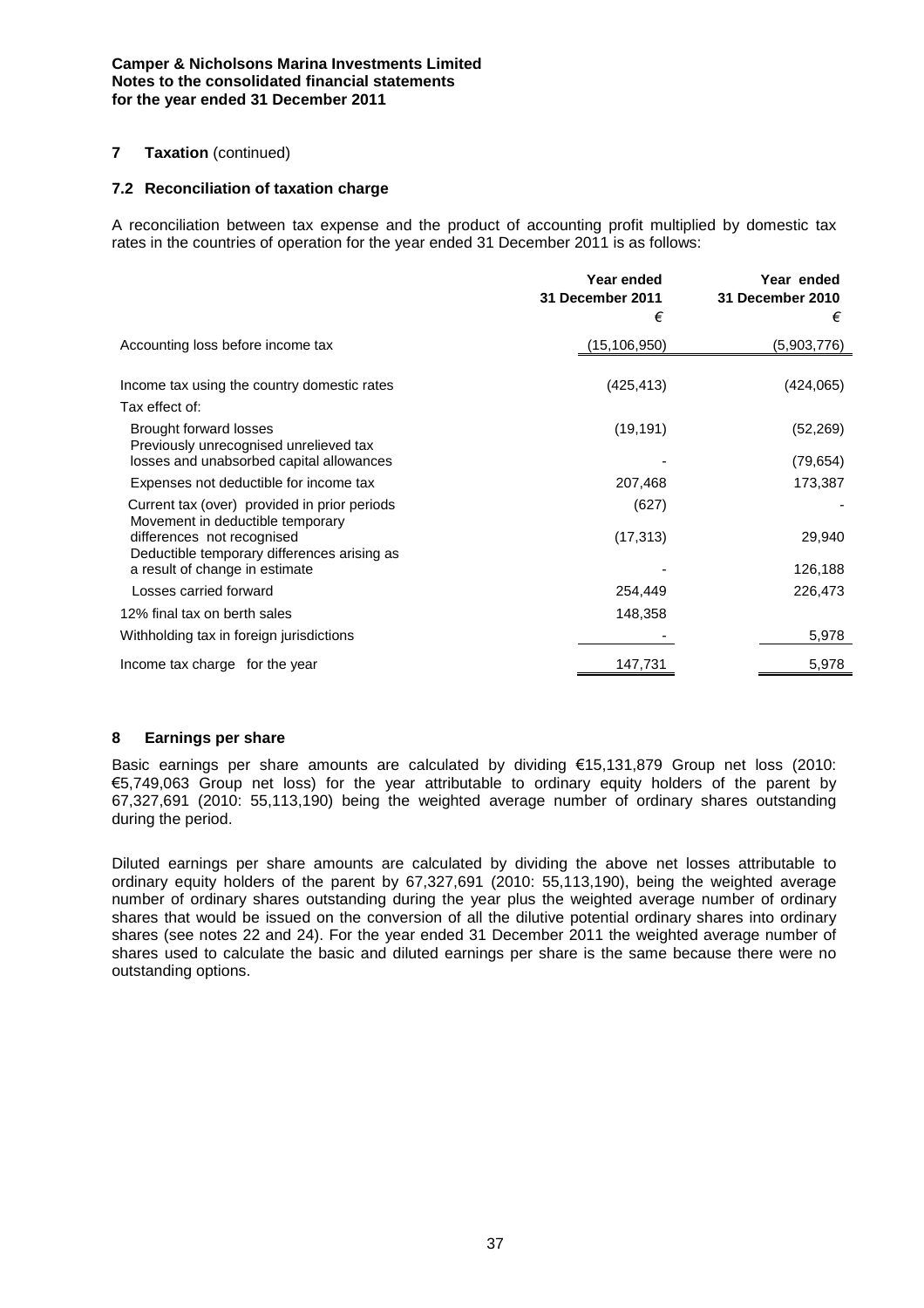**Camper & Nicholsons Marina Investments Limited**
**Notes to the consolidated financial statements**
**for the year ended 31 December 2011**

## 7 Taxation (continued)

### 7.2 Reconciliation of taxation charge

A reconciliation between tax expense and the product of accounting profit multiplied by domestic tax rates in the countries of operation for the year ended 31 December 2011 is as follows:

| | Year ended 31 December 2011 € | Year ended 31 December 2010 € |
|---|---|---|
| Accounting loss before income tax | (15,106,950) | (5,903,776) |
| Income tax using the country domestic rates | (425,413) | (424,065) |
| Tax effect of: | | |
| Brought forward losses | (19,191) | (52,269) |
| Previously unrecognised unrelieved tax losses and unabsorbed capital allowances | - | (79,654) |
| Expenses not deductible for income tax | 207,468 | 173,387 |
| Current tax (over) provided in prior periods | (627) | - |
| Movement in deductible temporary differences not recognised | (17,313) | 29,940 |
| Deductible temporary differences arising as a result of change in estimate | - | 126,188 |
| Losses carried forward | 254,449 | 226,473 |
| 12% final tax on berth sales | 148,358 | |
| Withholding tax in foreign jurisdictions | - | 5,978 |
| Income tax charge for the year | 147,731 | 5,978 |

## 8 Earnings per share

Basic earnings per share amounts are calculated by dividing €15,131,879 Group net loss (2010: €5,749,063 Group net loss) for the year attributable to ordinary equity holders of the parent by 67,327,691 (2010: 55,113,190) being the weighted average number of ordinary shares outstanding during the period.

Diluted earnings per share amounts are calculated by dividing the above net losses attributable to ordinary equity holders of the parent by 67,327,691 (2010: 55,113,190), being the weighted average number of ordinary shares outstanding during the year plus the weighted average number of ordinary shares that would be issued on the conversion of all the dilutive potential ordinary shares into ordinary shares (see notes 22 and 24). For the year ended 31 December 2011 the weighted average number of shares used to calculate the basic and diluted earnings per share is the same because there were no outstanding options.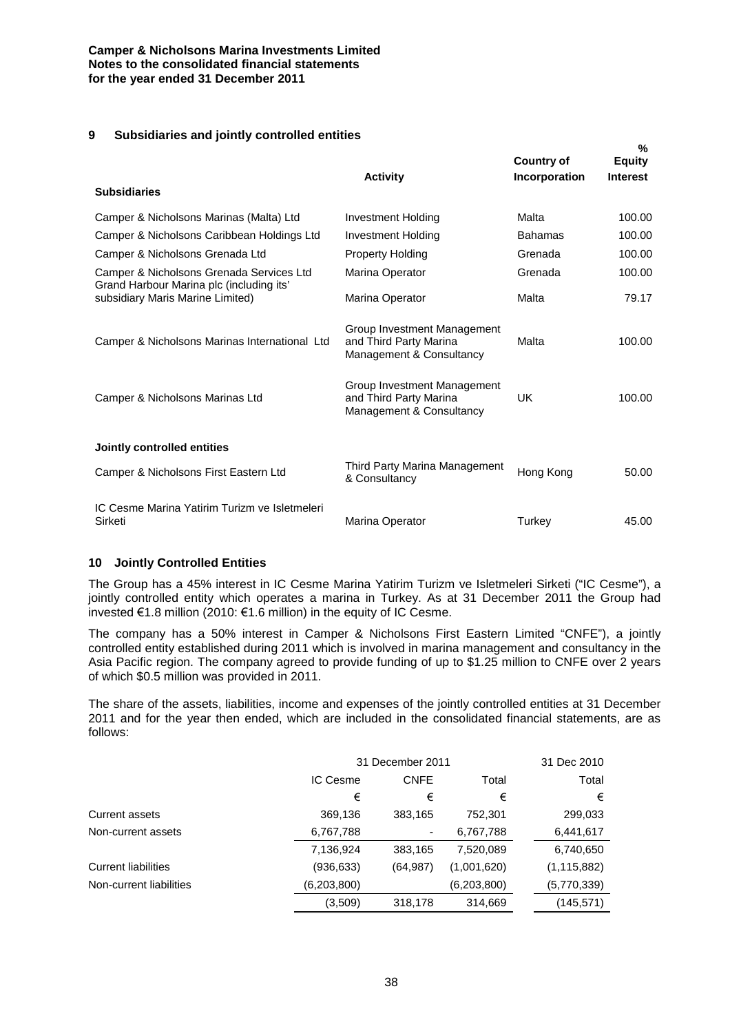## 9 Subsidiaries and jointly controlled entities

| | Activity | Country of Incorporation | % Equity Interest |
|---|---|---|---|
| **Subsidiaries** | | | |
| Camper & Nicholsons Marinas (Malta) Ltd | Investment Holding | Malta | 100.00 |
| Camper & Nicholsons Caribbean Holdings Ltd | Investment Holding | Bahamas | 100.00 |
| Camper & Nicholsons Grenada Ltd | Property Holding | Grenada | 100.00 |
| Camper & Nicholsons Grenada Services Ltd | Marina Operator | Grenada | 100.00 |
| Grand Harbour Marina plc (including its' subsidiary Maris Marine Limited) | Marina Operator | Malta | 79.17 |
| Camper & Nicholsons Marinas International Ltd | Group Investment Management and Third Party Marina Management & Consultancy | Malta | 100.00 |
| Camper & Nicholsons Marinas Ltd | Group Investment Management and Third Party Marina Management & Consultancy | UK | 100.00 |
| **Jointly controlled entities** | | | |
| Camper & Nicholsons First Eastern Ltd | Third Party Marina Management & Consultancy | Hong Kong | 50.00 |
| IC Cesme Marina Yatirim Turizm ve Isletmeleri Sirketi | Marina Operator | Turkey | 45.00 |

## 10 Jointly Controlled Entities

The Group has a 45% interest in IC Cesme Marina Yatirim Turizm ve Isletmeleri Sirketi ("IC Cesme"), a jointly controlled entity which operates a marina in Turkey. As at 31 December 2011 the Group had invested €1.8 million (2010: €1.6 million) in the equity of IC Cesme.

The company has a 50% interest in Camper & Nicholsons First Eastern Limited "CNFE"), a jointly controlled entity established during 2011 which is involved in marina management and consultancy in the Asia Pacific region. The company agreed to provide funding of up to $1.25 million to CNFE over 2 years of which $0.5 million was provided in 2011.

The share of the assets, liabilities, income and expenses of the jointly controlled entities at 31 December 2011 and for the year then ended, which are included in the consolidated financial statements, are as follows:

| | 31 December 2011 | | | 31 Dec 2010 |
|---|---|---|---|---|
| | IC Cesme | CNFE | Total | Total |
| | € | € | € | € |
| Current assets | 369,136 | 383,165 | 752,301 | 299,033 |
| Non-current assets | 6,767,788 | - | 6,767,788 | 6,441,617 |
| | 7,136,924 | 383,165 | 7,520,089 | 6,740,650 |
| Current liabilities | (936,633) | (64,987) | (1,001,620) | (1,115,882) |
| Non-current liabilities | (6,203,800) | | (6,203,800) | (5,770,339) |
| | (3,509) | 318,178 | 314,669 | (145,571) |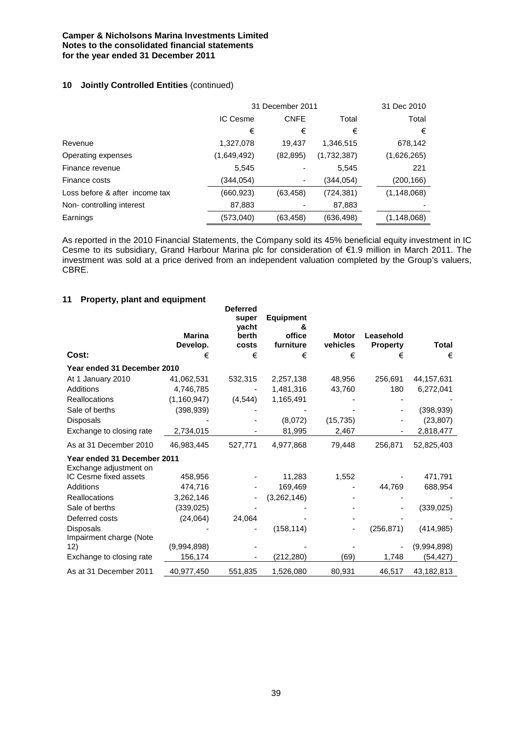**Camper & Nicholsons Marina Investments Limited**
**Notes to the consolidated financial statements**
**for the year ended 31 December 2011**

## 10 Jointly Controlled Entities (continued)

| | 31 December 2011 | | | 31 Dec 2010 |
|---|---|---|---|---|
| | IC Cesme | CNFE | Total | Total |
| | € | € | € | € |
| Revenue | 1,327,078 | 19,437 | 1,346,515 | 678,142 |
| Operating expenses | (1,649,492) | (82,895) | (1,732,387) | (1,626,265) |
| Finance revenue | 5,545 | - | 5,545 | 221 |
| Finance costs | (344,054) | - | (344,054) | (200,166) |
| Loss before & after income tax | (660,923) | (63,458) | (724,381) | (1,148,068) |
| Non- controlling interest | 87,883 | - | 87,883 | - |
| Earnings | (573,040) | (63,458) | (636,498) | (1,148,068) |

As reported in the 2010 Financial Statements, the Company sold its 45% beneficial equity investment in IC Cesme to its subsidiary, Grand Harbour Marina plc for consideration of €1.9 million in March 2011. The investment was sold at a price derived from an independent valuation completed by the Group's valuers, CBRE.

## 11 Property, plant and equipment

| Cost: | Marina Develop. | Deferred super yacht berth costs | Equipment & office furniture | Motor vehicles | Leasehold Property | Total |
|---|---|---|---|---|---|---|
| | € | € | € | € | € | € |
| **Year ended 31 December 2010** | | | | | | |
| At 1 January 2010 | 41,062,531 | 532,315 | 2,257,138 | 48,956 | 256,691 | 44,157,631 |
| Additions | 4,746,785 | - | 1,481,316 | 43,760 | 180 | 6,272,041 |
| Reallocations | (1,160,947) | (4,544) | 1,165,491 | - | - | - |
| Sale of berths | (398,939) | - | - | - | - | (398,939) |
| Disposals | - | - | (8,072) | (15,735) | - | (23,807) |
| Exchange to closing rate | 2,734,015 | - | 81,995 | 2,467 | - | 2,818,477 |
| As at 31 December 2010 | 46,983,445 | 527,771 | 4,977,868 | 79,448 | 256,871 | 52,825,403 |
| **Year ended 31 December 2011** | | | | | | |
| Exchange adjustment on IC Cesme fixed assets | 458,956 | - | 11,283 | 1,552 | - | 471,791 |
| Additions | 474,716 | - | 169,469 | - | 44,769 | 688,954 |
| Reallocations | 3,262,146 | - | (3,262,146) | - | - | - |
| Sale of berths | (339,025) | - | - | - | - | (339,025) |
| Deferred costs | (24,064) | 24,064 | - | - | - | - |
| Disposals | - | - | (158,114) | - | (256,871) | (414,985) |
| Impairment charge (Note 12) | (9,994,898) | - | - | - | - | (9,994,898) |
| Exchange to closing rate | 156,174 | - | (212,280) | (69) | 1,748 | (54,427) |
| As at 31 December 2011 | 40,977,450 | 551,835 | 1,526,080 | 80,931 | 46,517 | 43,182,813 |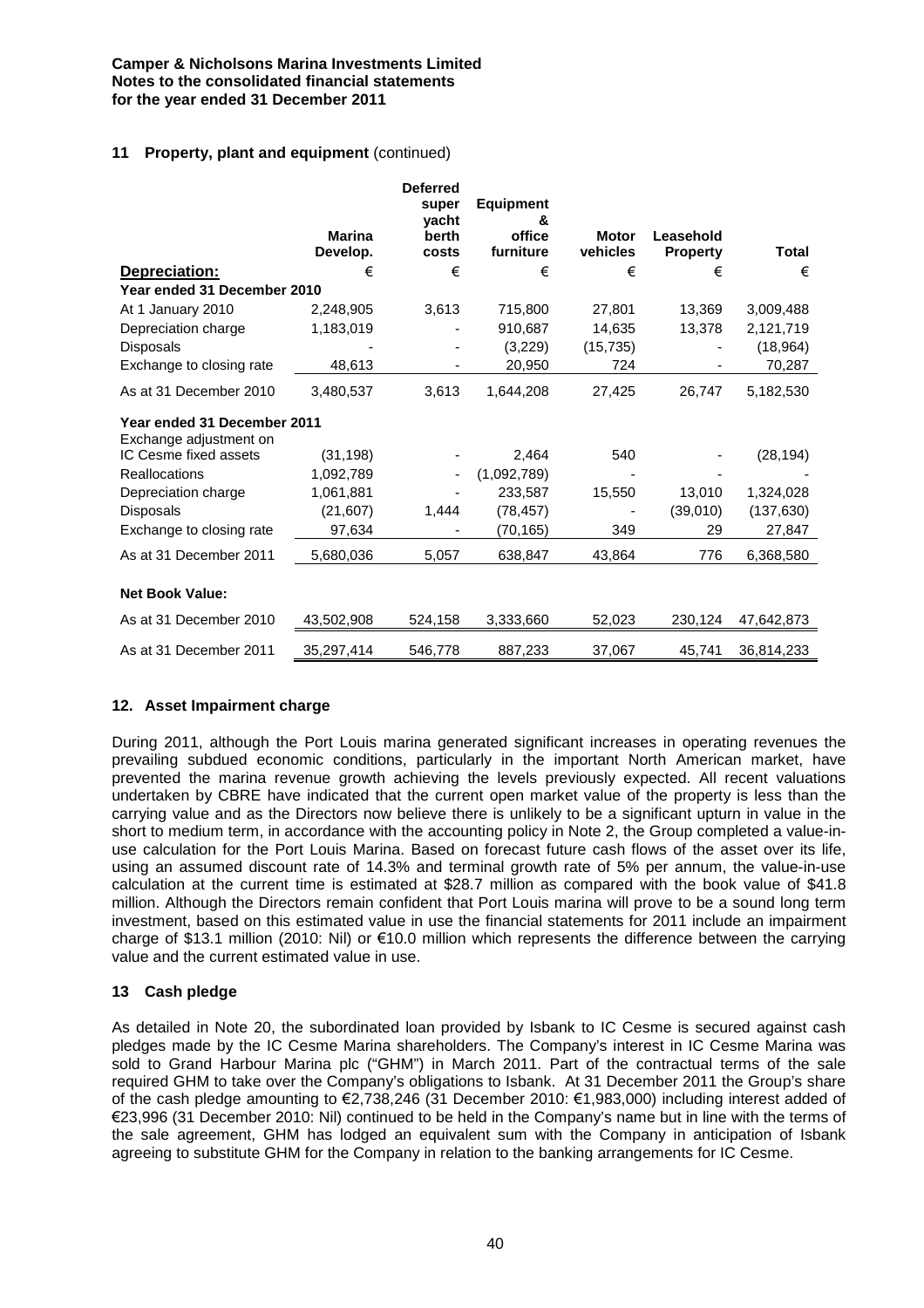## 11 Property, plant and equipment (continued)

| Depreciation: | Marina Develop. | Deferred super yacht berth costs | Equipment & office furniture | Motor vehicles | Leasehold Property | Total |
|---|---|---|---|---|---|---|
| | € | € | € | € | € | € |
| **Year ended 31 December 2010** | | | | | | |
| At 1 January 2010 | 2,248,905 | 3,613 | 715,800 | 27,801 | 13,369 | 3,009,488 |
| Depreciation charge | 1,183,019 | - | 910,687 | 14,635 | 13,378 | 2,121,719 |
| Disposals | - | - | (3,229) | (15,735) | - | (18,964) |
| Exchange to closing rate | 48,613 | - | 20,950 | 724 | - | 70,287 |
| As at 31 December 2010 | 3,480,537 | 3,613 | 1,644,208 | 27,425 | 26,747 | 5,182,530 |
| **Year ended 31 December 2011** | | | | | | |
| Exchange adjustment on IC Cesme fixed assets | (31,198) | - | 2,464 | 540 | - | (28,194) |
| Reallocations | 1,092,789 | - | (1,092,789) | - | - | - |
| Depreciation charge | 1,061,881 | - | 233,587 | 15,550 | 13,010 | 1,324,028 |
| Disposals | (21,607) | 1,444 | (78,457) | - | (39,010) | (137,630) |
| Exchange to closing rate | 97,634 | - | (70,165) | 349 | 29 | 27,847 |
| As at 31 December 2011 | 5,680,036 | 5,057 | 638,847 | 43,864 | 776 | 6,368,580 |
| **Net Book Value:** | | | | | | |
| As at 31 December 2010 | 43,502,908 | 524,158 | 3,333,660 | 52,023 | 230,124 | 47,642,873 |
| As at 31 December 2011 | 35,297,414 | 546,778 | 887,233 | 37,067 | 45,741 | 36,814,233 |

## 12. Asset Impairment charge

During 2011, although the Port Louis marina generated significant increases in operating revenues the prevailing subdued economic conditions, particularly in the important North American market, have prevented the marina revenue growth achieving the levels previously expected. All recent valuations undertaken by CBRE have indicated that the current open market value of the property is less than the carrying value and as the Directors now believe there is unlikely to be a significant upturn in value in the short to medium term, in accordance with the accounting policy in Note 2, the Group completed a value-in-use calculation for the Port Louis Marina. Based on forecast future cash flows of the asset over its life, using an assumed discount rate of 14.3% and terminal growth rate of 5% per annum, the value-in-use calculation at the current time is estimated at $28.7 million as compared with the book value of $41.8 million. Although the Directors remain confident that Port Louis marina will prove to be a sound long term investment, based on this estimated value in use the financial statements for 2011 include an impairment charge of $13.1 million (2010: Nil) or €10.0 million which represents the difference between the carrying value and the current estimated value in use.

## 13 Cash pledge

As detailed in Note 20, the subordinated loan provided by Isbank to IC Cesme is secured against cash pledges made by the IC Cesme Marina shareholders. The Company's interest in IC Cesme Marina was sold to Grand Harbour Marina plc ("GHM") in March 2011. Part of the contractual terms of the sale required GHM to take over the Company's obligations to Isbank. At 31 December 2011 the Group's share of the cash pledge amounting to €2,738,246 (31 December 2010: €1,983,000) including interest added of €23,996 (31 December 2010: Nil) continued to be held in the Company's name but in line with the terms of the sale agreement, GHM has lodged an equivalent sum with the Company in anticipation of Isbank agreeing to substitute GHM for the Company in relation to the banking arrangements for IC Cesme.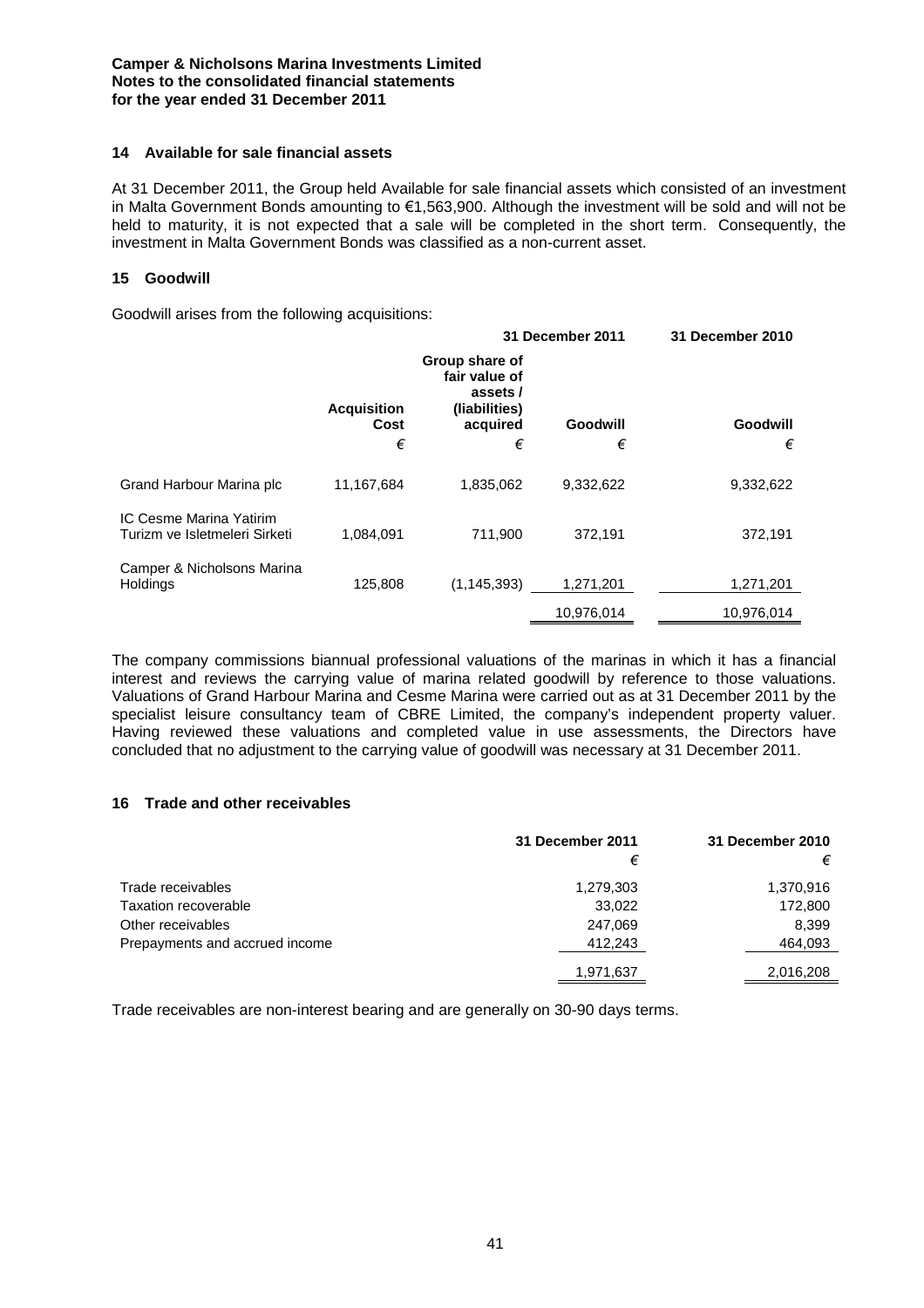## 14 Available for sale financial assets

At 31 December 2011, the Group held Available for sale financial assets which consisted of an investment in Malta Government Bonds amounting to €1,563,900. Although the investment will be sold and will not be held to maturity, it is not expected that a sale will be completed in the short term. Consequently, the investment in Malta Government Bonds was classified as a non-current asset.

## 15 Goodwill

Goodwill arises from the following acquisitions:

| | | 31 December 2011 | | 31 December 2010 |
|---|---|---|---|---|
| | Acquisition Cost | Group share of fair value of assets / (liabilities) acquired | Goodwill | Goodwill |
| | € | € | € | € |
| Grand Harbour Marina plc | 11,167,684 | 1,835,062 | 9,332,622 | 9,332,622 |
| IC Cesme Marina Yatirim Turizm ve Isletmeleri Sirketi | 1,084,091 | 711,900 | 372,191 | 372,191 |
| Camper & Nicholsons Marina Holdings | 125,808 | (1,145,393) | 1,271,201 | 1,271,201 |
| | | | 10,976,014 | 10,976,014 |

The company commissions biannual professional valuations of the marinas in which it has a financial interest and reviews the carrying value of marina related goodwill by reference to those valuations. Valuations of Grand Harbour Marina and Cesme Marina were carried out as at 31 December 2011 by the specialist leisure consultancy team of CBRE Limited, the company's independent property valuer. Having reviewed these valuations and completed value in use assessments, the Directors have concluded that no adjustment to the carrying value of goodwill was necessary at 31 December 2011.

## 16 Trade and other receivables

| | 31 December 2011 | 31 December 2010 |
|---|---|---|
| | € | € |
| Trade receivables | 1,279,303 | 1,370,916 |
| Taxation recoverable | 33,022 | 172,800 |
| Other receivables | 247,069 | 8,399 |
| Prepayments and accrued income | 412,243 | 464,093 |
| | 1,971,637 | 2,016,208 |

Trade receivables are non-interest bearing and are generally on 30-90 days terms.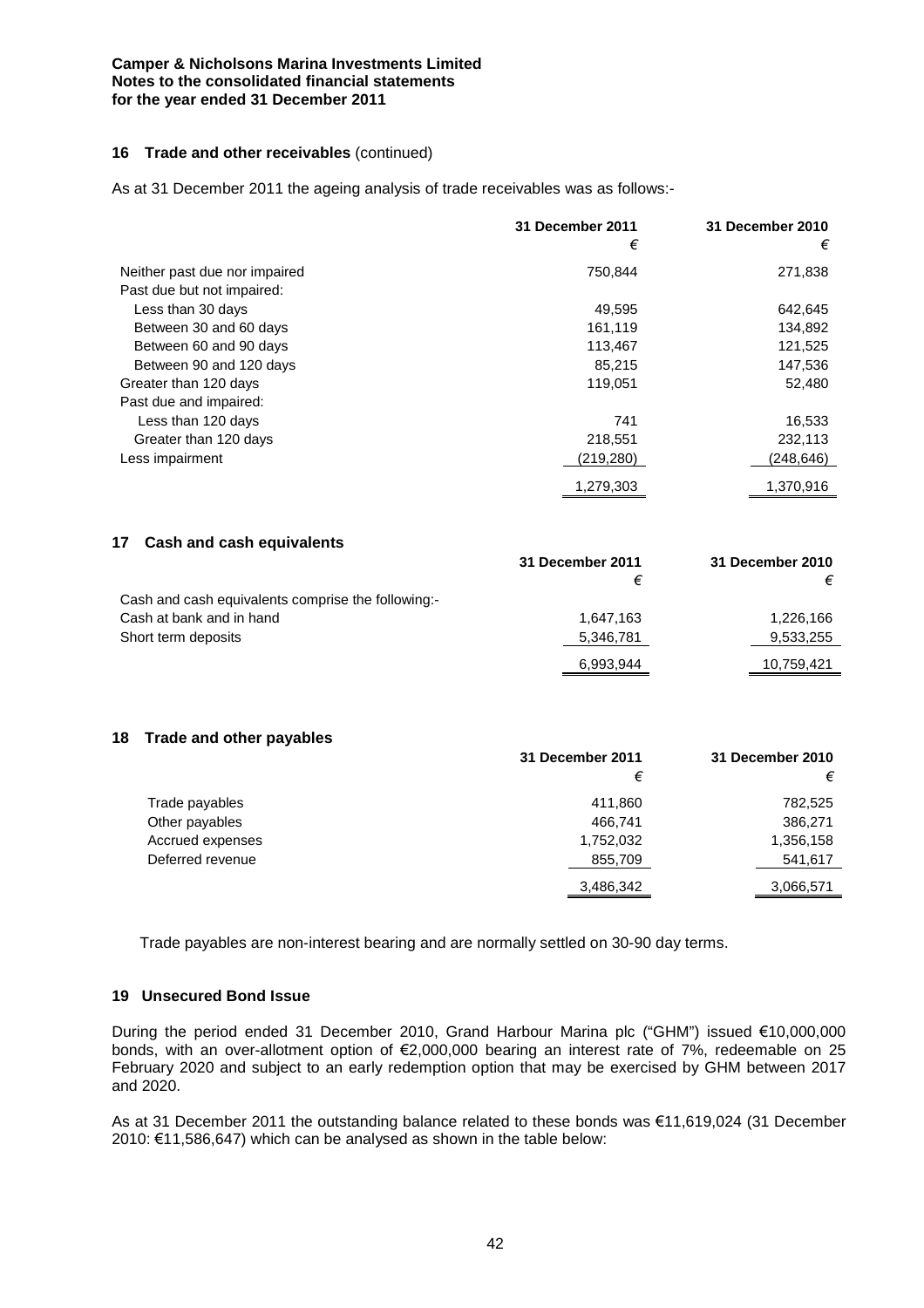## 16 Trade and other receivables (continued)

As at 31 December 2011 the ageing analysis of trade receivables was as follows:-

| | 31 December 2011 | 31 December 2010 |
|---|---|---|
| | € | € |
| Neither past due nor impaired | 750,844 | 271,838 |
| Past due but not impaired: | | |
| Less than 30 days | 49,595 | 642,645 |
| Between 30 and 60 days | 161,119 | 134,892 |
| Between 60 and 90 days | 113,467 | 121,525 |
| Between 90 and 120 days | 85,215 | 147,536 |
| Greater than 120 days | 119,051 | 52,480 |
| Past due and impaired: | | |
| Less than 120 days | 741 | 16,533 |
| Greater than 120 days | 218,551 | 232,113 |
| Less impairment | (219,280) | (248,646) |
| | 1,279,303 | 1,370,916 |

## 17 Cash and cash equivalents

| | 31 December 2011 | 31 December 2010 |
|---|---|---|
| | € | € |
| Cash and cash equivalents comprise the following:- | | |
| Cash at bank and in hand | 1,647,163 | 1,226,166 |
| Short term deposits | 5,346,781 | 9,533,255 |
| | 6,993,944 | 10,759,421 |

## 18 Trade and other payables

| | 31 December 2011 | 31 December 2010 |
|---|---|---|
| | € | € |
| Trade payables | 411,860 | 782,525 |
| Other payables | 466,741 | 386,271 |
| Accrued expenses | 1,752,032 | 1,356,158 |
| Deferred revenue | 855,709 | 541,617 |
| | 3,486,342 | 3,066,571 |

Trade payables are non-interest bearing and are normally settled on 30-90 day terms.

## 19 Unsecured Bond Issue

During the period ended 31 December 2010, Grand Harbour Marina plc ("GHM") issued €10,000,000 bonds, with an over-allotment option of €2,000,000 bearing an interest rate of 7%, redeemable on 25 February 2020 and subject to an early redemption option that may be exercised by GHM between 2017 and 2020.

As at 31 December 2011 the outstanding balance related to these bonds was €11,619,024 (31 December 2010: €11,586,647) which can be analysed as shown in the table below: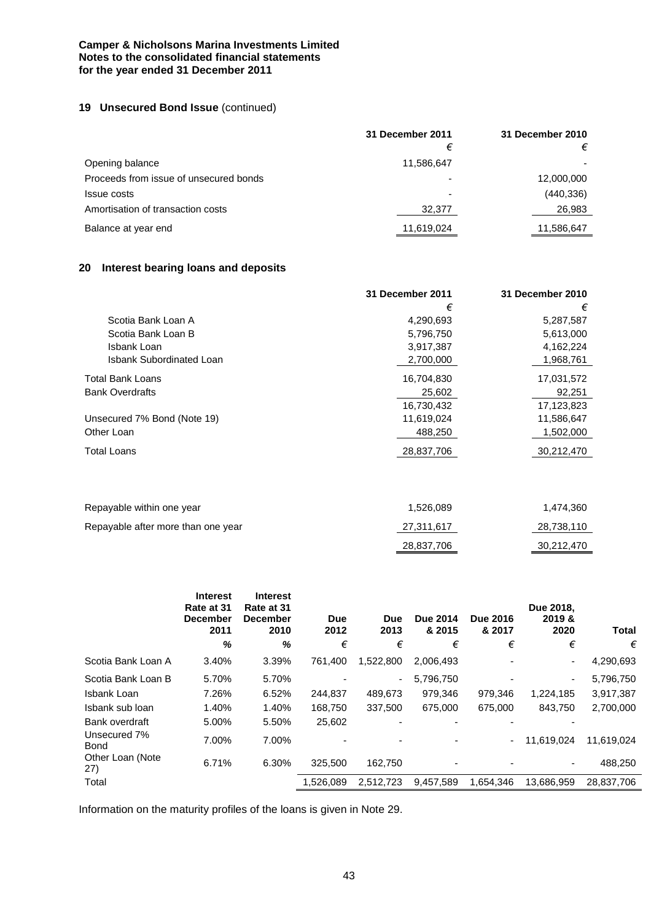## 19 Unsecured Bond Issue (continued)

| | 31 December 2011 | 31 December 2010 |
|---|---|---|
| | € | € |
| Opening balance | 11,586,647 | - |
| Proceeds from issue of unsecured bonds | - | 12,000,000 |
| Issue costs | - | (440,336) |
| Amortisation of transaction costs | 32,377 | 26,983 |
| Balance at year end | 11,619,024 | 11,586,647 |

## 20 Interest bearing loans and deposits

| | 31 December 2011 | 31 December 2010 |
|---|---|---|
| | € | € |
| Scotia Bank Loan A | 4,290,693 | 5,287,587 |
| Scotia Bank Loan B | 5,796,750 | 5,613,000 |
| Isbank Loan | 3,917,387 | 4,162,224 |
| Isbank Subordinated Loan | 2,700,000 | 1,968,761 |
| Total Bank Loans | 16,704,830 | 17,031,572 |
| Bank Overdrafts | 25,602 | 92,251 |
| | 16,730,432 | 17,123,823 |
| Unsecured 7% Bond (Note 19) | 11,619,024 | 11,586,647 |
| Other Loan | 488,250 | 1,502,000 |
| Total Loans | 28,837,706 | 30,212,470 |
| | | |
| Repayable within one year | 1,526,089 | 1,474,360 |
| Repayable after more than one year | 27,311,617 | 28,738,110 |
| | 28,837,706 | 30,212,470 |

| | Interest Rate at 31 December 2011 | Interest Rate at 31 December 2010 | Due 2012 | Due 2013 | Due 2014 & 2015 | Due 2016 & 2017 | Due 2018, 2019 & 2020 | Total |
|---|---|---|---|---|---|---|---|---|
| | % | % | € | € | € | € | € | € |
| Scotia Bank Loan A | 3.40% | 3.39% | 761,400 | 1,522,800 | 2,006,493 | - | - | 4,290,693 |
| Scotia Bank Loan B | 5.70% | 5.70% | - | - | 5,796,750 | - | - | 5,796,750 |
| Isbank Loan | 7.26% | 6.52% | 244,837 | 489,673 | 979,346 | 979,346 | 1,224,185 | 3,917,387 |
| Isbank sub loan | 1.40% | 1.40% | 168,750 | 337,500 | 675,000 | 675,000 | 843,750 | 2,700,000 |
| Bank overdraft | 5.00% | 5.50% | 25,602 | - | - | - | - | |
| Unsecured 7% Bond | 7.00% | 7.00% | - | - | - | - | 11,619,024 | 11,619,024 |
| Other Loan (Note 27) | 6.71% | 6.30% | 325,500 | 162,750 | - | - | - | 488,250 |
| Total | | | 1,526,089 | 2,512,723 | 9,457,589 | 1,654,346 | 13,686,959 | 28,837,706 |

Information on the maturity profiles of the loans is given in Note 29.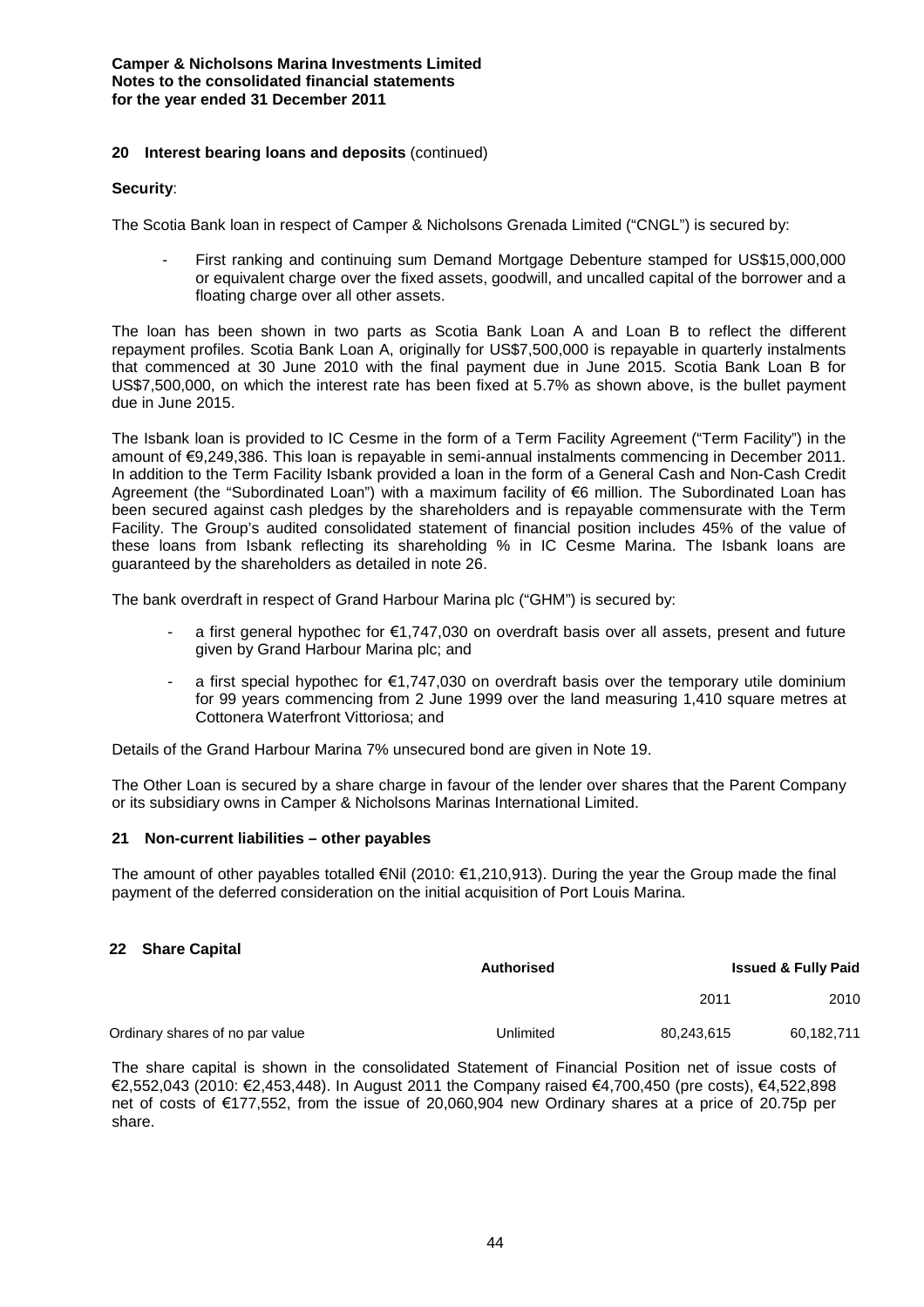## 20 Interest bearing loans and deposits (continued)

**Security**:

The Scotia Bank loan in respect of Camper & Nicholsons Grenada Limited ("CNGL") is secured by:

- First ranking and continuing sum Demand Mortgage Debenture stamped for US$15,000,000 or equivalent charge over the fixed assets, goodwill, and uncalled capital of the borrower and a floating charge over all other assets.

The loan has been shown in two parts as Scotia Bank Loan A and Loan B to reflect the different repayment profiles. Scotia Bank Loan A, originally for US$7,500,000 is repayable in quarterly instalments that commenced at 30 June 2010 with the final payment due in June 2015. Scotia Bank Loan B for US$7,500,000, on which the interest rate has been fixed at 5.7% as shown above, is the bullet payment due in June 2015.

The Isbank loan is provided to IC Cesme in the form of a Term Facility Agreement ("Term Facility") in the amount of €9,249,386. This loan is repayable in semi-annual instalments commencing in December 2011. In addition to the Term Facility Isbank provided a loan in the form of a General Cash and Non-Cash Credit Agreement (the "Subordinated Loan") with a maximum facility of €6 million. The Subordinated Loan has been secured against cash pledges by the shareholders and is repayable commensurate with the Term Facility. The Group's audited consolidated statement of financial position includes 45% of the value of these loans from Isbank reflecting its shareholding % in IC Cesme Marina. The Isbank loans are guaranteed by the shareholders as detailed in note 26.

The bank overdraft in respect of Grand Harbour Marina plc ("GHM") is secured by:

- a first general hypothec for €1,747,030 on overdraft basis over all assets, present and future given by Grand Harbour Marina plc; and
- a first special hypothec for €1,747,030 on overdraft basis over the temporary utile dominium for 99 years commencing from 2 June 1999 over the land measuring 1,410 square metres at Cottonera Waterfront Vittoriosa; and

Details of the Grand Harbour Marina 7% unsecured bond are given in Note 19.

The Other Loan is secured by a share charge in favour of the lender over shares that the Parent Company or its subsidiary owns in Camper & Nicholsons Marinas International Limited.

## 21 Non-current liabilities – other payables

The amount of other payables totalled €Nil (2010: €1,210,913). During the year the Group made the final payment of the deferred consideration on the initial acquisition of Port Louis Marina.

## 22 Share Capital

| | Authorised | Issued & Fully Paid | |
|---|---|---|---|
| | | 2011 | 2010 |
| Ordinary shares of no par value | Unlimited | 80,243,615 | 60,182,711 |

The share capital is shown in the consolidated Statement of Financial Position net of issue costs of €2,552,043 (2010: €2,453,448). In August 2011 the Company raised €4,700,450 (pre costs), €4,522,898 net of costs of €177,552, from the issue of 20,060,904 new Ordinary shares at a price of 20.75p per share.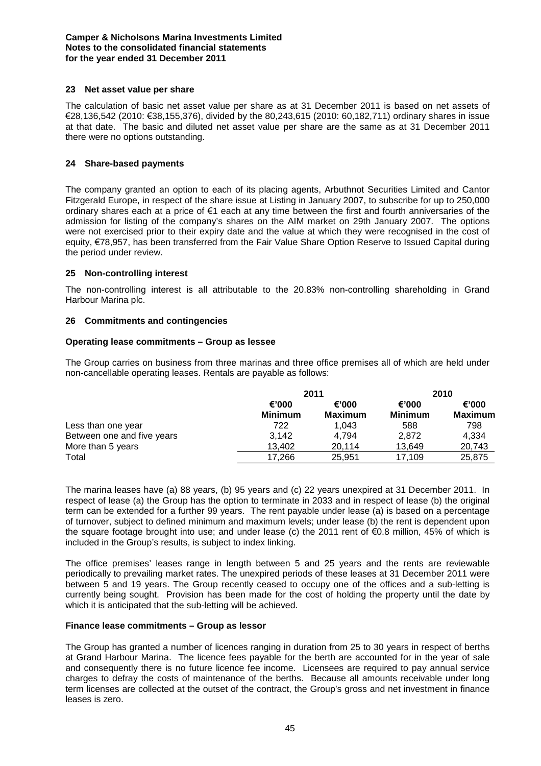## 23 Net asset value per share

The calculation of basic net asset value per share as at 31 December 2011 is based on net assets of €28,136,542 (2010: €38,155,376), divided by the 80,243,615 (2010: 60,182,711) ordinary shares in issue at that date. The basic and diluted net asset value per share are the same as at 31 December 2011 there were no options outstanding.

## 24 Share-based payments

The company granted an option to each of its placing agents, Arbuthnot Securities Limited and Cantor Fitzgerald Europe, in respect of the share issue at Listing in January 2007, to subscribe for up to 250,000 ordinary shares each at a price of €1 each at any time between the first and fourth anniversaries of the admission for listing of the company's shares on the AIM market on 29th January 2007. The options were not exercised prior to their expiry date and the value at which they were recognised in the cost of equity, €78,957, has been transferred from the Fair Value Share Option Reserve to Issued Capital during the period under review.

## 25 Non-controlling interest

The non-controlling interest is all attributable to the 20.83% non-controlling shareholding in Grand Harbour Marina plc.

## 26 Commitments and contingencies

### Operating lease commitments – Group as lessee

The Group carries on business from three marinas and three office premises all of which are held under non-cancellable operating leases. Rentals are payable as follows:

| | 2011 | | 2010 | |
|---|---|---|---|---|
| | €'000 Minimum | €'000 Maximum | €'000 Minimum | €'000 Maximum |
| Less than one year | 722 | 1,043 | 588 | 798 |
| Between one and five years | 3,142 | 4,794 | 2,872 | 4,334 |
| More than 5 years | 13,402 | 20,114 | 13,649 | 20,743 |
| Total | 17,266 | 25,951 | 17,109 | 25,875 |

The marina leases have (a) 88 years, (b) 95 years and (c) 22 years unexpired at 31 December 2011. In respect of lease (a) the Group has the option to terminate in 2033 and in respect of lease (b) the original term can be extended for a further 99 years. The rent payable under lease (a) is based on a percentage of turnover, subject to defined minimum and maximum levels; under lease (b) the rent is dependent upon the square footage brought into use; and under lease (c) the 2011 rent of €0.8 million, 45% of which is included in the Group's results, is subject to index linking.

The office premises' leases range in length between 5 and 25 years and the rents are reviewable periodically to prevailing market rates. The unexpired periods of these leases at 31 December 2011 were between 5 and 19 years. The Group recently ceased to occupy one of the offices and a sub-letting is currently being sought. Provision has been made for the cost of holding the property until the date by which it is anticipated that the sub-letting will be achieved.

### Finance lease commitments – Group as lessor

The Group has granted a number of licences ranging in duration from 25 to 30 years in respect of berths at Grand Harbour Marina. The licence fees payable for the berth are accounted for in the year of sale and consequently there is no future licence fee income. Licensees are required to pay annual service charges to defray the costs of maintenance of the berths. Because all amounts receivable under long term licenses are collected at the outset of the contract, the Group's gross and net investment in finance leases is zero.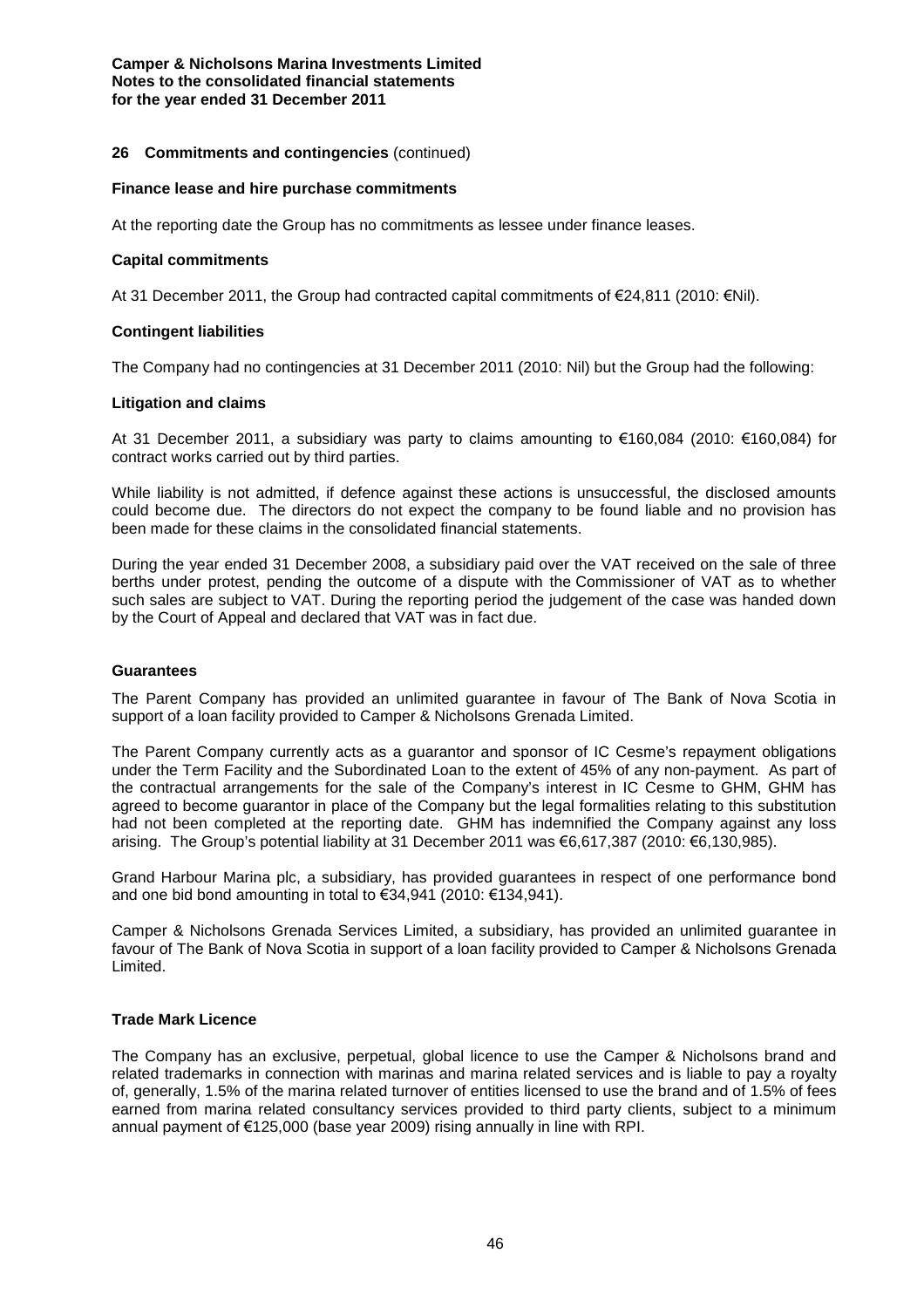**Camper & Nicholsons Marina Investments Limited**
**Notes to the consolidated financial statements**
**for the year ended 31 December 2011**

## 26 Commitments and contingencies (continued)

### Finance lease and hire purchase commitments

At the reporting date the Group has no commitments as lessee under finance leases.

### Capital commitments

At 31 December 2011, the Group had contracted capital commitments of €24,811 (2010: €Nil).

### Contingent liabilities

The Company had no contingencies at 31 December 2011 (2010: Nil) but the Group had the following:

### Litigation and claims

At 31 December 2011, a subsidiary was party to claims amounting to €160,084 (2010: €160,084) for contract works carried out by third parties.

While liability is not admitted, if defence against these actions is unsuccessful, the disclosed amounts could become due. The directors do not expect the company to be found liable and no provision has been made for these claims in the consolidated financial statements.

During the year ended 31 December 2008, a subsidiary paid over the VAT received on the sale of three berths under protest, pending the outcome of a dispute with the Commissioner of VAT as to whether such sales are subject to VAT. During the reporting period the judgement of the case was handed down by the Court of Appeal and declared that VAT was in fact due.

### Guarantees

The Parent Company has provided an unlimited guarantee in favour of The Bank of Nova Scotia in support of a loan facility provided to Camper & Nicholsons Grenada Limited.

The Parent Company currently acts as a guarantor and sponsor of IC Cesme's repayment obligations under the Term Facility and the Subordinated Loan to the extent of 45% of any non-payment. As part of the contractual arrangements for the sale of the Company's interest in IC Cesme to GHM, GHM has agreed to become guarantor in place of the Company but the legal formalities relating to this substitution had not been completed at the reporting date. GHM has indemnified the Company against any loss arising. The Group's potential liability at 31 December 2011 was €6,617,387 (2010: €6,130,985).

Grand Harbour Marina plc, a subsidiary, has provided guarantees in respect of one performance bond and one bid bond amounting in total to €34,941 (2010: €134,941).

Camper & Nicholsons Grenada Services Limited, a subsidiary, has provided an unlimited guarantee in favour of The Bank of Nova Scotia in support of a loan facility provided to Camper & Nicholsons Grenada Limited.

### Trade Mark Licence

The Company has an exclusive, perpetual, global licence to use the Camper & Nicholsons brand and related trademarks in connection with marinas and marina related services and is liable to pay a royalty of, generally, 1.5% of the marina related turnover of entities licensed to use the brand and of 1.5% of fees earned from marina related consultancy services provided to third party clients, subject to a minimum annual payment of €125,000 (base year 2009) rising annually in line with RPI.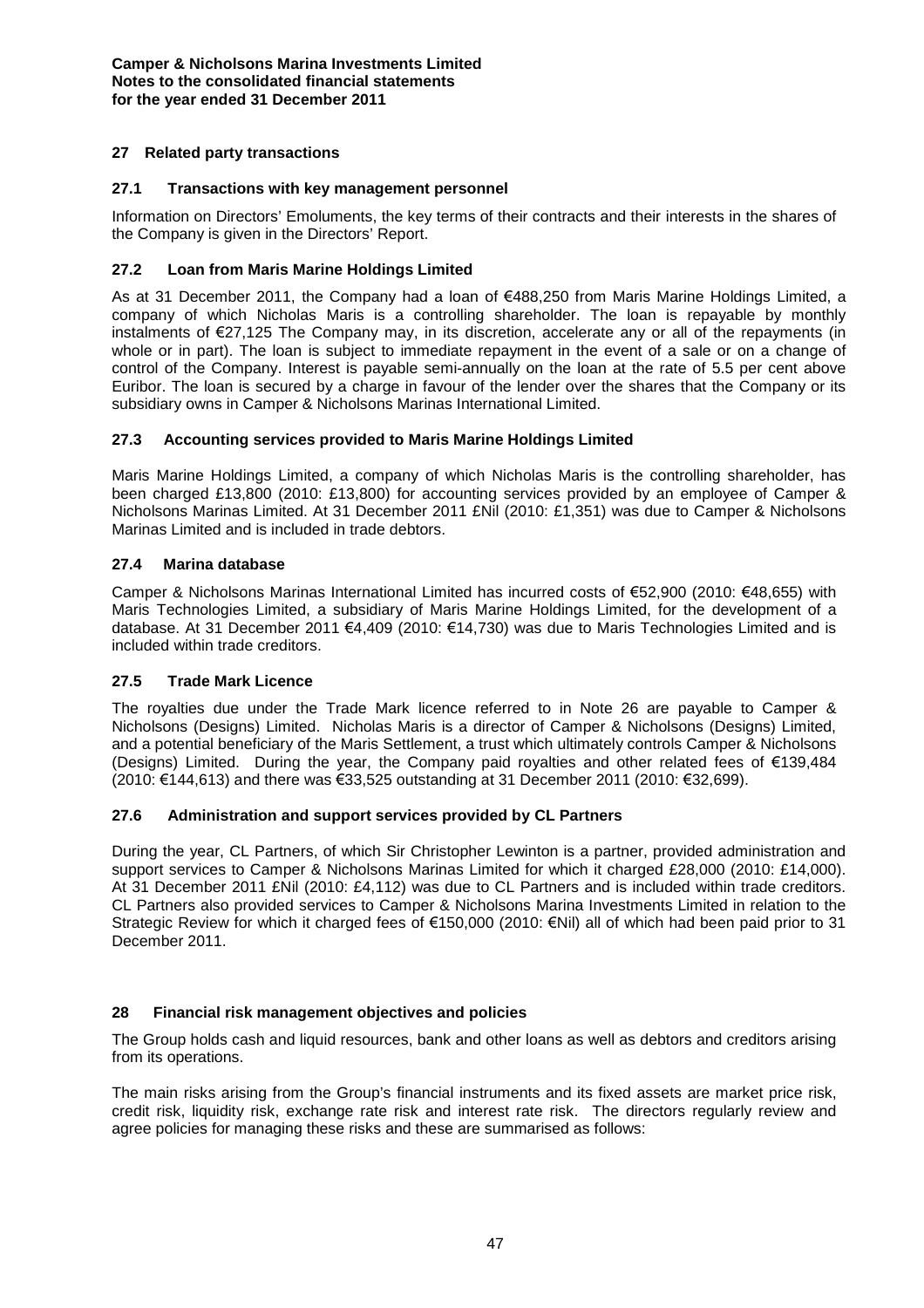## 27 Related party transactions

### 27.1 Transactions with key management personnel

Information on Directors' Emoluments, the key terms of their contracts and their interests in the shares of the Company is given in the Directors' Report.

### 27.2 Loan from Maris Marine Holdings Limited

As at 31 December 2011, the Company had a loan of €488,250 from Maris Marine Holdings Limited, a company of which Nicholas Maris is a controlling shareholder. The loan is repayable by monthly instalments of €27,125 The Company may, in its discretion, accelerate any or all of the repayments (in whole or in part). The loan is subject to immediate repayment in the event of a sale or on a change of control of the Company. Interest is payable semi-annually on the loan at the rate of 5.5 per cent above Euribor. The loan is secured by a charge in favour of the lender over the shares that the Company or its subsidiary owns in Camper & Nicholsons Marinas International Limited.

### 27.3 Accounting services provided to Maris Marine Holdings Limited

Maris Marine Holdings Limited, a company of which Nicholas Maris is the controlling shareholder, has been charged £13,800 (2010: £13,800) for accounting services provided by an employee of Camper & Nicholsons Marinas Limited. At 31 December 2011 £Nil (2010: £1,351) was due to Camper & Nicholsons Marinas Limited and is included in trade debtors.

### 27.4 Marina database

Camper & Nicholsons Marinas International Limited has incurred costs of €52,900 (2010: €48,655) with Maris Technologies Limited, a subsidiary of Maris Marine Holdings Limited, for the development of a database. At 31 December 2011 €4,409 (2010: €14,730) was due to Maris Technologies Limited and is included within trade creditors.

### 27.5 Trade Mark Licence

The royalties due under the Trade Mark licence referred to in Note 26 are payable to Camper & Nicholsons (Designs) Limited. Nicholas Maris is a director of Camper & Nicholsons (Designs) Limited, and a potential beneficiary of the Maris Settlement, a trust which ultimately controls Camper & Nicholsons (Designs) Limited. During the year, the Company paid royalties and other related fees of €139,484 (2010: €144,613) and there was €33,525 outstanding at 31 December 2011 (2010: €32,699).

### 27.6 Administration and support services provided by CL Partners

During the year, CL Partners, of which Sir Christopher Lewinton is a partner, provided administration and support services to Camper & Nicholsons Marinas Limited for which it charged £28,000 (2010: £14,000). At 31 December 2011 £Nil (2010: £4,112) was due to CL Partners and is included within trade creditors. CL Partners also provided services to Camper & Nicholsons Marina Investments Limited in relation to the Strategic Review for which it charged fees of €150,000 (2010: €Nil) all of which had been paid prior to 31 December 2011.

## 28 Financial risk management objectives and policies

The Group holds cash and liquid resources, bank and other loans as well as debtors and creditors arising from its operations.

The main risks arising from the Group's financial instruments and its fixed assets are market price risk, credit risk, liquidity risk, exchange rate risk and interest rate risk. The directors regularly review and agree policies for managing these risks and these are summarised as follows: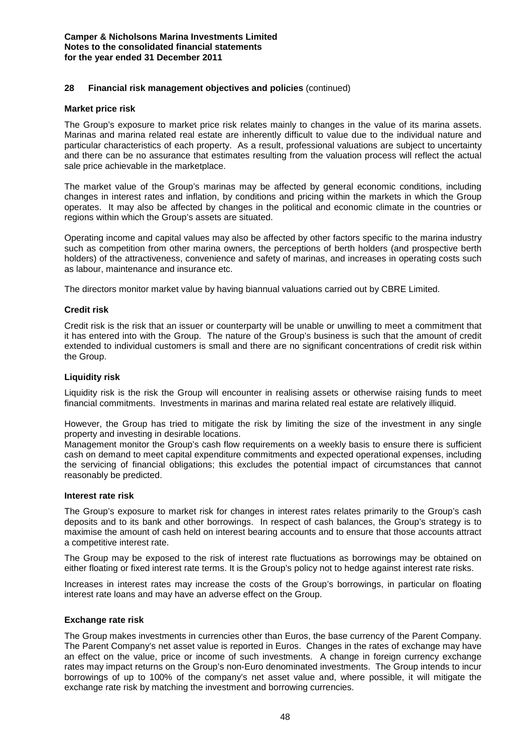## 28 Financial risk management objectives and policies (continued)

### Market price risk

The Group's exposure to market price risk relates mainly to changes in the value of its marina assets. Marinas and marina related real estate are inherently difficult to value due to the individual nature and particular characteristics of each property. As a result, professional valuations are subject to uncertainty and there can be no assurance that estimates resulting from the valuation process will reflect the actual sale price achievable in the marketplace.

The market value of the Group's marinas may be affected by general economic conditions, including changes in interest rates and inflation, by conditions and pricing within the markets in which the Group operates. It may also be affected by changes in the political and economic climate in the countries or regions within which the Group's assets are situated.

Operating income and capital values may also be affected by other factors specific to the marina industry such as competition from other marina owners, the perceptions of berth holders (and prospective berth holders) of the attractiveness, convenience and safety of marinas, and increases in operating costs such as labour, maintenance and insurance etc.

The directors monitor market value by having biannual valuations carried out by CBRE Limited.

### Credit risk

Credit risk is the risk that an issuer or counterparty will be unable or unwilling to meet a commitment that it has entered into with the Group. The nature of the Group's business is such that the amount of credit extended to individual customers is small and there are no significant concentrations of credit risk within the Group.

### Liquidity risk

Liquidity risk is the risk the Group will encounter in realising assets or otherwise raising funds to meet financial commitments. Investments in marinas and marina related real estate are relatively illiquid.

However, the Group has tried to mitigate the risk by limiting the size of the investment in any single property and investing in desirable locations.

Management monitor the Group's cash flow requirements on a weekly basis to ensure there is sufficient cash on demand to meet capital expenditure commitments and expected operational expenses, including the servicing of financial obligations; this excludes the potential impact of circumstances that cannot reasonably be predicted.

### Interest rate risk

The Group's exposure to market risk for changes in interest rates relates primarily to the Group's cash deposits and to its bank and other borrowings. In respect of cash balances, the Group's strategy is to maximise the amount of cash held on interest bearing accounts and to ensure that those accounts attract a competitive interest rate.

The Group may be exposed to the risk of interest rate fluctuations as borrowings may be obtained on either floating or fixed interest rate terms. It is the Group's policy not to hedge against interest rate risks.

Increases in interest rates may increase the costs of the Group's borrowings, in particular on floating interest rate loans and may have an adverse effect on the Group.

### Exchange rate risk

The Group makes investments in currencies other than Euros, the base currency of the Parent Company. The Parent Company's net asset value is reported in Euros. Changes in the rates of exchange may have an effect on the value, price or income of such investments. A change in foreign currency exchange rates may impact returns on the Group's non-Euro denominated investments. The Group intends to incur borrowings of up to 100% of the company's net asset value and, where possible, it will mitigate the exchange rate risk by matching the investment and borrowing currencies.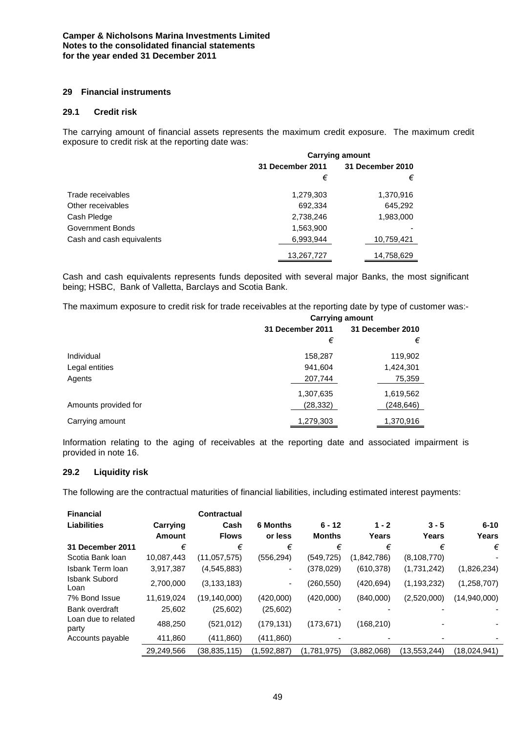**Camper & Nicholsons Marina Investments Limited**
**Notes to the consolidated financial statements**
**for the year ended 31 December 2011**

## 29 Financial instruments

### 29.1 Credit risk

The carrying amount of financial assets represents the maximum credit exposure. The maximum credit exposure to credit risk at the reporting date was:

| | Carrying amount | |
|---|---|---|
| | 31 December 2011 | 31 December 2010 |
| | € | € |
| Trade receivables | 1,279,303 | 1,370,916 |
| Other receivables | 692,334 | 645,292 |
| Cash Pledge | 2,738,246 | 1,983,000 |
| Government Bonds | 1,563,900 | - |
| Cash and cash equivalents | 6,993,944 | 10,759,421 |
| | 13,267,727 | 14,758,629 |

Cash and cash equivalents represents funds deposited with several major Banks, the most significant being; HSBC, Bank of Valletta, Barclays and Scotia Bank.

The maximum exposure to credit risk for trade receivables at the reporting date by type of customer was:-

| | Carrying amount | |
|---|---|---|
| | 31 December 2011 | 31 December 2010 |
| | € | € |
| Individual | 158,287 | 119,902 |
| Legal entities | 941,604 | 1,424,301 |
| Agents | 207,744 | 75,359 |
| | 1,307,635 | 1,619,562 |
| Amounts provided for | (28,332) | (248,646) |
| Carrying amount | 1,279,303 | 1,370,916 |

Information relating to the aging of receivables at the reporting date and associated impairment is provided in note 16.

### 29.2 Liquidity risk

The following are the contractual maturities of financial liabilities, including estimated interest payments:

| Financial Liabilities | Carrying Amount | Contractual Cash Flows | 6 Months or less | 6 - 12 Months | 1 - 2 Years | 3 - 5 Years | 6-10 Years |
|---|---|---|---|---|---|---|---|
| **31 December 2011** | € | € | € | € | € | € | € |
| Scotia Bank loan | 10,087,443 | (11,057,575) | (556,294) | (549,725) | (1,842,786) | (8,108,770) | - |
| Isbank Term loan | 3,917,387 | (4,545,883) | - | (378,029) | (610,378) | (1,731,242) | (1,826,234) |
| Isbank Subord Loan | 2,700,000 | (3,133,183) | - | (260,550) | (420,694) | (1,193,232) | (1,258,707) |
| 7% Bond Issue | 11,619,024 | (19,140,000) | (420,000) | (420,000) | (840,000) | (2,520,000) | (14,940,000) |
| Bank overdraft | 25,602 | (25,602) | (25,602) | - | - | - | - |
| Loan due to related party | 488,250 | (521,012) | (179,131) | (173,671) | (168,210) | - | - |
| Accounts payable | 411,860 | (411,860) | (411,860) | - | - | - | - |
| | 29,249,566 | (38,835,115) | (1,592,887) | (1,781,975) | (3,882,068) | (13,553,244) | (18,024,941) |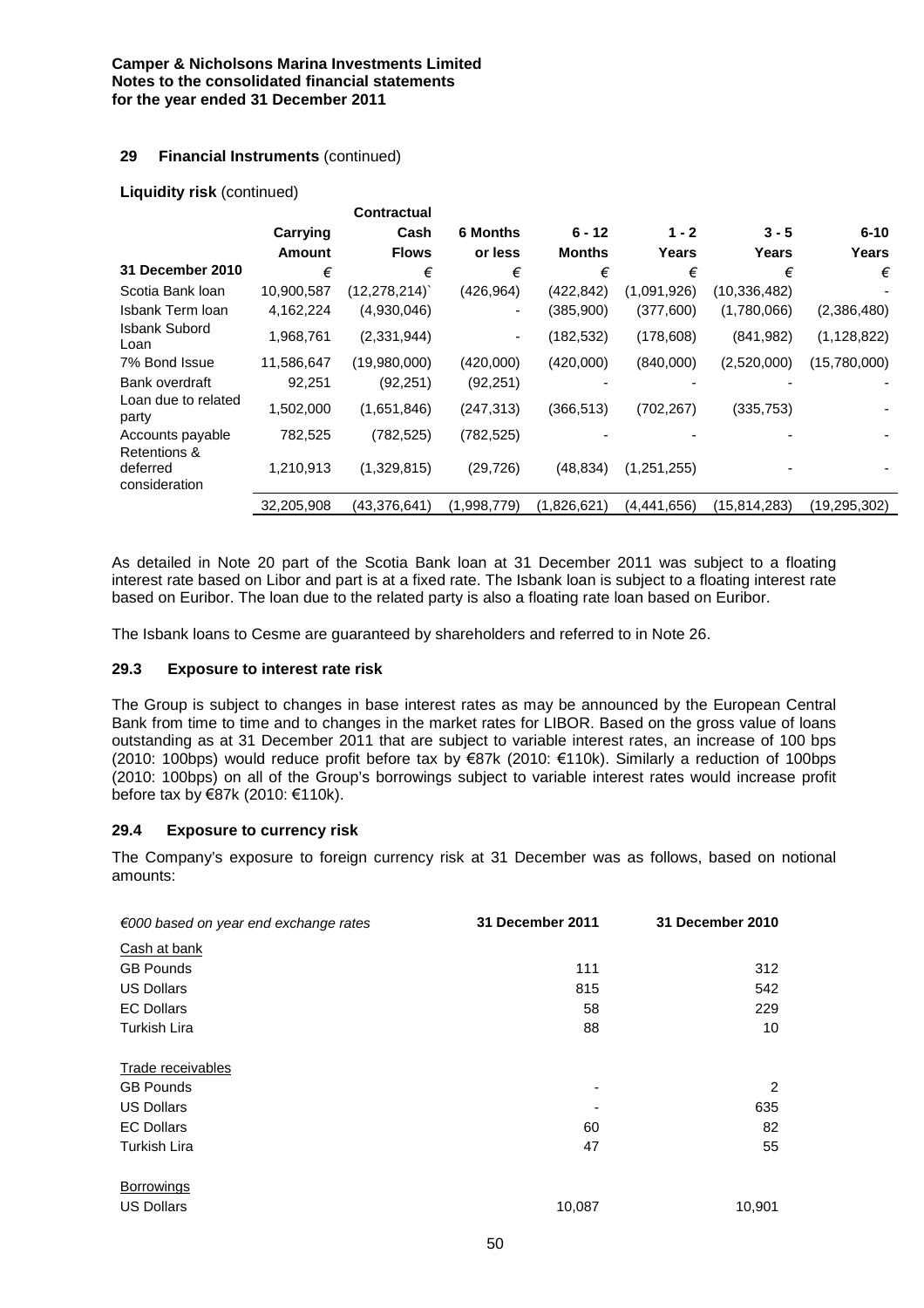## 29 Financial Instruments (continued)

**Liquidity risk** (continued)

| 31 December 2010 | Carrying Amount € | Contractual Cash Flows € | 6 Months or less € | 6 - 12 Months € | 1 - 2 Years € | 3 - 5 Years € | 6-10 Years € |
|---|---|---|---|---|---|---|---|
| Scotia Bank loan | 10,900,587 | (12,278,214)` | (426,964) | (422,842) | (1,091,926) | (10,336,482) | - |
| Isbank Term loan | 4,162,224 | (4,930,046) | - | (385,900) | (377,600) | (1,780,066) | (2,386,480) |
| Isbank Subord Loan | 1,968,761 | (2,331,944) | - | (182,532) | (178,608) | (841,982) | (1,128,822) |
| 7% Bond Issue | 11,586,647 | (19,980,000) | (420,000) | (420,000) | (840,000) | (2,520,000) | (15,780,000) |
| Bank overdraft | 92,251 | (92,251) | (92,251) | - | - | - | - |
| Loan due to related party | 1,502,000 | (1,651,846) | (247,313) | (366,513) | (702,267) | (335,753) | - |
| Accounts payable | 782,525 | (782,525) | (782,525) | - | - | - | - |
| Retentions & deferred consideration | 1,210,913 | (1,329,815) | (29,726) | (48,834) | (1,251,255) | - | - |
| | 32,205,908 | (43,376,641) | (1,998,779) | (1,826,621) | (4,441,656) | (15,814,283) | (19,295,302) |

As detailed in Note 20 part of the Scotia Bank loan at 31 December 2011 was subject to a floating interest rate based on Libor and part is at a fixed rate. The Isbank loan is subject to a floating interest rate based on Euribor. The loan due to the related party is also a floating rate loan based on Euribor.

The Isbank loans to Cesme are guaranteed by shareholders and referred to in Note 26.

### 29.3 Exposure to interest rate risk

The Group is subject to changes in base interest rates as may be announced by the European Central Bank from time to time and to changes in the market rates for LIBOR. Based on the gross value of loans outstanding as at 31 December 2011 that are subject to variable interest rates, an increase of 100 bps (2010: 100bps) would reduce profit before tax by €87k (2010: €110k). Similarly a reduction of 100bps (2010: 100bps) on all of the Group's borrowings subject to variable interest rates would increase profit before tax by €87k (2010: €110k).

### 29.4 Exposure to currency risk

The Company's exposure to foreign currency risk at 31 December was as follows, based on notional amounts:

| *€000 based on year end exchange rates* | 31 December 2011 | 31 December 2010 |
|---|---|---|
| Cash at bank | | |
| GB Pounds | 111 | 312 |
| US Dollars | 815 | 542 |
| EC Dollars | 58 | 229 |
| Turkish Lira | 88 | 10 |
| Trade receivables | | |
| GB Pounds | - | 2 |
| US Dollars | - | 635 |
| EC Dollars | 60 | 82 |
| Turkish Lira | 47 | 55 |
| Borrowings | | |
| US Dollars | 10,087 | 10,901 |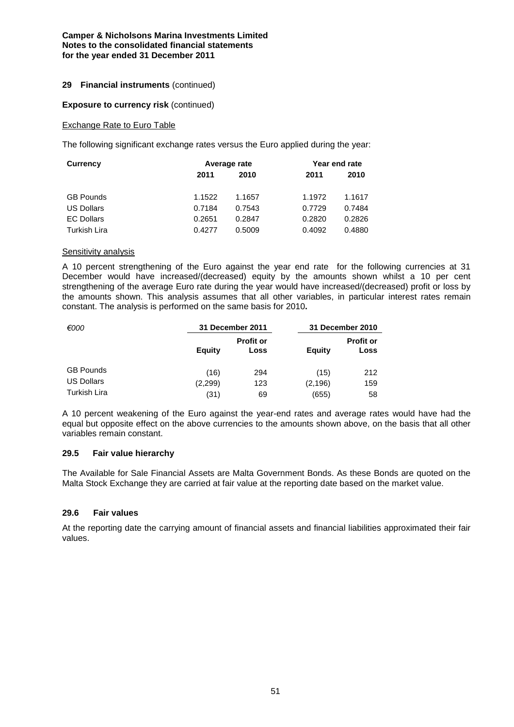**Camper & Nicholsons Marina Investments Limited**
**Notes to the consolidated financial statements**
**for the year ended 31 December 2011**

## 29 Financial instruments (continued)

**Exposure to currency risk** (continued)

Exchange Rate to Euro Table

The following significant exchange rates versus the Euro applied during the year:

| Currency | Average rate | | Year end rate | |
|---|---|---|---|---|
| | 2011 | 2010 | 2011 | 2010 |
| GB Pounds | 1.1522 | 1.1657 | 1.1972 | 1.1617 |
| US Dollars | 0.7184 | 0.7543 | 0.7729 | 0.7484 |
| EC Dollars | 0.2651 | 0.2847 | 0.2820 | 0.2826 |
| Turkish Lira | 0.4277 | 0.5009 | 0.4092 | 0.4880 |

Sensitivity analysis

A 10 percent strengthening of the Euro against the year end rate for the following currencies at 31 December would have increased/(decreased) equity by the amounts shown whilst a 10 per cent strengthening of the average Euro rate during the year would have increased/(decreased) profit or loss by the amounts shown. This analysis assumes that all other variables, in particular interest rates remain constant. The analysis is performed on the same basis for 2010**.**

| *€000* | 31 December 2011 | | 31 December 2010 | |
|---|---|---|---|---|
| | Equity | Profit or Loss | Equity | Profit or Loss |
| GB Pounds | (16) | 294 | (15) | 212 |
| US Dollars | (2,299) | 123 | (2,196) | 159 |
| Turkish Lira | (31) | 69 | (655) | 58 |

A 10 percent weakening of the Euro against the year-end rates and average rates would have had the equal but opposite effect on the above currencies to the amounts shown above, on the basis that all other variables remain constant.

### 29.5 Fair value hierarchy

The Available for Sale Financial Assets are Malta Government Bonds. As these Bonds are quoted on the Malta Stock Exchange they are carried at fair value at the reporting date based on the market value.

### 29.6 Fair values

At the reporting date the carrying amount of financial assets and financial liabilities approximated their fair values.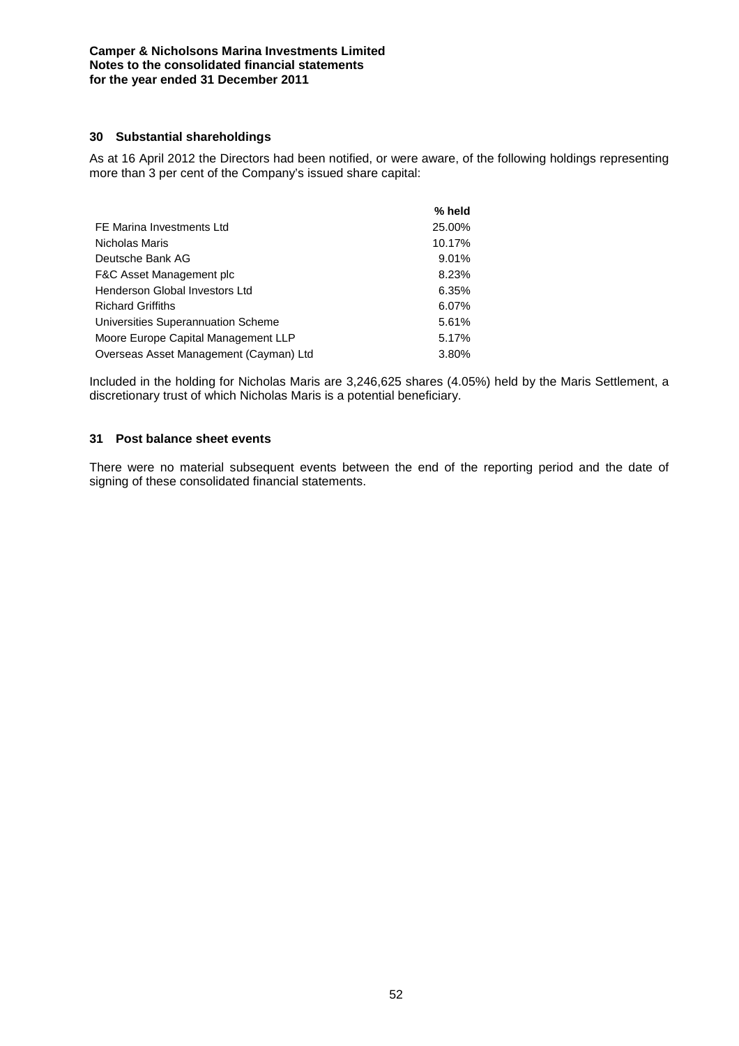## 30 Substantial shareholdings

As at 16 April 2012 the Directors had been notified, or were aware, of the following holdings representing more than 3 per cent of the Company's issued share capital:

| | % held |
|---|---|
| FE Marina Investments Ltd | 25.00% |
| Nicholas Maris | 10.17% |
| Deutsche Bank AG | 9.01% |
| F&C Asset Management plc | 8.23% |
| Henderson Global Investors Ltd | 6.35% |
| Richard Griffiths | 6.07% |
| Universities Superannuation Scheme | 5.61% |
| Moore Europe Capital Management LLP | 5.17% |
| Overseas Asset Management (Cayman) Ltd | 3.80% |

Included in the holding for Nicholas Maris are 3,246,625 shares (4.05%) held by the Maris Settlement, a discretionary trust of which Nicholas Maris is a potential beneficiary.

## 31 Post balance sheet events

There were no material subsequent events between the end of the reporting period and the date of signing of these consolidated financial statements.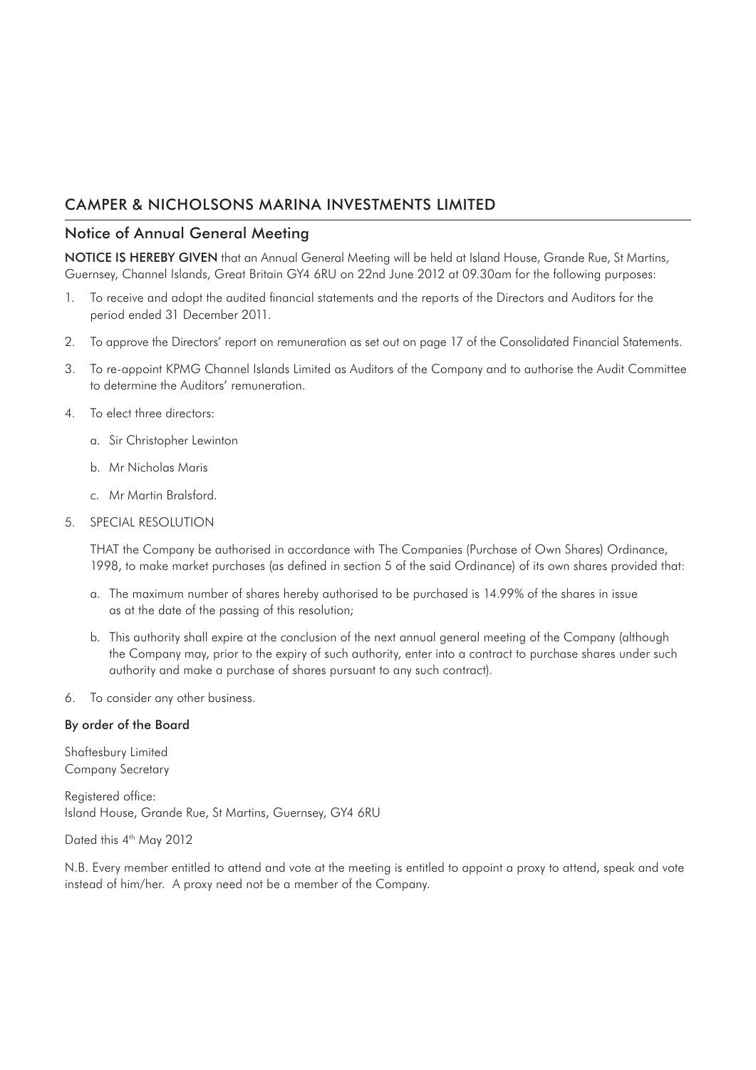# CAMPER & NICHOLSONS MARINA INVESTMENTS LIMITED

## Notice of Annual General Meeting

**NOTICE IS HEREBY GIVEN** that an Annual General Meeting will be held at Island House, Grande Rue, St Martins, Guernsey, Channel Islands, Great Britain GY4 6RU on 22nd June 2012 at 09.30am for the following purposes:

1. To receive and adopt the audited financial statements and the reports of the Directors and Auditors for the period ended 31 December 2011.
2. To approve the Directors' report on remuneration as set out on page 17 of the Consolidated Financial Statements.
3. To re-appoint KPMG Channel Islands Limited as Auditors of the Company and to authorise the Audit Committee to determine the Auditors' remuneration.
4. To elect three directors:
   a. Sir Christopher Lewinton
   b. Mr Nicholas Maris
   c. Mr Martin Bralsford.
5. SPECIAL RESOLUTION

   THAT the Company be authorised in accordance with The Companies (Purchase of Own Shares) Ordinance, 1998, to make market purchases (as defined in section 5 of the said Ordinance) of its own shares provided that:

   a. The maximum number of shares hereby authorised to be purchased is 14.99% of the shares in issue as at the date of the passing of this resolution;
   b. This authority shall expire at the conclusion of the next annual general meeting of the Company (although the Company may, prior to the expiry of such authority, enter into a contract to purchase shares under such authority and make a purchase of shares pursuant to any such contract).
6. To consider any other business.

**By order of the Board**

Shaftesbury Limited
Company Secretary

Registered office:
Island House, Grande Rue, St Martins, Guernsey, GY4 6RU

Dated this 4th May 2012

N.B. Every member entitled to attend and vote at the meeting is entitled to appoint a proxy to attend, speak and vote instead of him/her. A proxy need not be a member of the Company.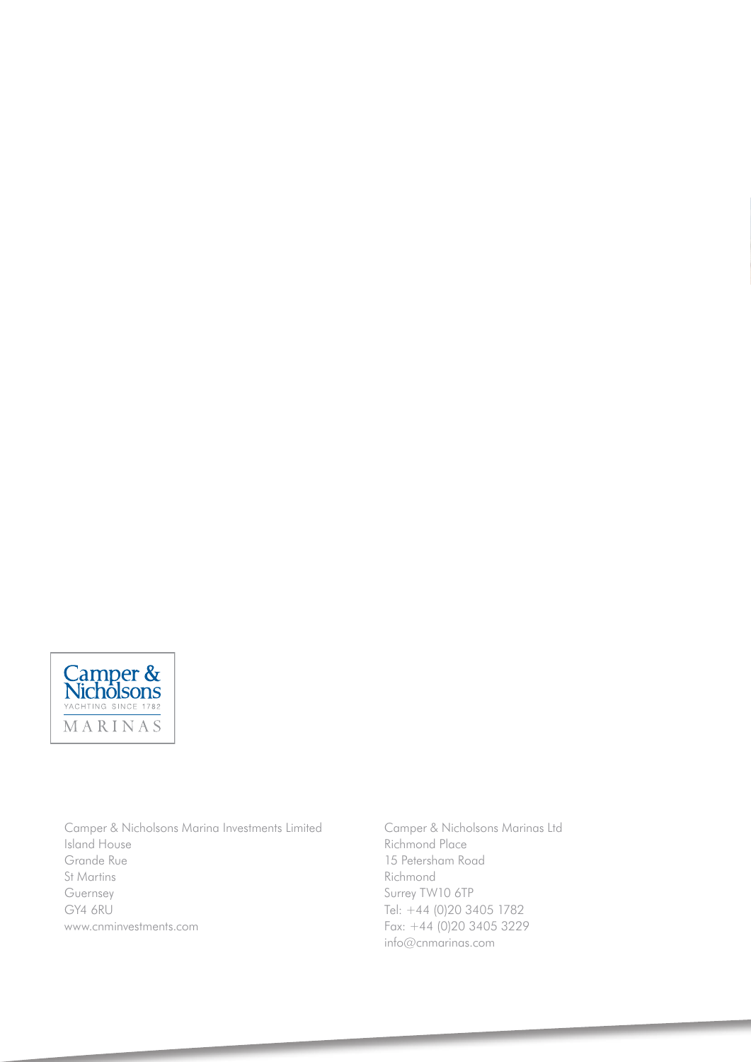Camper & Nicholsons
YACHTING SINCE 1782
MARINAS

Camper & Nicholsons Marina Investments Limited
Island House
Grande Rue
St Martins
Guernsey
GY4 6RU
www.cnminvestments.com

Camper & Nicholsons Marinas Ltd
Richmond Place
15 Petersham Road
Richmond
Surrey TW10 6TP
Tel: +44 (0)20 3405 1782
Fax: +44 (0)20 3405 3229
info@cnmarinas.com